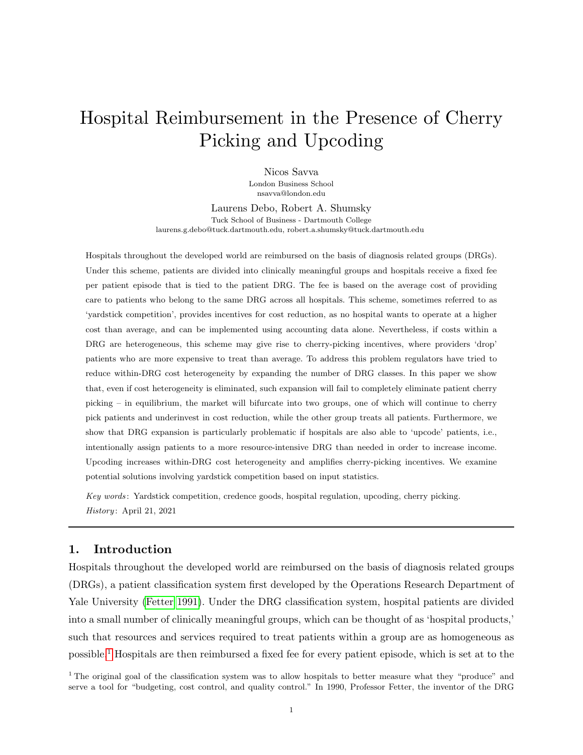# Hospital Reimbursement in the Presence of Cherry Picking and Upcoding

Nicos Savva
London Business School
nsavva@london.edu

Laurens Debo, Robert A. Shumsky
Tuck School of Business - Dartmouth College
laurens.g.debo@tuck.dartmouth.edu, robert.a.shumsky@tuck.dartmouth.edu

Hospitals throughout the developed world are reimbursed on the basis of diagnosis related groups (DRGs). Under this scheme, patients are divided into clinically meaningful groups and hospitals receive a fixed fee per patient episode that is tied to the patient DRG. The fee is based on the average cost of providing care to patients who belong to the same DRG across all hospitals. This scheme, sometimes referred to as 'yardstick competition', provides incentives for cost reduction, as no hospital wants to operate at a higher cost than average, and can be implemented using accounting data alone. Nevertheless, if costs within a DRG are heterogeneous, this scheme may give rise to cherry-picking incentives, where providers 'drop' patients who are more expensive to treat than average. To address this problem regulators have tried to reduce within-DRG cost heterogeneity by expanding the number of DRG classes. In this paper we show that, even if cost heterogeneity is eliminated, such expansion will fail to completely eliminate patient cherry picking – in equilibrium, the market will bifurcate into two groups, one of which will continue to cherry pick patients and underinvest in cost reduction, while the other group treats all patients. Furthermore, we show that DRG expansion is particularly problematic if hospitals are also able to 'upcode' patients, i.e., intentionally assign patients to a more resource-intensive DRG than needed in order to increase income. Upcoding increases within-DRG cost heterogeneity and amplifies cherry-picking incentives. We examine potential solutions involving yardstick competition based on input statistics.

*Key words*: Yardstick competition, credence goods, hospital regulation, upcoding, cherry picking.

*History*: April 21, 2021

## 1. Introduction

Hospitals throughout the developed world are reimbursed on the basis of diagnosis related groups (DRGs), a patient classification system first developed by the Operations Research Department of Yale University (Fetter 1991). Under the DRG classification system, hospital patients are divided into a small number of clinically meaningful groups, which can be thought of as 'hospital products,' such that resources and services required to treat patients within a group are as homogeneous as possible.[1] Hospitals are then reimbursed a fixed fee for every patient episode, which is set at to the

[1] The original goal of the classification system was to allow hospitals to better measure what they "produce" and serve a tool for "budgeting, cost control, and quality control." In 1990, Professor Fetter, the inventor of the DRG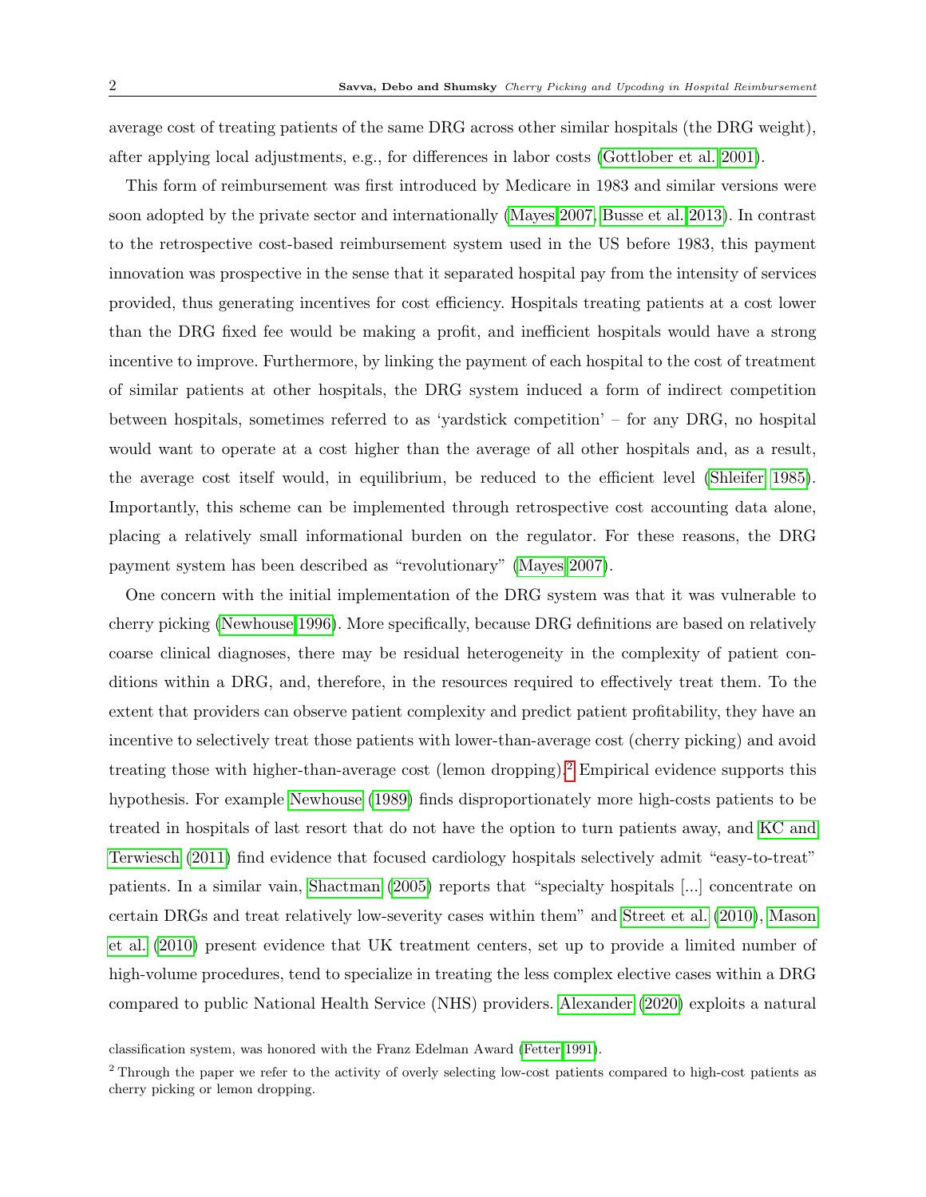average cost of treating patients of the same DRG across other similar hospitals (the DRG weight), after applying local adjustments, e.g., for differences in labor costs (Gottlober et al. 2001).

This form of reimbursement was first introduced by Medicare in 1983 and similar versions were soon adopted by the private sector and internationally (Mayes 2007, Busse et al. 2013). In contrast to the retrospective cost-based reimbursement system used in the US before 1983, this payment innovation was prospective in the sense that it separated hospital pay from the intensity of services provided, thus generating incentives for cost efficiency. Hospitals treating patients at a cost lower than the DRG fixed fee would be making a profit, and inefficient hospitals would have a strong incentive to improve. Furthermore, by linking the payment of each hospital to the cost of treatment of similar patients at other hospitals, the DRG system induced a form of indirect competition between hospitals, sometimes referred to as 'yardstick competition' – for any DRG, no hospital would want to operate at a cost higher than the average of all other hospitals and, as a result, the average cost itself would, in equilibrium, be reduced to the efficient level (Shleifer 1985). Importantly, this scheme can be implemented through retrospective cost accounting data alone, placing a relatively small informational burden on the regulator. For these reasons, the DRG payment system has been described as "revolutionary" (Mayes 2007).

One concern with the initial implementation of the DRG system was that it was vulnerable to cherry picking (Newhouse 1996). More specifically, because DRG definitions are based on relatively coarse clinical diagnoses, there may be residual heterogeneity in the complexity of patient conditions within a DRG, and, therefore, in the resources required to effectively treat them. To the extent that providers can observe patient complexity and predict patient profitability, they have an incentive to selectively treat those patients with lower-than-average cost (cherry picking) and avoid treating those with higher-than-average cost (lemon dropping).[2] Empirical evidence supports this hypothesis. For example Newhouse (1989) finds disproportionately more high-costs patients to be treated in hospitals of last resort that do not have the option to turn patients away, and KC and Terwiesch (2011) find evidence that focused cardiology hospitals selectively admit "easy-to-treat" patients. In a similar vain, Shactman (2005) reports that "specialty hospitals [...] concentrate on certain DRGs and treat relatively low-severity cases within them" and Street et al. (2010), Mason et al. (2010) present evidence that UK treatment centers, set up to provide a limited number of high-volume procedures, tend to specialize in treating the less complex elective cases within a DRG compared to public National Health Service (NHS) providers. Alexander (2020) exploits a natural

classification system, was honored with the Franz Edelman Award (Fetter 1991).

[2] Through the paper we refer to the activity of overly selecting low-cost patients compared to high-cost patients as cherry picking or lemon dropping.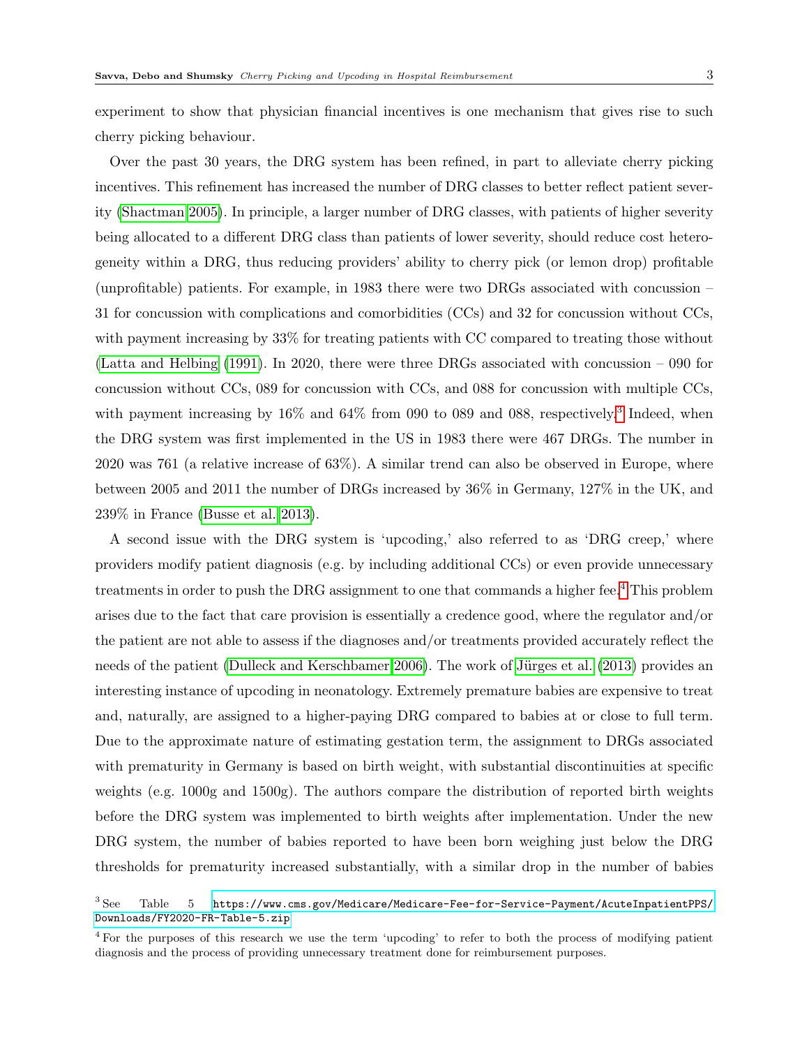experiment to show that physician financial incentives is one mechanism that gives rise to such cherry picking behaviour.

Over the past 30 years, the DRG system has been refined, in part to alleviate cherry picking incentives. This refinement has increased the number of DRG classes to better reflect patient severity (Shactman 2005). In principle, a larger number of DRG classes, with patients of higher severity being allocated to a different DRG class than patients of lower severity, should reduce cost heterogeneity within a DRG, thus reducing providers' ability to cherry pick (or lemon drop) profitable (unprofitable) patients. For example, in 1983 there were two DRGs associated with concussion – 31 for concussion with complications and comorbidities (CCs) and 32 for concussion without CCs, with payment increasing by 33% for treating patients with CC compared to treating those without (Latta and Helbing (1991). In 2020, there were three DRGs associated with concussion – 090 for concussion without CCs, 089 for concussion with CCs, and 088 for concussion with multiple CCs, with payment increasing by 16% and 64% from 090 to 089 and 088, respectively.[3] Indeed, when the DRG system was first implemented in the US in 1983 there were 467 DRGs. The number in 2020 was 761 (a relative increase of 63%). A similar trend can also be observed in Europe, where between 2005 and 2011 the number of DRGs increased by 36% in Germany, 127% in the UK, and 239% in France (Busse et al. 2013).

A second issue with the DRG system is 'upcoding,' also referred to as 'DRG creep,' where providers modify patient diagnosis (e.g. by including additional CCs) or even provide unnecessary treatments in order to push the DRG assignment to one that commands a higher fee.[4] This problem arises due to the fact that care provision is essentially a credence good, where the regulator and/or the patient are not able to assess if the diagnoses and/or treatments provided accurately reflect the needs of the patient (Dulleck and Kerschbamer 2006). The work of Jürges et al. (2013) provides an interesting instance of upcoding in neonatology. Extremely premature babies are expensive to treat and, naturally, are assigned to a higher-paying DRG compared to babies at or close to full term. Due to the approximate nature of estimating gestation term, the assignment to DRGs associated with prematurity in Germany is based on birth weight, with substantial discontinuities at specific weights (e.g. 1000g and 1500g). The authors compare the distribution of reported birth weights before the DRG system was implemented to birth weights after implementation. Under the new DRG system, the number of babies reported to have been born weighing just below the DRG thresholds for prematurity increased substantially, with a similar drop in the number of babies

[3] See Table 5 https://www.cms.gov/Medicare/Medicare-Fee-for-Service-Payment/AcuteInpatientPPS/Downloads/FY2020-FR-Table-5.zip

[4] For the purposes of this research we use the term 'upcoding' to refer to both the process of modifying patient diagnosis and the process of providing unnecessary treatment done for reimbursement purposes.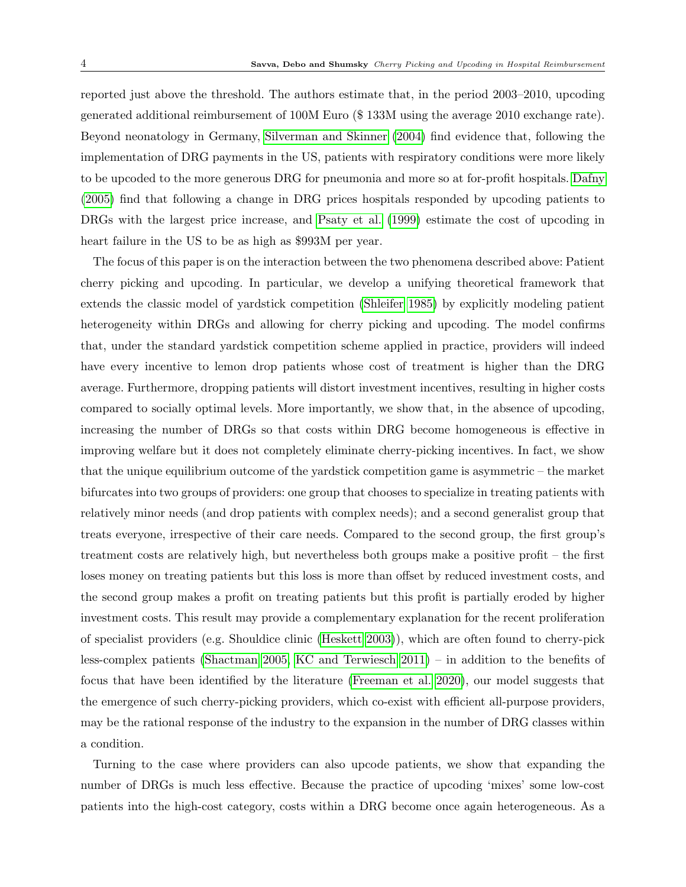reported just above the threshold. The authors estimate that, in the period 2003–2010, upcoding generated additional reimbursement of 100M Euro ($ 133M using the average 2010 exchange rate). Beyond neonatology in Germany, Silverman and Skinner (2004) find evidence that, following the implementation of DRG payments in the US, patients with respiratory conditions were more likely to be upcoded to the more generous DRG for pneumonia and more so at for-profit hospitals. Dafny (2005) find that following a change in DRG prices hospitals responded by upcoding patients to DRGs with the largest price increase, and Psaty et al. (1999) estimate the cost of upcoding in heart failure in the US to be as high as $993M per year.

The focus of this paper is on the interaction between the two phenomena described above: Patient cherry picking and upcoding. In particular, we develop a unifying theoretical framework that extends the classic model of yardstick competition (Shleifer 1985) by explicitly modeling patient heterogeneity within DRGs and allowing for cherry picking and upcoding. The model confirms that, under the standard yardstick competition scheme applied in practice, providers will indeed have every incentive to lemon drop patients whose cost of treatment is higher than the DRG average. Furthermore, dropping patients will distort investment incentives, resulting in higher costs compared to socially optimal levels. More importantly, we show that, in the absence of upcoding, increasing the number of DRGs so that costs within DRG become homogeneous is effective in improving welfare but it does not completely eliminate cherry-picking incentives. In fact, we show that the unique equilibrium outcome of the yardstick competition game is asymmetric – the market bifurcates into two groups of providers: one group that chooses to specialize in treating patients with relatively minor needs (and drop patients with complex needs); and a second generalist group that treats everyone, irrespective of their care needs. Compared to the second group, the first group's treatment costs are relatively high, but nevertheless both groups make a positive profit – the first loses money on treating patients but this loss is more than offset by reduced investment costs, and the second group makes a profit on treating patients but this profit is partially eroded by higher investment costs. This result may provide a complementary explanation for the recent proliferation of specialist providers (e.g. Shouldice clinic (Heskett 2003)), which are often found to cherry-pick less-complex patients (Shactman 2005, KC and Terwiesch 2011) – in addition to the benefits of focus that have been identified by the literature (Freeman et al. 2020), our model suggests that the emergence of such cherry-picking providers, which co-exist with efficient all-purpose providers, may be the rational response of the industry to the expansion in the number of DRG classes within a condition.

Turning to the case where providers can also upcode patients, we show that expanding the number of DRGs is much less effective. Because the practice of upcoding 'mixes' some low-cost patients into the high-cost category, costs within a DRG become once again heterogeneous. As a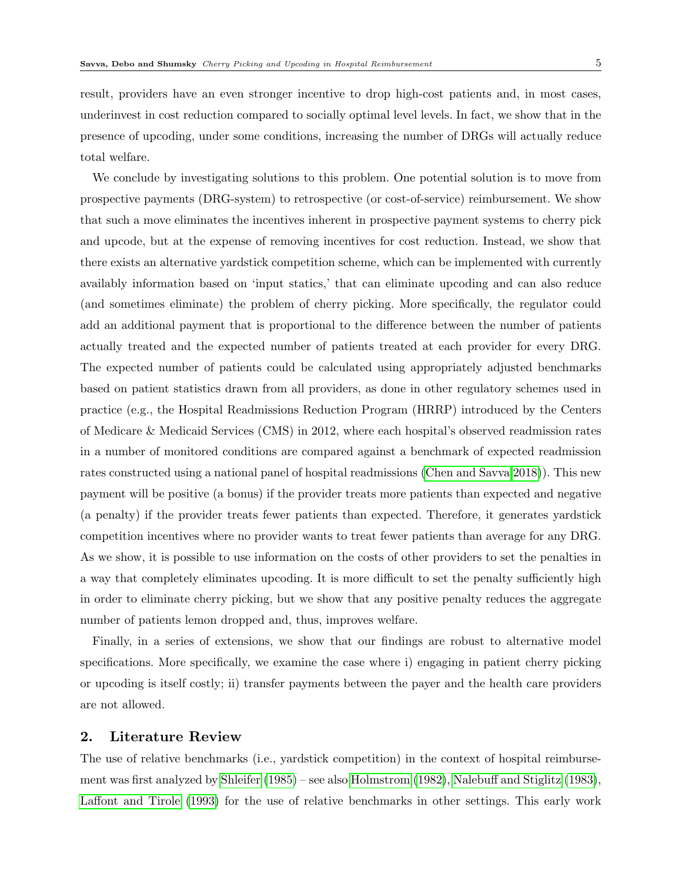result, providers have an even stronger incentive to drop high-cost patients and, in most cases, underinvest in cost reduction compared to socially optimal level levels. In fact, we show that in the presence of upcoding, under some conditions, increasing the number of DRGs will actually reduce total welfare.

We conclude by investigating solutions to this problem. One potential solution is to move from prospective payments (DRG-system) to retrospective (or cost-of-service) reimbursement. We show that such a move eliminates the incentives inherent in prospective payment systems to cherry pick and upcode, but at the expense of removing incentives for cost reduction. Instead, we show that there exists an alternative yardstick competition scheme, which can be implemented with currently availably information based on 'input statics,' that can eliminate upcoding and can also reduce (and sometimes eliminate) the problem of cherry picking. More specifically, the regulator could add an additional payment that is proportional to the difference between the number of patients actually treated and the expected number of patients treated at each provider for every DRG. The expected number of patients could be calculated using appropriately adjusted benchmarks based on patient statistics drawn from all providers, as done in other regulatory schemes used in practice (e.g., the Hospital Readmissions Reduction Program (HRRP) introduced by the Centers of Medicare & Medicaid Services (CMS) in 2012, where each hospital's observed readmission rates in a number of monitored conditions are compared against a benchmark of expected readmission rates constructed using a national panel of hospital readmissions (Chen and Savva 2018)). This new payment will be positive (a bonus) if the provider treats more patients than expected and negative (a penalty) if the provider treats fewer patients than expected. Therefore, it generates yardstick competition incentives where no provider wants to treat fewer patients than average for any DRG. As we show, it is possible to use information on the costs of other providers to set the penalties in a way that completely eliminates upcoding. It is more difficult to set the penalty sufficiently high in order to eliminate cherry picking, but we show that any positive penalty reduces the aggregate number of patients lemon dropped and, thus, improves welfare.

Finally, in a series of extensions, we show that our findings are robust to alternative model specifications. More specifically, we examine the case where i) engaging in patient cherry picking or upcoding is itself costly; ii) transfer payments between the payer and the health care providers are not allowed.

## 2. Literature Review

The use of relative benchmarks (i.e., yardstick competition) in the context of hospital reimbursement was first analyzed by Shleifer (1985) – see also Holmstrom (1982), Nalebuff and Stiglitz (1983), Laffont and Tirole (1993) for the use of relative benchmarks in other settings. This early work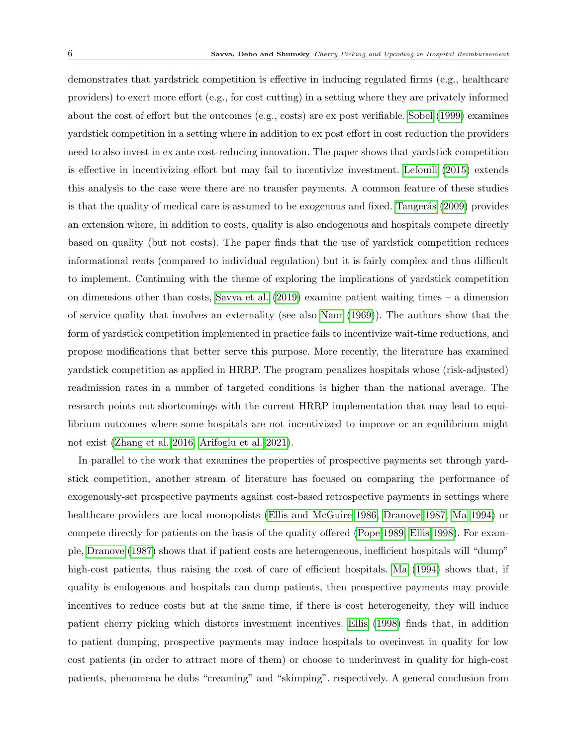demonstrates that yardstrick competition is effective in inducing regulated firms (e.g., healthcare providers) to exert more effort (e.g., for cost cutting) in a setting where they are privately informed about the cost of effort but the outcomes (e.g., costs) are ex post verifiable. Sobel (1999) examines yardstick competition in a setting where in addition to ex post effort in cost reduction the providers need to also invest in ex ante cost-reducing innovation. The paper shows that yardstick competition is effective in incentivizing effort but may fail to incentivize investment. Lefouili (2015) extends this analysis to the case were there are no transfer payments. A common feature of these studies is that the quality of medical care is assumed to be exogenous and fixed. Tangerås (2009) provides an extension where, in addition to costs, quality is also endogenous and hospitals compete directly based on quality (but not costs). The paper finds that the use of yardstick competition reduces informational rents (compared to individual regulation) but it is fairly complex and thus difficult to implement. Continuing with the theme of exploring the implications of yardstick competition on dimensions other than costs, Savva et al. (2019) examine patient waiting times – a dimension of service quality that involves an externality (see also Naor (1969)). The authors show that the form of yardstick competition implemented in practice fails to incentivize wait-time reductions, and propose modifications that better serve this purpose. More recently, the literature has examined yardstick competition as applied in HRRP. The program penalizes hospitals whose (risk-adjusted) readmission rates in a number of targeted conditions is higher than the national average. The research points out shortcomings with the current HRRP implementation that may lead to equilibrium outcomes where some hospitals are not incentivized to improve or an equilibrium might not exist (Zhang et al. 2016, Arifoglu et al. 2021).

In parallel to the work that examines the properties of prospective payments set through yardstick competition, another stream of literature has focused on comparing the performance of exogenously-set prospective payments against cost-based retrospective payments in settings where healthcare providers are local monopolists (Ellis and McGuire 1986, Dranove 1987, Ma 1994) or compete directly for patients on the basis of the quality offered (Pope 1989, Ellis 1998). For example, Dranove (1987) shows that if patient costs are heterogeneous, inefficient hospitals will "dump" high-cost patients, thus raising the cost of care of efficient hospitals. Ma (1994) shows that, if quality is endogenous and hospitals can dump patients, then prospective payments may provide incentives to reduce costs but at the same time, if there is cost heterogeneity, they will induce patient cherry picking which distorts investment incentives. Ellis (1998) finds that, in addition to patient dumping, prospective payments may induce hospitals to overinvest in quality for low cost patients (in order to attract more of them) or choose to underinvest in quality for high-cost patients, phenomena he dubs "creaming" and "skimping", respectively. A general conclusion from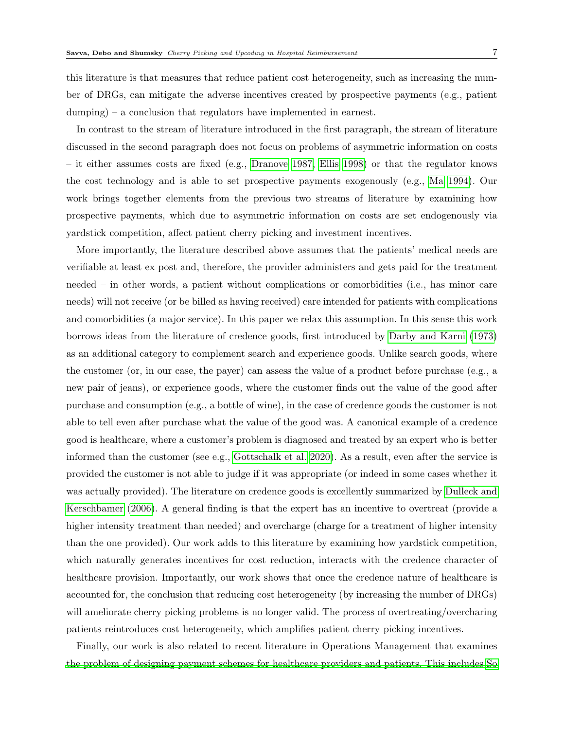this literature is that measures that reduce patient cost heterogeneity, such as increasing the number of DRGs, can mitigate the adverse incentives created by prospective payments (e.g., patient dumping) – a conclusion that regulators have implemented in earnest.

In contrast to the stream of literature introduced in the first paragraph, the stream of literature discussed in the second paragraph does not focus on problems of asymmetric information on costs – it either assumes costs are fixed (e.g., Dranove 1987, Ellis 1998) or that the regulator knows the cost technology and is able to set prospective payments exogenously (e.g., Ma 1994). Our work brings together elements from the previous two streams of literature by examining how prospective payments, which due to asymmetric information on costs are set endogenously via yardstick competition, affect patient cherry picking and investment incentives.

More importantly, the literature described above assumes that the patients' medical needs are verifiable at least ex post and, therefore, the provider administers and gets paid for the treatment needed – in other words, a patient without complications or comorbidities (i.e., has minor care needs) will not receive (or be billed as having received) care intended for patients with complications and comorbidities (a major service). In this paper we relax this assumption. In this sense this work borrows ideas from the literature of credence goods, first introduced by Darby and Karni (1973) as an additional category to complement search and experience goods. Unlike search goods, where the customer (or, in our case, the payer) can assess the value of a product before purchase (e.g., a new pair of jeans), or experience goods, where the customer finds out the value of the good after purchase and consumption (e.g., a bottle of wine), in the case of credence goods the customer is not able to tell even after purchase what the value of the good was. A canonical example of a credence good is healthcare, where a customer's problem is diagnosed and treated by an expert who is better informed than the customer (see e.g., Gottschalk et al. 2020). As a result, even after the service is provided the customer is not able to judge if it was appropriate (or indeed in some cases whether it was actually provided). The literature on credence goods is excellently summarized by Dulleck and Kerschbamer (2006). A general finding is that the expert has an incentive to overtreat (provide a higher intensity treatment than needed) and overcharge (charge for a treatment of higher intensity than the one provided). Our work adds to this literature by examining how yardstick competition, which naturally generates incentives for cost reduction, interacts with the credence character of healthcare provision. Importantly, our work shows that once the credence nature of healthcare is accounted for, the conclusion that reducing cost heterogeneity (by increasing the number of DRGs) will ameliorate cherry picking problems is no longer valid. The process of overtreating/overcharing patients reintroduces cost heterogeneity, which amplifies patient cherry picking incentives.

Finally, our work is also related to recent literature in Operations Management that examines the problem of designing payment schemes for healthcare providers and patients. This includes So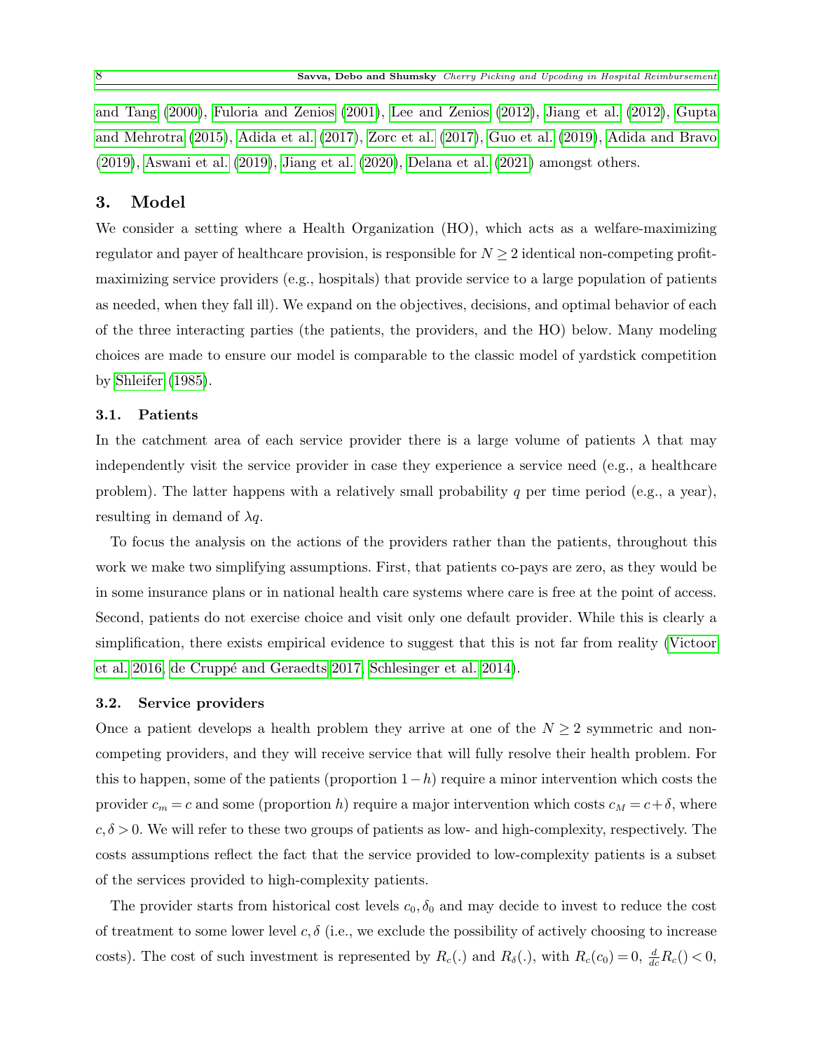and Tang (2000), Fuloria and Zenios (2001), Lee and Zenios (2012), Jiang et al. (2012), Gupta and Mehrotra (2015), Adida et al. (2017), Zorc et al. (2017), Guo et al. (2019), Adida and Bravo (2019), Aswani et al. (2019), Jiang et al. (2020), Delana et al. (2021) amongst others.

## 3. Model

We consider a setting where a Health Organization (HO), which acts as a welfare-maximizing regulator and payer of healthcare provision, is responsible for $N \geq 2$ identical non-competing profit-maximizing service providers (e.g., hospitals) that provide service to a large population of patients as needed, when they fall ill). We expand on the objectives, decisions, and optimal behavior of each of the three interacting parties (the patients, the providers, and the HO) below. Many modeling choices are made to ensure our model is comparable to the classic model of yardstick competition by Shleifer (1985).

### 3.1. Patients

In the catchment area of each service provider there is a large volume of patients $\lambda$ that may independently visit the service provider in case they experience a service need (e.g., a healthcare problem). The latter happens with a relatively small probability $q$ per time period (e.g., a year), resulting in demand of $\lambda q$.

To focus the analysis on the actions of the providers rather than the patients, throughout this work we make two simplifying assumptions. First, that patients co-pays are zero, as they would be in some insurance plans or in national health care systems where care is free at the point of access. Second, patients do not exercise choice and visit only one default provider. While this is clearly a simplification, there exists empirical evidence to suggest that this is not far from reality (Victoor et al. 2016, de Cruppé and Geraedts 2017, Schlesinger et al. 2014).

### 3.2. Service providers

Once a patient develops a health problem they arrive at one of the $N \geq 2$ symmetric and non-competing providers, and they will receive service that will fully resolve their health problem. For this to happen, some of the patients (proportion $1-h$) require a minor intervention which costs the provider $c_m = c$ and some (proportion $h$) require a major intervention which costs $c_M = c + \delta$, where $c, \delta > 0$. We will refer to these two groups of patients as low- and high-complexity, respectively. The costs assumptions reflect the fact that the service provided to low-complexity patients is a subset of the services provided to high-complexity patients.

The provider starts from historical cost levels $c_0, \delta_0$ and may decide to invest to reduce the cost of treatment to some lower level $c, \delta$ (i.e., we exclude the possibility of actively choosing to increase costs). The cost of such investment is represented by $R_c(.)$ and $R_\delta(.)$, with $R_c(c_0) = 0$, $\frac{d}{dc}R_c() < 0$,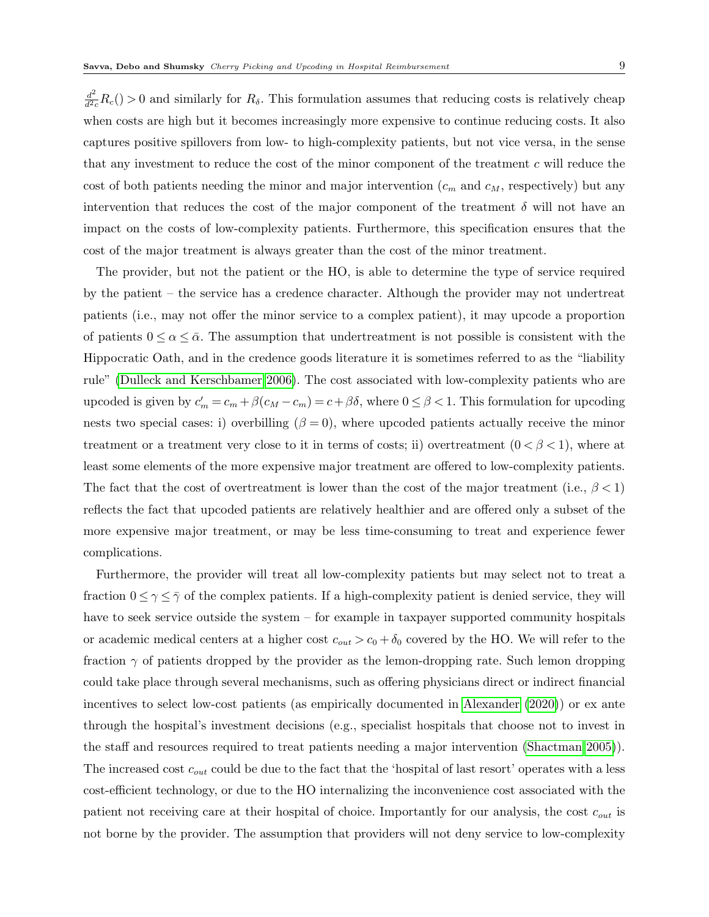$\frac{d^2}{d^2c}R_c() > 0$ and similarly for $R_\delta$. This formulation assumes that reducing costs is relatively cheap when costs are high but it becomes increasingly more expensive to continue reducing costs. It also captures positive spillovers from low- to high-complexity patients, but not vice versa, in the sense that any investment to reduce the cost of the minor component of the treatment $c$ will reduce the cost of both patients needing the minor and major intervention ($c_m$ and $c_M$, respectively) but any intervention that reduces the cost of the major component of the treatment $\delta$ will not have an impact on the costs of low-complexity patients. Furthermore, this specification ensures that the cost of the major treatment is always greater than the cost of the minor treatment.

The provider, but not the patient or the HO, is able to determine the type of service required by the patient – the service has a credence character. Although the provider may not undertreat patients (i.e., may not offer the minor service to a complex patient), it may upcode a proportion of patients $0 \leq \alpha \leq \bar{\alpha}$. The assumption that undertreatment is not possible is consistent with the Hippocratic Oath, and in the credence goods literature it is sometimes referred to as the "liability rule" (Dulleck and Kerschbamer 2006). The cost associated with low-complexity patients who are upcoded is given by $c_m' = c_m + \beta(c_M - c_m) = c + \beta\delta$, where $0 \leq \beta < 1$. This formulation for upcoding nests two special cases: i) overbilling ($\beta = 0$), where upcoded patients actually receive the minor treatment or a treatment very close to it in terms of costs; ii) overtreatment ($0 < \beta < 1$), where at least some elements of the more expensive major treatment are offered to low-complexity patients. The fact that the cost of overtreatment is lower than the cost of the major treatment (i.e., $\beta < 1$) reflects the fact that upcoded patients are relatively healthier and are offered only a subset of the more expensive major treatment, or may be less time-consuming to treat and experience fewer complications.

Furthermore, the provider will treat all low-complexity patients but may select not to treat a fraction $0 \leq \gamma \leq \bar{\gamma}$ of the complex patients. If a high-complexity patient is denied service, they will have to seek service outside the system – for example in taxpayer supported community hospitals or academic medical centers at a higher cost $c_{out} > c_0 + \delta_0$ covered by the HO. We will refer to the fraction $\gamma$ of patients dropped by the provider as the lemon-dropping rate. Such lemon dropping could take place through several mechanisms, such as offering physicians direct or indirect financial incentives to select low-cost patients (as empirically documented in Alexander (2020)) or ex ante through the hospital's investment decisions (e.g., specialist hospitals that choose not to invest in the staff and resources required to treat patients needing a major intervention (Shactman 2005)). The increased cost $c_{out}$ could be due to the fact that the 'hospital of last resort' operates with a less cost-efficient technology, or due to the HO internalizing the inconvenience cost associated with the patient not receiving care at their hospital of choice. Importantly for our analysis, the cost $c_{out}$ is not borne by the provider. The assumption that providers will not deny service to low-complexity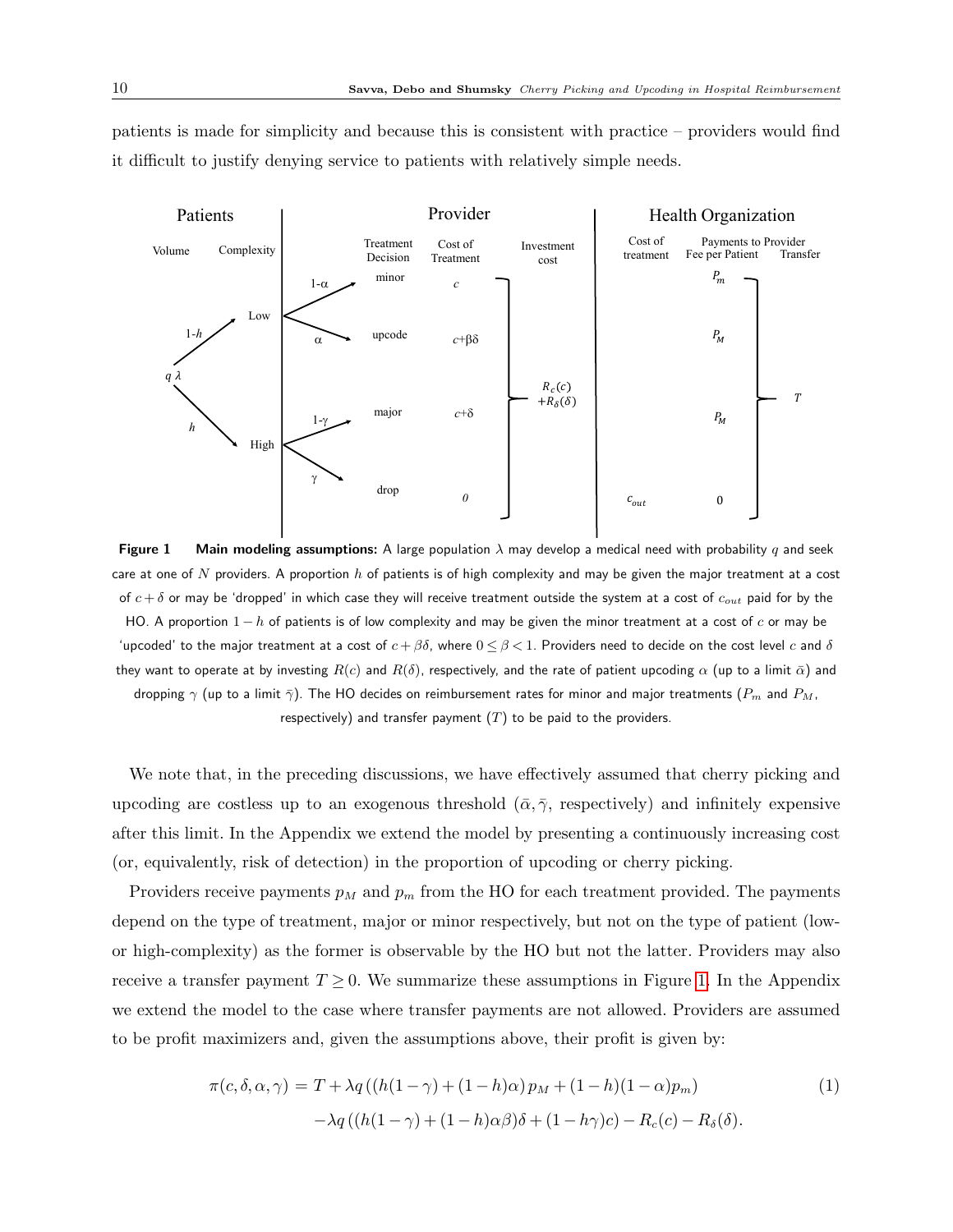patients is made for simplicity and because this is consistent with practice – providers would find it difficult to justify denying service to patients with relatively simple needs.

**Figure 1** **Main modeling assumptions:** A large population $\lambda$ may develop a medical need with probability $q$ and seek care at one of $N$ providers. A proportion $h$ of patients is of high complexity and may be given the major treatment at a cost of $c+\delta$ or may be 'dropped' in which case they will receive treatment outside the system at a cost of $c_{out}$ paid for by the HO. A proportion $1-h$ of patients is of low complexity and may be given the minor treatment at a cost of $c$ or may be 'upcoded' to the major treatment at a cost of $c+\beta\delta$, where $0 \leq \beta < 1$. Providers need to decide on the cost level $c$ and $\delta$ they want to operate at by investing $R(c)$ and $R(\delta)$, respectively, and the rate of patient upcoding $\alpha$ (up to a limit $\bar{\alpha}$) and dropping $\gamma$ (up to a limit $\bar{\gamma}$). The HO decides on reimbursement rates for minor and major treatments ($P_m$ and $P_M$, respectively) and transfer payment ($T$) to be paid to the providers.

We note that, in the preceding discussions, we have effectively assumed that cherry picking and upcoding are costless up to an exogenous threshold ($\bar{\alpha}, \bar{\gamma}$, respectively) and infinitely expensive after this limit. In the Appendix we extend the model by presenting a continuously increasing cost (or, equivalently, risk of detection) in the proportion of upcoding or cherry picking.

Providers receive payments $p_M$ and $p_m$ from the HO for each treatment provided. The payments depend on the type of treatment, major or minor respectively, but not on the type of patient (low- or high-complexity) as the former is observable by the HO but not the latter. Providers may also receive a transfer payment $T \geq 0$. We summarize these assumptions in Figure 1. In the Appendix we extend the model to the case where transfer payments are not allowed. Providers are assumed to be profit maximizers and, given the assumptions above, their profit is given by:

$$
\begin{aligned}
\pi(c, \delta, \alpha, \gamma) = T + \lambda q \left( \left( h(1-\gamma) + (1-h)\alpha \right) p_M + (1-h)(1-\alpha) p_m \right) \\
- \lambda q \left( \left( h(1-\gamma) + (1-h)\alpha\beta \right) \delta + (1-h\gamma)c \right) - R_c(c) - R_\delta(\delta).
\end{aligned}
\tag{1}
$$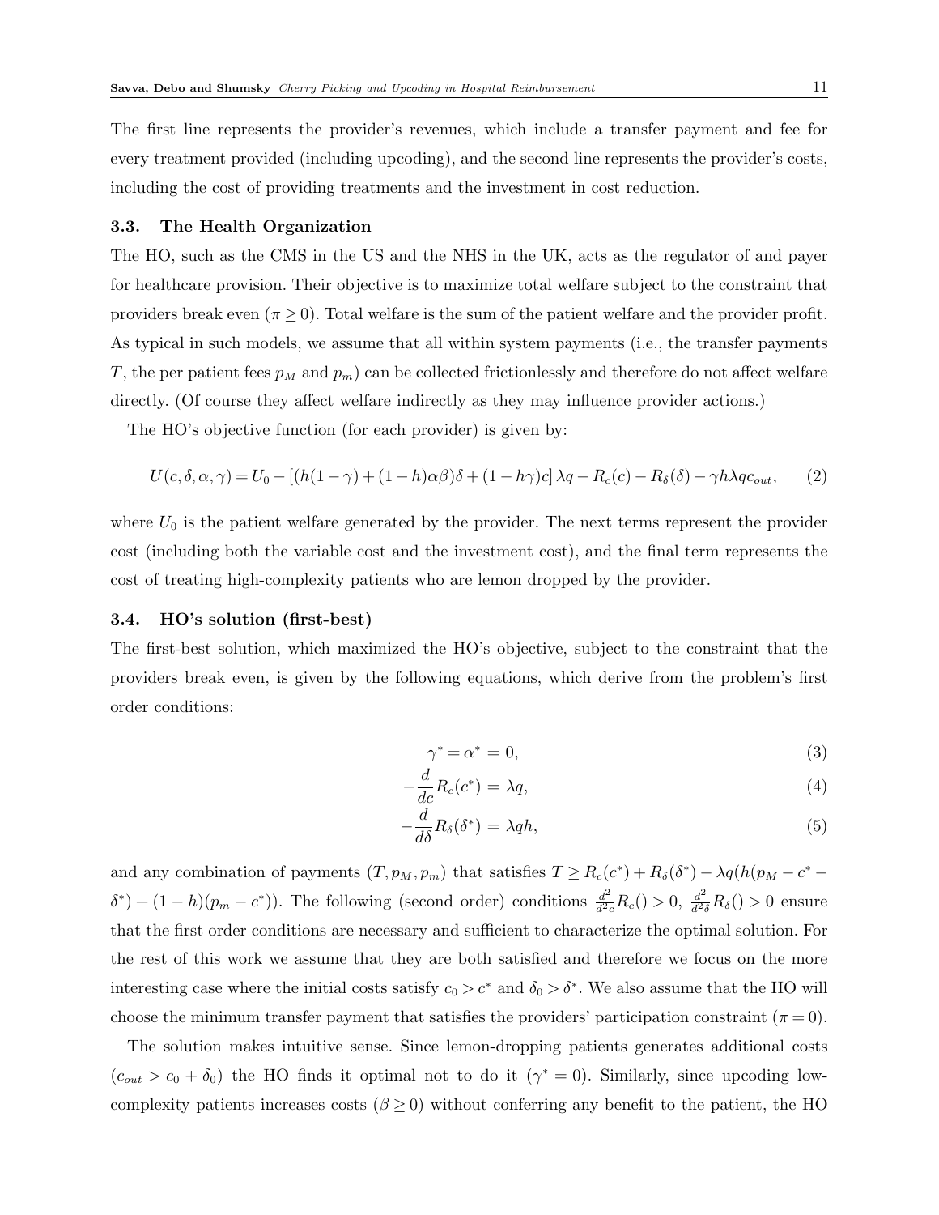The first line represents the provider's revenues, which include a transfer payment and fee for every treatment provided (including upcoding), and the second line represents the provider's costs, including the cost of providing treatments and the investment in cost reduction.

### 3.3. The Health Organization

The HO, such as the CMS in the US and the NHS in the UK, acts as the regulator of and payer for healthcare provision. Their objective is to maximize total welfare subject to the constraint that providers break even ($\pi \geq 0$). Total welfare is the sum of the patient welfare and the provider profit. As typical in such models, we assume that all within system payments (i.e., the transfer payments $T$, the per patient fees $p_M$ and $p_m$) can be collected frictionlessly and therefore do not affect welfare directly. (Of course they affect welfare indirectly as they may influence provider actions.)

The HO's objective function (for each provider) is given by:

$$U(c,\delta,\alpha,\gamma) = U_0 - \left[(h(1-\gamma) + (1-h)\alpha\beta)\delta + (1-h\gamma)c\right]\lambda q - R_c(c) - R_\delta(\delta) - \gamma h\lambda q c_{out}, \qquad (2)$$

where $U_0$ is the patient welfare generated by the provider. The next terms represent the provider cost (including both the variable cost and the investment cost), and the final term represents the cost of treating high-complexity patients who are lemon dropped by the provider.

### 3.4. HO's solution (first-best)

The first-best solution, which maximized the HO's objective, subject to the constraint that the providers break even, is given by the following equations, which derive from the problem's first order conditions:

$$\gamma^* = \alpha^* = 0, \qquad (3)$$

$$-\frac{d}{dc}R_c(c^*) = \lambda q, \qquad (4)$$

$$-\frac{d}{d\delta}R_\delta(\delta^*) = \lambda q h, \qquad (5)$$

and any combination of payments $(T, p_M, p_m)$ that satisfies $T \geq R_c(c^*) + R_\delta(\delta^*) - \lambda q(h(p_M - c^* - \delta^*) + (1-h)(p_m - c^*))$. The following (second order) conditions $\frac{d^2}{d^2c}R_c() > 0$, $\frac{d^2}{d^2\delta}R_\delta() > 0$ ensure that the first order conditions are necessary and sufficient to characterize the optimal solution. For the rest of this work we assume that they are both satisfied and therefore we focus on the more interesting case where the initial costs satisfy $c_0 > c^*$ and $\delta_0 > \delta^*$. We also assume that the HO will choose the minimum transfer payment that satisfies the providers' participation constraint ($\pi = 0$).

The solution makes intuitive sense. Since lemon-dropping patients generates additional costs ($c_{out} > c_0 + \delta_0$) the HO finds it optimal not to do it ($\gamma^* = 0$). Similarly, since upcoding low-complexity patients increases costs ($\beta \geq 0$) without conferring any benefit to the patient, the HO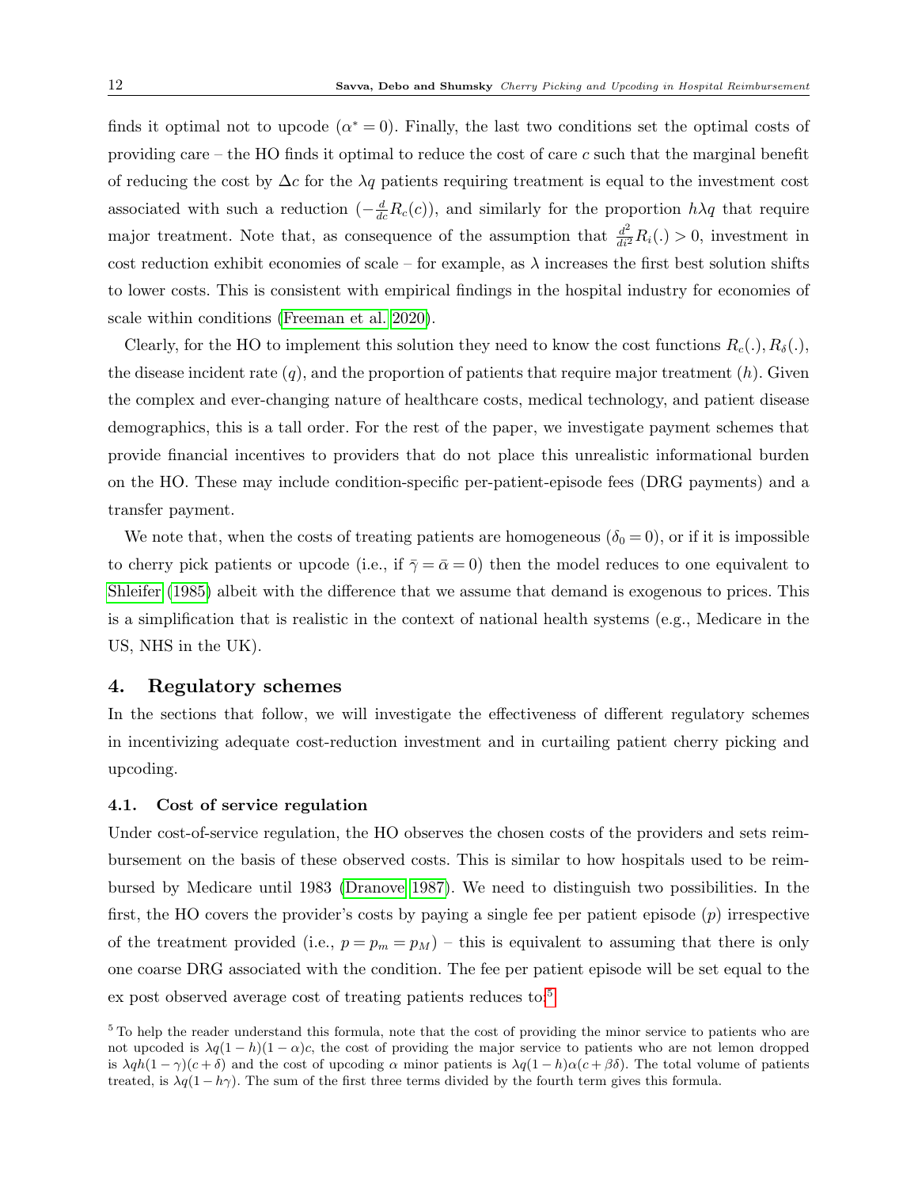finds it optimal not to upcode ($\alpha^* = 0$). Finally, the last two conditions set the optimal costs of providing care – the HO finds it optimal to reduce the cost of care $c$ such that the marginal benefit of reducing the cost by $\Delta c$ for the $\lambda q$ patients requiring treatment is equal to the investment cost associated with such a reduction ($-\frac{d}{dc}R_c(c)$), and similarly for the proportion $h\lambda q$ that require major treatment. Note that, as consequence of the assumption that $\frac{d^2}{di^2}R_i(.) > 0$, investment in cost reduction exhibit economies of scale – for example, as $\lambda$ increases the first best solution shifts to lower costs. This is consistent with empirical findings in the hospital industry for economies of scale within conditions (Freeman et al. 2020).

Clearly, for the HO to implement this solution they need to know the cost functions $R_c(.), R_\delta(.)$, the disease incident rate ($q$), and the proportion of patients that require major treatment ($h$). Given the complex and ever-changing nature of healthcare costs, medical technology, and patient disease demographics, this is a tall order. For the rest of the paper, we investigate payment schemes that provide financial incentives to providers that do not place this unrealistic informational burden on the HO. These may include condition-specific per-patient-episode fees (DRG payments) and a transfer payment.

We note that, when the costs of treating patients are homogeneous ($\delta_0 = 0$), or if it is impossible to cherry pick patients or upcode (i.e., if $\bar{\gamma} = \bar{\alpha} = 0$) then the model reduces to one equivalent to Shleifer (1985) albeit with the difference that we assume that demand is exogenous to prices. This is a simplification that is realistic in the context of national health systems (e.g., Medicare in the US, NHS in the UK).

## 4. Regulatory schemes

In the sections that follow, we will investigate the effectiveness of different regulatory schemes in incentivizing adequate cost-reduction investment and in curtailing patient cherry picking and upcoding.

### 4.1. Cost of service regulation

Under cost-of-service regulation, the HO observes the chosen costs of the providers and sets reimbursement on the basis of these observed costs. This is similar to how hospitals used to be reimbursed by Medicare until 1983 (Dranove 1987). We need to distinguish two possibilities. In the first, the HO covers the provider's costs by paying a single fee per patient episode ($p$) irrespective of the treatment provided (i.e., $p = p_m = p_M$) – this is equivalent to assuming that there is only one coarse DRG associated with the condition. The fee per patient episode will be set equal to the ex post observed average cost of treating patients reduces to:[5]

[5] To help the reader understand this formula, note that the cost of providing the minor service to patients who are not upcoded is $\lambda q(1-h)(1-\alpha)c$, the cost of providing the major service to patients who are not lemon dropped is $\lambda qh(1-\gamma)(c+\delta)$ and the cost of upcoding $\alpha$ minor patients is $\lambda q(1-h)\alpha(c+\beta\delta)$. The total volume of patients treated, is $\lambda q(1-h\gamma)$. The sum of the first three terms divided by the fourth term gives this formula.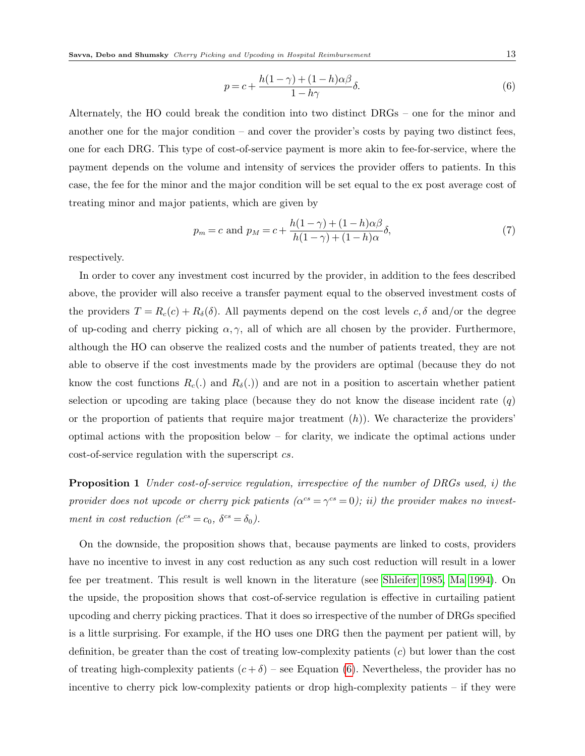$$p = c + \frac{h(1-\gamma) + (1-h)\alpha\beta}{1-h\gamma}\delta. \tag{6}$$

Alternately, the HO could break the condition into two distinct DRGs – one for the minor and another one for the major condition – and cover the provider's costs by paying two distinct fees, one for each DRG. This type of cost-of-service payment is more akin to fee-for-service, where the payment depends on the volume and intensity of services the provider offers to patients. In this case, the fee for the minor and the major condition will be set equal to the ex post average cost of treating minor and major patients, which are given by

$$p_m = c \text{ and } p_M = c + \frac{h(1-\gamma) + (1-h)\alpha\beta}{h(1-\gamma) + (1-h)\alpha}\delta, \tag{7}$$

respectively.

In order to cover any investment cost incurred by the provider, in addition to the fees described above, the provider will also receive a transfer payment equal to the observed investment costs of the providers $T = R_c(c) + R_\delta(\delta)$. All payments depend on the cost levels $c, \delta$ and/or the degree of up-coding and cherry picking $\alpha, \gamma$, all of which are all chosen by the provider. Furthermore, although the HO can observe the realized costs and the number of patients treated, they are not able to observe if the cost investments made by the providers are optimal (because they do not know the cost functions $R_c(.)$ and $R_\delta(.)$) and are not in a position to ascertain whether patient selection or upcoding are taking place (because they do not know the disease incident rate ($q$) or the proportion of patients that require major treatment ($h$)). We characterize the providers' optimal actions with the proposition below – for clarity, we indicate the optimal actions under cost-of-service regulation with the superscript $cs$.

**Proposition 1** *Under cost-of-service regulation, irrespective of the number of DRGs used, i) the provider does not upcode or cherry pick patients ($\alpha^{cs} = \gamma^{cs} = 0$); ii) the provider makes no investment in cost reduction ($c^{cs} = c_0$, $\delta^{cs} = \delta_0$).*

On the downside, the proposition shows that, because payments are linked to costs, providers have no incentive to invest in any cost reduction as any such cost reduction will result in a lower fee per treatment. This result is well known in the literature (see Shleifer 1985, Ma 1994). On the upside, the proposition shows that cost-of-service regulation is effective in curtailing patient upcoding and cherry picking practices. That it does so irrespective of the number of DRGs specified is a little surprising. For example, if the HO uses one DRG then the payment per patient will, by definition, be greater than the cost of treating low-complexity patients ($c$) but lower than the cost of treating high-complexity patients ($c + \delta$) – see Equation (6). Nevertheless, the provider has no incentive to cherry pick low-complexity patients or drop high-complexity patients – if they were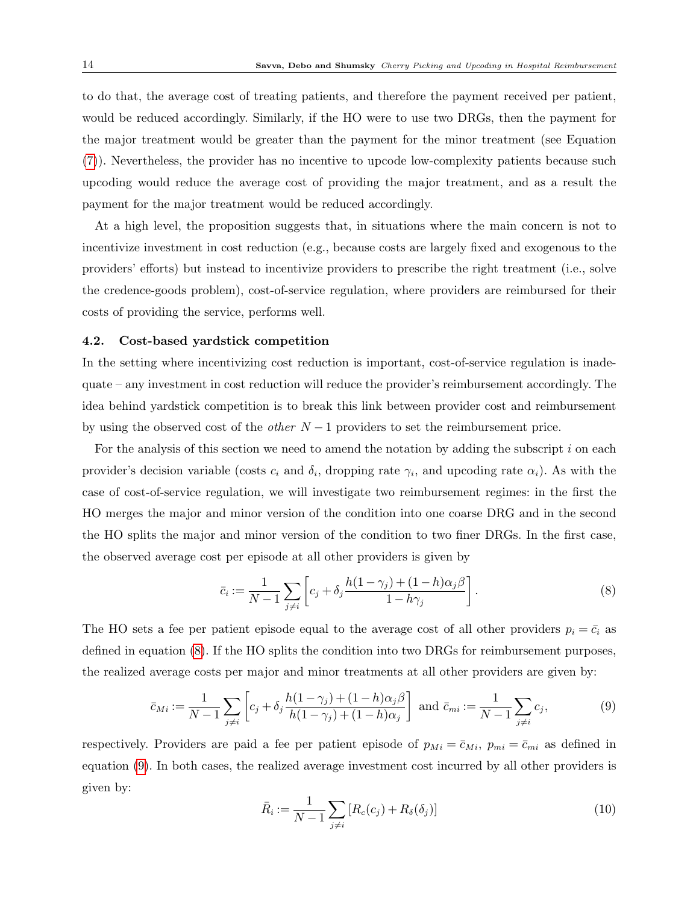to do that, the average cost of treating patients, and therefore the payment received per patient, would be reduced accordingly. Similarly, if the HO were to use two DRGs, then the payment for the major treatment would be greater than the payment for the minor treatment (see Equation (7)). Nevertheless, the provider has no incentive to upcode low-complexity patients because such upcoding would reduce the average cost of providing the major treatment, and as a result the payment for the major treatment would be reduced accordingly.

At a high level, the proposition suggests that, in situations where the main concern is not to incentivize investment in cost reduction (e.g., because costs are largely fixed and exogenous to the providers' efforts) but instead to incentivize providers to prescribe the right treatment (i.e., solve the credence-goods problem), cost-of-service regulation, where providers are reimbursed for their costs of providing the service, performs well.

### 4.2. Cost-based yardstick competition

In the setting where incentivizing cost reduction is important, cost-of-service regulation is inadequate – any investment in cost reduction will reduce the provider's reimbursement accordingly. The idea behind yardstick competition is to break this link between provider cost and reimbursement by using the observed cost of the *other* $N-1$ providers to set the reimbursement price.

For the analysis of this section we need to amend the notation by adding the subscript $i$ on each provider's decision variable (costs $c_i$ and $\delta_i$, dropping rate $\gamma_i$, and upcoding rate $\alpha_i$). As with the case of cost-of-service regulation, we will investigate two reimbursement regimes: in the first the HO merges the major and minor version of the condition into one coarse DRG and in the second the HO splits the major and minor version of the condition to two finer DRGs. In the first case, the observed average cost per episode at all other providers is given by

$$\bar{c}_i := \frac{1}{N-1}\sum_{j \neq i}\left[c_j + \delta_j \frac{h(1-\gamma_j)+(1-h)\alpha_j\beta}{1-h\gamma_j}\right]. \tag{8}$$

The HO sets a fee per patient episode equal to the average cost of all other providers $p_i = \bar{c}_i$ as defined in equation (8). If the HO splits the condition into two DRGs for reimbursement purposes, the realized average costs per major and minor treatments at all other providers are given by:

$$\bar{c}_{Mi} := \frac{1}{N-1}\sum_{j \neq i}\left[c_j + \delta_j \frac{h(1-\gamma_j)+(1-h)\alpha_j\beta}{h(1-\gamma_j)+(1-h)\alpha_j}\right] \text{ and } \bar{c}_{mi} := \frac{1}{N-1}\sum_{j \neq i} c_j, \tag{9}$$

respectively. Providers are paid a fee per patient episode of $p_{Mi} = \bar{c}_{Mi}$, $p_{mi} = \bar{c}_{mi}$ as defined in equation (9). In both cases, the realized average investment cost incurred by all other providers is given by:

$$\bar{R}_i := \frac{1}{N-1}\sum_{j \neq i}\left[R_c(c_j) + R_\delta(\delta_j)\right] \tag{10}$$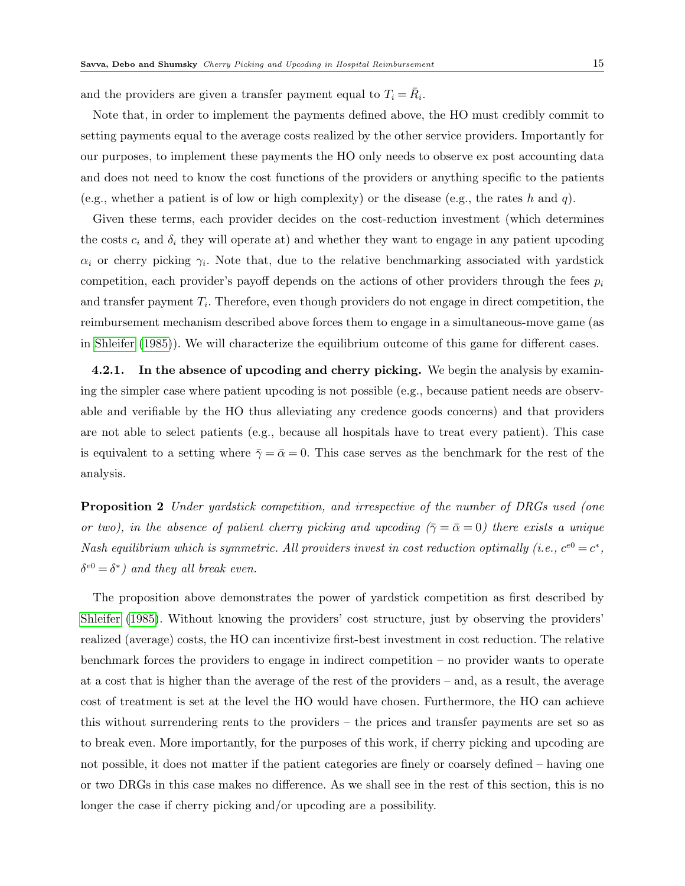and the providers are given a transfer payment equal to $T_i = \bar{R}_i$.

Note that, in order to implement the payments defined above, the HO must credibly commit to setting payments equal to the average costs realized by the other service providers. Importantly for our purposes, to implement these payments the HO only needs to observe ex post accounting data and does not need to know the cost functions of the providers or anything specific to the patients (e.g., whether a patient is of low or high complexity) or the disease (e.g., the rates $h$ and $q$).

Given these terms, each provider decides on the cost-reduction investment (which determines the costs $c_i$ and $\delta_i$ they will operate at) and whether they want to engage in any patient upcoding $\alpha_i$ or cherry picking $\gamma_i$. Note that, due to the relative benchmarking associated with yardstick competition, each provider's payoff depends on the actions of other providers through the fees $p_i$ and transfer payment $T_i$. Therefore, even though providers do not engage in direct competition, the reimbursement mechanism described above forces them to engage in a simultaneous-move game (as in Shleifer (1985)). We will characterize the equilibrium outcome of this game for different cases.

#### 4.2.1. In the absence of upcoding and cherry picking.

We begin the analysis by examining the simpler case where patient upcoding is not possible (e.g., because patient needs are observable and verifiable by the HO thus alleviating any credence goods concerns) and that providers are not able to select patients (e.g., because all hospitals have to treat every patient). This case is equivalent to a setting where $\bar{\gamma} = \bar{\alpha} = 0$. This case serves as the benchmark for the rest of the analysis.

**Proposition 2** *Under yardstick competition, and irrespective of the number of DRGs used (one or two), in the absence of patient cherry picking and upcoding ($\bar{\gamma} = \bar{\alpha} = 0$) there exists a unique Nash equilibrium which is symmetric. All providers invest in cost reduction optimally (i.e., $c^{e0} = c^*$, $\delta^{e0} = \delta^*$) and they all break even.*

The proposition above demonstrates the power of yardstick competition as first described by Shleifer (1985). Without knowing the providers' cost structure, just by observing the providers' realized (average) costs, the HO can incentivize first-best investment in cost reduction. The relative benchmark forces the providers to engage in indirect competition – no provider wants to operate at a cost that is higher than the average of the rest of the providers – and, as a result, the average cost of treatment is set at the level the HO would have chosen. Furthermore, the HO can achieve this without surrendering rents to the providers – the prices and transfer payments are set so as to break even. More importantly, for the purposes of this work, if cherry picking and upcoding are not possible, it does not matter if the patient categories are finely or coarsely defined – having one or two DRGs in this case makes no difference. As we shall see in the rest of this section, this is no longer the case if cherry picking and/or upcoding are a possibility.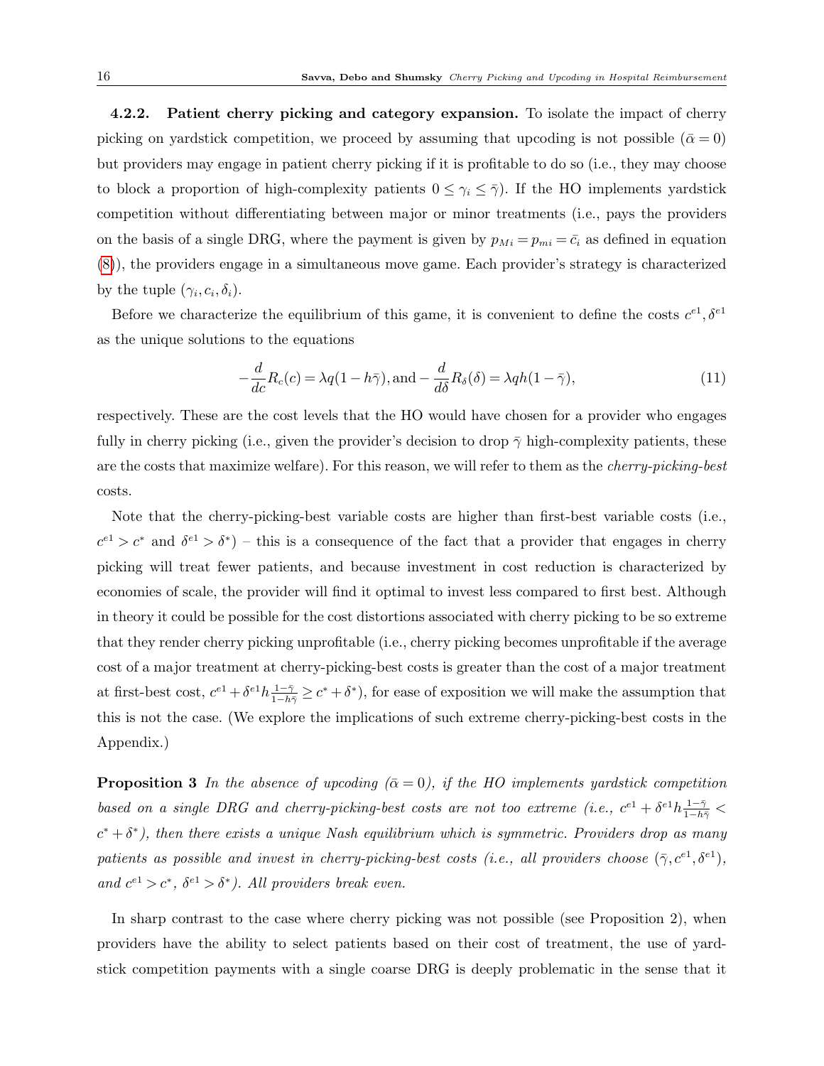**4.2.2. Patient cherry picking and category expansion.** To isolate the impact of cherry picking on yardstick competition, we proceed by assuming that upcoding is not possible ($\bar{\alpha} = 0$) but providers may engage in patient cherry picking if it is profitable to do so (i.e., they may choose to block a proportion of high-complexity patients $0 \leq \gamma_i \leq \bar{\gamma}$). If the HO implements yardstick competition without differentiating between major or minor treatments (i.e., pays the providers on the basis of a single DRG, where the payment is given by $p_{Mi} = p_{mi} = \bar{c}_i$ as defined in equation (8)), the providers engage in a simultaneous move game. Each provider's strategy is characterized by the tuple $(\gamma_i, c_i, \delta_i)$.

Before we characterize the equilibrium of this game, it is convenient to define the costs $c^{e1}, \delta^{e1}$ as the unique solutions to the equations

$$-\frac{d}{dc}R_c(c) = \lambda q(1 - h\bar{\gamma}), \text{and} - \frac{d}{d\delta}R_\delta(\delta) = \lambda q h(1 - \bar{\gamma}), \tag{11}$$

respectively. These are the cost levels that the HO would have chosen for a provider who engages fully in cherry picking (i.e., given the provider's decision to drop $\bar{\gamma}$ high-complexity patients, these are the costs that maximize welfare). For this reason, we will refer to them as the *cherry-picking-best* costs.

Note that the cherry-picking-best variable costs are higher than first-best variable costs (i.e., $c^{e1} > c^*$ and $\delta^{e1} > \delta^*$) – this is a consequence of the fact that a provider that engages in cherry picking will treat fewer patients, and because investment in cost reduction is characterized by economies of scale, the provider will find it optimal to invest less compared to first best. Although in theory it could be possible for the cost distortions associated with cherry picking to be so extreme that they render cherry picking unprofitable (i.e., cherry picking becomes unprofitable if the average cost of a major treatment at cherry-picking-best costs is greater than the cost of a major treatment at first-best cost, $c^{e1} + \delta^{e1} h \frac{1-\bar{\gamma}}{1-h\bar{\gamma}} \geq c^* + \delta^*$), for ease of exposition we will make the assumption that this is not the case. (We explore the implications of such extreme cherry-picking-best costs in the Appendix.)

**Proposition 3** *In the absence of upcoding ($\bar{\alpha} = 0$), if the HO implements yardstick competition based on a single DRG and cherry-picking-best costs are not too extreme (i.e., $c^{e1} + \delta^{e1} h \frac{1-\bar{\gamma}}{1-h\bar{\gamma}} < c^* + \delta^*$), then there exists a unique Nash equilibrium which is symmetric. Providers drop as many patients as possible and invest in cherry-picking-best costs (i.e., all providers choose $(\bar{\gamma}, c^{e1}, \delta^{e1})$, and $c^{e1} > c^*$, $\delta^{e1} > \delta^*$). All providers break even.*

In sharp contrast to the case where cherry picking was not possible (see Proposition 2), when providers have the ability to select patients based on their cost of treatment, the use of yardstick competition payments with a single coarse DRG is deeply problematic in the sense that it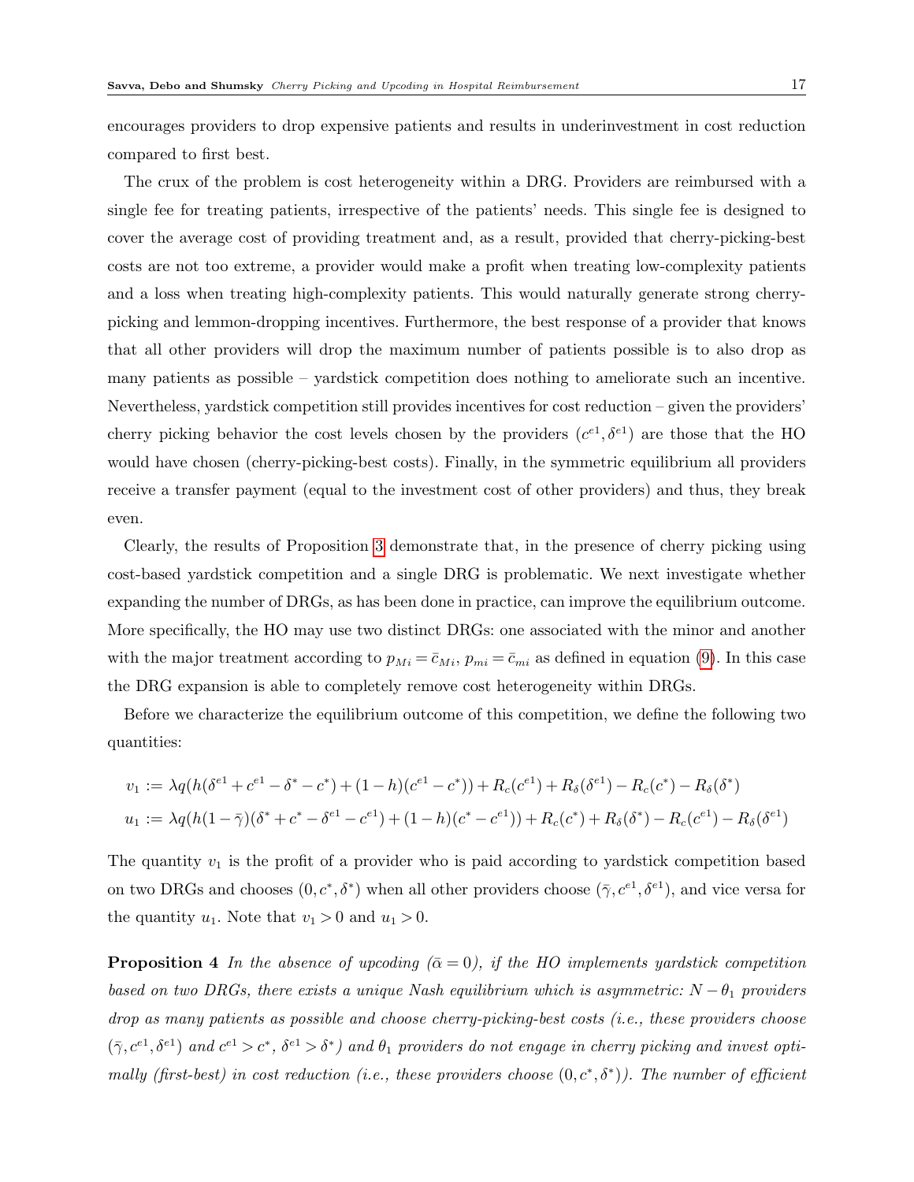encourages providers to drop expensive patients and results in underinvestment in cost reduction compared to first best.

The crux of the problem is cost heterogeneity within a DRG. Providers are reimbursed with a single fee for treating patients, irrespective of the patients' needs. This single fee is designed to cover the average cost of providing treatment and, as a result, provided that cherry-picking-best costs are not too extreme, a provider would make a profit when treating low-complexity patients and a loss when treating high-complexity patients. This would naturally generate strong cherry-picking and lemmon-dropping incentives. Furthermore, the best response of a provider that knows that all other providers will drop the maximum number of patients possible is to also drop as many patients as possible – yardstick competition does nothing to ameliorate such an incentive. Nevertheless, yardstick competition still provides incentives for cost reduction – given the providers' cherry picking behavior the cost levels chosen by the providers $(c^{e1}, \delta^{e1})$ are those that the HO would have chosen (cherry-picking-best costs). Finally, in the symmetric equilibrium all providers receive a transfer payment (equal to the investment cost of other providers) and thus, they break even.

Clearly, the results of Proposition 3 demonstrate that, in the presence of cherry picking using cost-based yardstick competition and a single DRG is problematic. We next investigate whether expanding the number of DRGs, as has been done in practice, can improve the equilibrium outcome. More specifically, the HO may use two distinct DRGs: one associated with the minor and another with the major treatment according to $p_{Mi} = \bar{c}_{Mi}$, $p_{mi} = \bar{c}_{mi}$ as defined in equation (9). In this case the DRG expansion is able to completely remove cost heterogeneity within DRGs.

Before we characterize the equilibrium outcome of this competition, we define the following two quantities:

$$v_1 := \lambda q(h(\delta^{e1} + c^{e1} - \delta^* - c^*) + (1-h)(c^{e1} - c^*)) + R_c(c^{e1}) + R_\delta(\delta^{e1}) - R_c(c^*) - R_\delta(\delta^*)$$

$$u_1 := \lambda q(h(1-\bar{\gamma})(\delta^* + c^* - \delta^{e1} - c^{e1}) + (1-h)(c^* - c^{e1})) + R_c(c^*) + R_\delta(\delta^*) - R_c(c^{e1}) - R_\delta(\delta^{e1})$$

The quantity $v_1$ is the profit of a provider who is paid according to yardstick competition based on two DRGs and chooses $(0, c^*, \delta^*)$ when all other providers choose $(\bar{\gamma}, c^{e1}, \delta^{e1})$, and vice versa for the quantity $u_1$. Note that $v_1 > 0$ and $u_1 > 0$.

**Proposition 4** *In the absence of upcoding ($\bar{\alpha} = 0$), if the HO implements yardstick competition based on two DRGs, there exists a unique Nash equilibrium which is asymmetric: $N - \theta_1$ providers drop as many patients as possible and choose cherry-picking-best costs (i.e., these providers choose $(\bar{\gamma}, c^{e1}, \delta^{e1})$ and $c^{e1} > c^*$, $\delta^{e1} > \delta^*$) and $\theta_1$ providers do not engage in cherry picking and invest optimally (first-best) in cost reduction (i.e., these providers choose $(0, c^*, \delta^*)$). The number of efficient*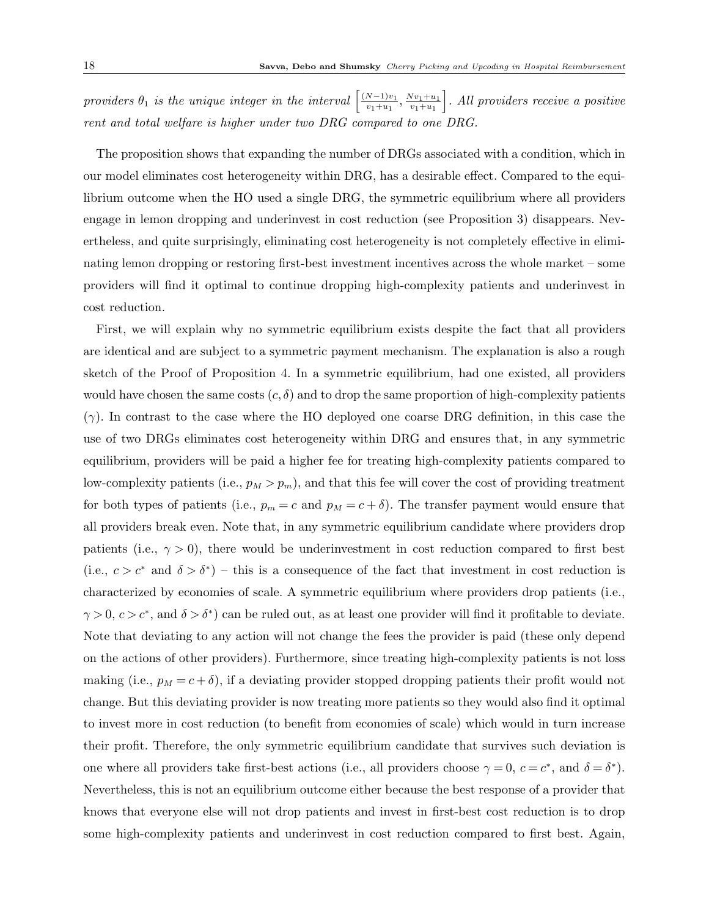*providers $\theta_1$ is the unique integer in the interval $\left[\frac{(N-1)v_1}{v_1+u_1}, \frac{Nv_1+u_1}{v_1+u_1}\right]$. All providers receive a positive rent and total welfare is higher under two DRG compared to one DRG.*

The proposition shows that expanding the number of DRGs associated with a condition, which in our model eliminates cost heterogeneity within DRG, has a desirable effect. Compared to the equilibrium outcome when the HO used a single DRG, the symmetric equilibrium where all providers engage in lemon dropping and underinvest in cost reduction (see Proposition 3) disappears. Nevertheless, and quite surprisingly, eliminating cost heterogeneity is not completely effective in eliminating lemon dropping or restoring first-best investment incentives across the whole market – some providers will find it optimal to continue dropping high-complexity patients and underinvest in cost reduction.

First, we will explain why no symmetric equilibrium exists despite the fact that all providers are identical and are subject to a symmetric payment mechanism. The explanation is also a rough sketch of the Proof of Proposition 4. In a symmetric equilibrium, had one existed, all providers would have chosen the same costs $(c, \delta)$ and to drop the same proportion of high-complexity patients $(\gamma)$. In contrast to the case where the HO deployed one coarse DRG definition, in this case the use of two DRGs eliminates cost heterogeneity within DRG and ensures that, in any symmetric equilibrium, providers will be paid a higher fee for treating high-complexity patients compared to low-complexity patients (i.e., $p_M > p_m$), and that this fee will cover the cost of providing treatment for both types of patients (i.e., $p_m = c$ and $p_M = c + \delta$). The transfer payment would ensure that all providers break even. Note that, in any symmetric equilibrium candidate where providers drop patients (i.e., $\gamma > 0$), there would be underinvestment in cost reduction compared to first best (i.e., $c > c^*$ and $\delta > \delta^*$) – this is a consequence of the fact that investment in cost reduction is characterized by economies of scale. A symmetric equilibrium where providers drop patients (i.e., $\gamma > 0$, $c > c^*$, and $\delta > \delta^*$) can be ruled out, as at least one provider will find it profitable to deviate. Note that deviating to any action will not change the fees the provider is paid (these only depend on the actions of other providers). Furthermore, since treating high-complexity patients is not loss making (i.e., $p_M = c + \delta$), if a deviating provider stopped dropping patients their profit would not change. But this deviating provider is now treating more patients so they would also find it optimal to invest more in cost reduction (to benefit from economies of scale) which would in turn increase their profit. Therefore, the only symmetric equilibrium candidate that survives such deviation is one where all providers take first-best actions (i.e., all providers choose $\gamma = 0$, $c = c^*$, and $\delta = \delta^*$). Nevertheless, this is not an equilibrium outcome either because the best response of a provider that knows that everyone else will not drop patients and invest in first-best cost reduction is to drop some high-complexity patients and underinvest in cost reduction compared to first best. Again,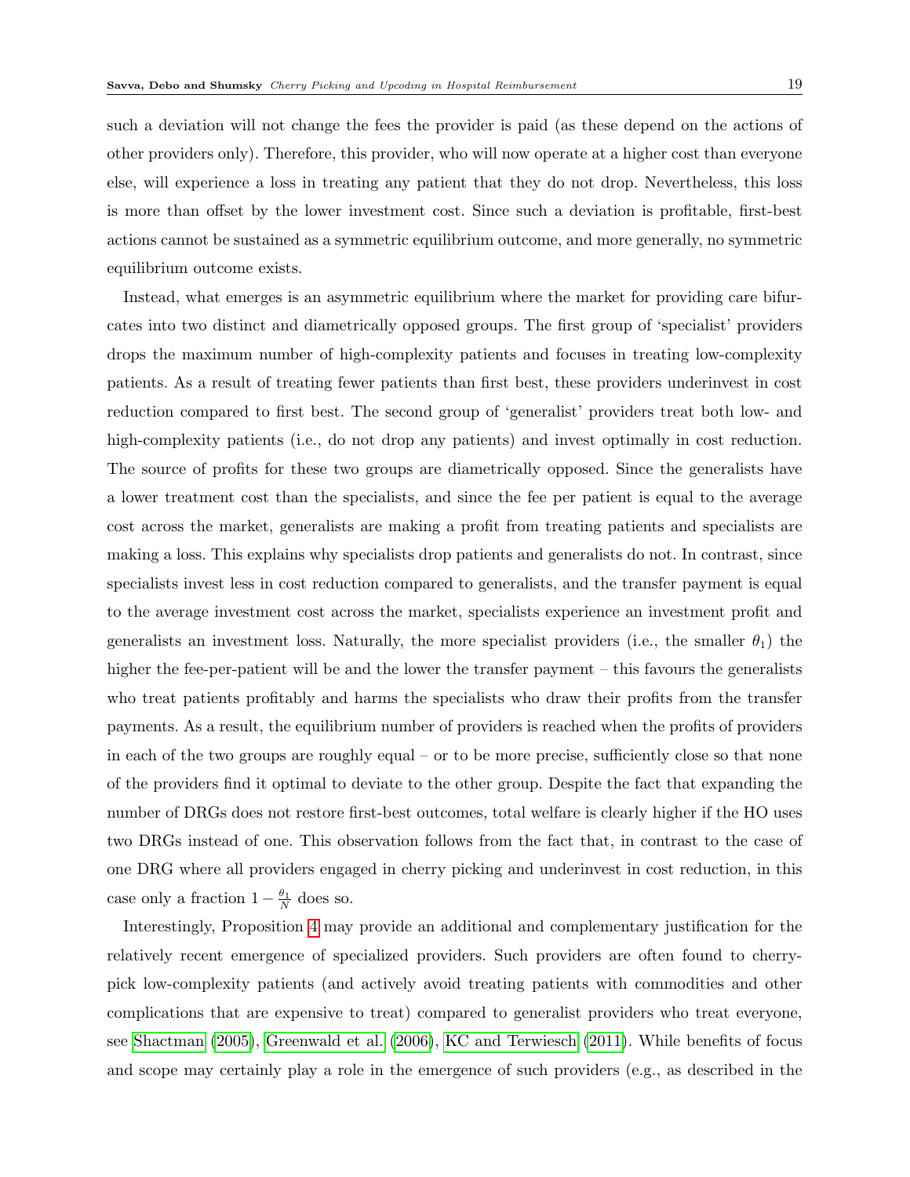such a deviation will not change the fees the provider is paid (as these depend on the actions of other providers only). Therefore, this provider, who will now operate at a higher cost than everyone else, will experience a loss in treating any patient that they do not drop. Nevertheless, this loss is more than offset by the lower investment cost. Since such a deviation is profitable, first-best actions cannot be sustained as a symmetric equilibrium outcome, and more generally, no symmetric equilibrium outcome exists.

Instead, what emerges is an asymmetric equilibrium where the market for providing care bifurcates into two distinct and diametrically opposed groups. The first group of 'specialist' providers drops the maximum number of high-complexity patients and focuses in treating low-complexity patients. As a result of treating fewer patients than first best, these providers underinvest in cost reduction compared to first best. The second group of 'generalist' providers treat both low- and high-complexity patients (i.e., do not drop any patients) and invest optimally in cost reduction. The source of profits for these two groups are diametrically opposed. Since the generalists have a lower treatment cost than the specialists, and since the fee per patient is equal to the average cost across the market, generalists are making a profit from treating patients and specialists are making a loss. This explains why specialists drop patients and generalists do not. In contrast, since specialists invest less in cost reduction compared to generalists, and the transfer payment is equal to the average investment cost across the market, specialists experience an investment profit and generalists an investment loss. Naturally, the more specialist providers (i.e., the smaller $\theta_1$) the higher the fee-per-patient will be and the lower the transfer payment – this favours the generalists who treat patients profitably and harms the specialists who draw their profits from the transfer payments. As a result, the equilibrium number of providers is reached when the profits of providers in each of the two groups are roughly equal – or to be more precise, sufficiently close so that none of the providers find it optimal to deviate to the other group. Despite the fact that expanding the number of DRGs does not restore first-best outcomes, total welfare is clearly higher if the HO uses two DRGs instead of one. This observation follows from the fact that, in contrast to the case of one DRG where all providers engaged in cherry picking and underinvest in cost reduction, in this case only a fraction $1 - \frac{\theta_1}{N}$ does so.

Interestingly, Proposition 4 may provide an additional and complementary justification for the relatively recent emergence of specialized providers. Such providers are often found to cherry-pick low-complexity patients (and actively avoid treating patients with commodities and other complications that are expensive to treat) compared to generalist providers who treat everyone, see Shactman (2005), Greenwald et al. (2006), KC and Terwiesch (2011). While benefits of focus and scope may certainly play a role in the emergence of such providers (e.g., as described in the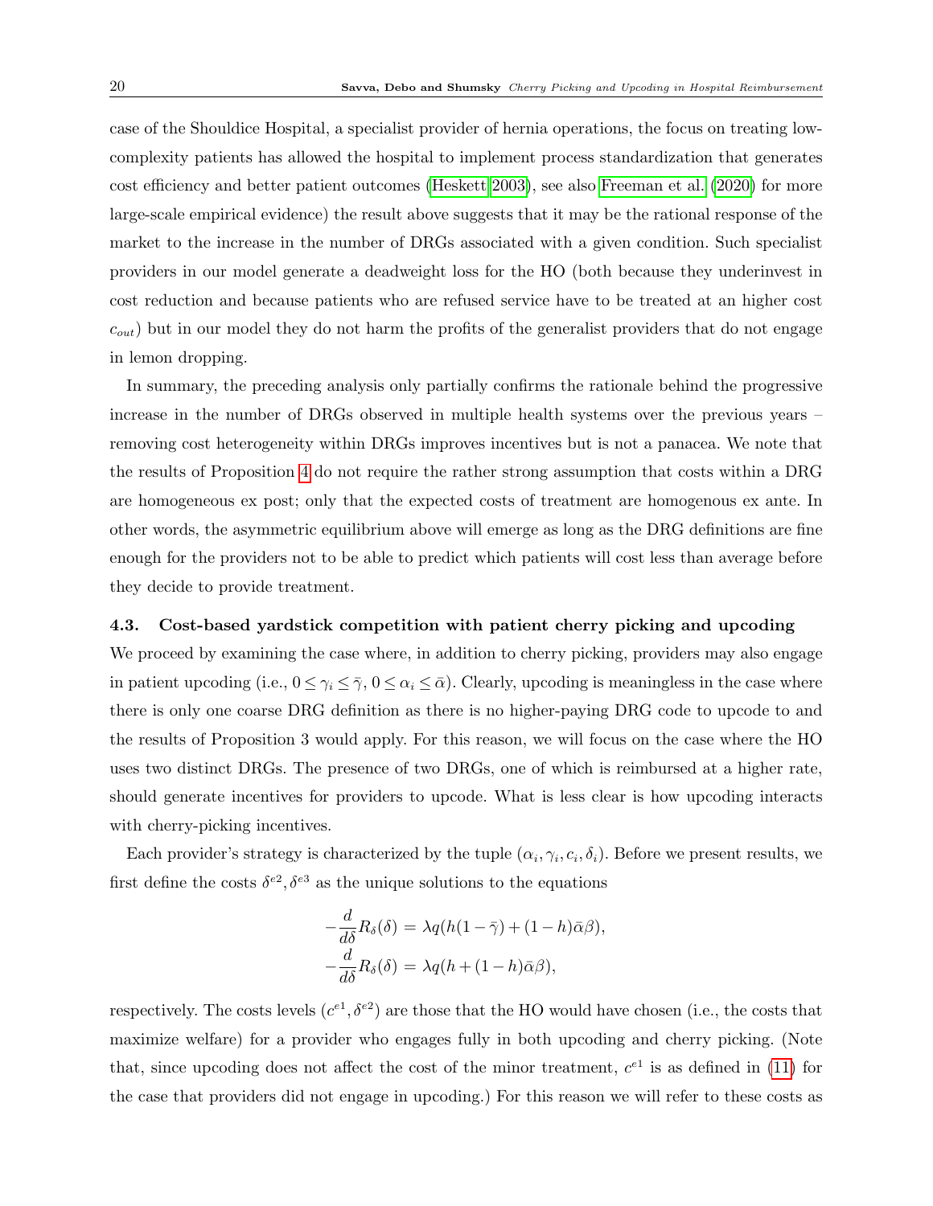case of the Shouldice Hospital, a specialist provider of hernia operations, the focus on treating low-complexity patients has allowed the hospital to implement process standardization that generates cost efficiency and better patient outcomes (Heskett 2003), see also Freeman et al. (2020) for more large-scale empirical evidence) the result above suggests that it may be the rational response of the market to the increase in the number of DRGs associated with a given condition. Such specialist providers in our model generate a deadweight loss for the HO (both because they underinvest in cost reduction and because patients who are refused service have to be treated at an higher cost $c_{out}$) but in our model they do not harm the profits of the generalist providers that do not engage in lemon dropping.

In summary, the preceding analysis only partially confirms the rationale behind the progressive increase in the number of DRGs observed in multiple health systems over the previous years – removing cost heterogeneity within DRGs improves incentives but is not a panacea. We note that the results of Proposition 4 do not require the rather strong assumption that costs within a DRG are homogeneous ex post; only that the expected costs of treatment are homogenous ex ante. In other words, the asymmetric equilibrium above will emerge as long as the DRG definitions are fine enough for the providers not to be able to predict which patients will cost less than average before they decide to provide treatment.

### 4.3. Cost-based yardstick competition with patient cherry picking and upcoding

We proceed by examining the case where, in addition to cherry picking, providers may also engage in patient upcoding (i.e., $0 \le \gamma_i \le \bar{\gamma}$, $0 \le \alpha_i \le \bar{\alpha}$). Clearly, upcoding is meaningless in the case where there is only one coarse DRG definition as there is no higher-paying DRG code to upcode to and the results of Proposition 3 would apply. For this reason, we will focus on the case where the HO uses two distinct DRGs. The presence of two DRGs, one of which is reimbursed at a higher rate, should generate incentives for providers to upcode. What is less clear is how upcoding interacts with cherry-picking incentives.

Each provider's strategy is characterized by the tuple $(\alpha_i, \gamma_i, c_i, \delta_i)$. Before we present results, we first define the costs $\delta^{e2}, \delta^{e3}$ as the unique solutions to the equations

$$-\frac{d}{d\delta}R_\delta(\delta) = \lambda q(h(1-\bar{\gamma}) + (1-h)\bar{\alpha}\beta),$$
$$-\frac{d}{d\delta}R_\delta(\delta) = \lambda q(h + (1-h)\bar{\alpha}\beta),$$

respectively. The costs levels $(c^{e1}, \delta^{e2})$ are those that the HO would have chosen (i.e., the costs that maximize welfare) for a provider who engages fully in both upcoding and cherry picking. (Note that, since upcoding does not affect the cost of the minor treatment, $c^{e1}$ is as defined in (11) for the case that providers did not engage in upcoding.) For this reason we will refer to these costs as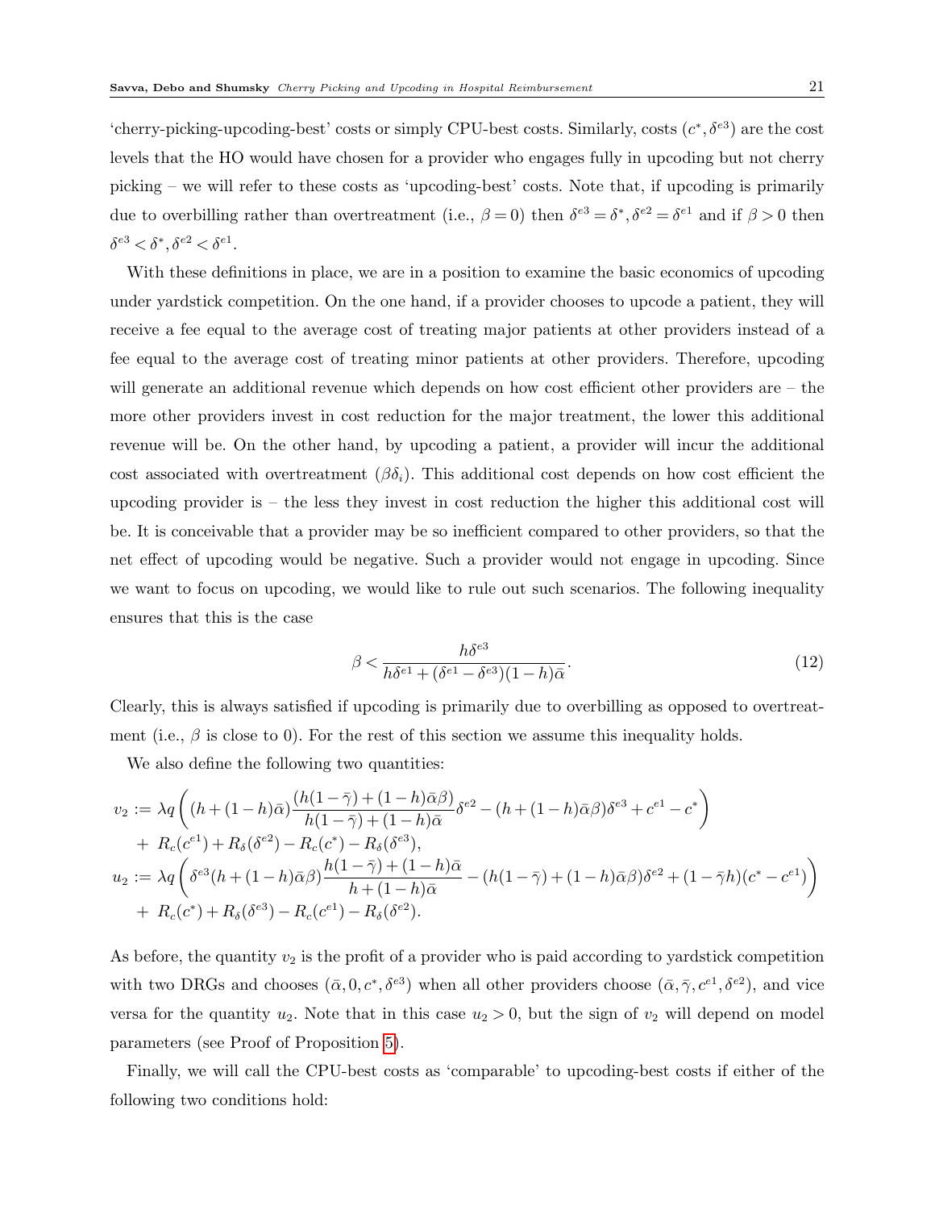'cherry-picking-upcoding-best' costs or simply CPU-best costs. Similarly, costs $(c^*, \delta^{e3})$ are the cost levels that the HO would have chosen for a provider who engages fully in upcoding but not cherry picking – we will refer to these costs as 'upcoding-best' costs. Note that, if upcoding is primarily due to overbilling rather than overtreatment (i.e., $\beta = 0$) then $\delta^{e3} = \delta^*, \delta^{e2} = \delta^{e1}$ and if $\beta > 0$ then $\delta^{e3} < \delta^*, \delta^{e2} < \delta^{e1}$.

With these definitions in place, we are in a position to examine the basic economics of upcoding under yardstick competition. On the one hand, if a provider chooses to upcode a patient, they will receive a fee equal to the average cost of treating major patients at other providers instead of a fee equal to the average cost of treating minor patients at other providers. Therefore, upcoding will generate an additional revenue which depends on how cost efficient other providers are – the more other providers invest in cost reduction for the major treatment, the lower this additional revenue will be. On the other hand, by upcoding a patient, a provider will incur the additional cost associated with overtreatment ($\beta\delta_i$). This additional cost depends on how cost efficient the upcoding provider is – the less they invest in cost reduction the higher this additional cost will be. It is conceivable that a provider may be so inefficient compared to other providers, so that the net effect of upcoding would be negative. Such a provider would not engage in upcoding. Since we want to focus on upcoding, we would like to rule out such scenarios. The following inequality ensures that this is the case

$$\beta < \frac{h\delta^{e3}}{h\delta^{e1} + (\delta^{e1} - \delta^{e3})(1-h)\bar{\alpha}}. \tag{12}$$

Clearly, this is always satisfied if upcoding is primarily due to overbilling as opposed to overtreatment (i.e., $\beta$ is close to 0). For the rest of this section we assume this inequality holds.

We also define the following two quantities:

$$\begin{aligned}
v_2 &:= \lambda q\left((h + (1-h)\bar{\alpha})\frac{(h(1-\bar{\gamma}) + (1-h)\bar{\alpha}\beta)}{h(1-\bar{\gamma}) + (1-h)\bar{\alpha}}\delta^{e2} - (h + (1-h)\bar{\alpha}\beta)\delta^{e3} + c^{e1} - c^*\right) \\
&\quad + R_c(c^{e1}) + R_\delta(\delta^{e2}) - R_c(c^*) - R_\delta(\delta^{e3}), \\
u_2 &:= \lambda q\left(\delta^{e3}(h + (1-h)\bar{\alpha}\beta)\frac{h(1-\bar{\gamma}) + (1-h)\bar{\alpha}}{h + (1-h)\bar{\alpha}} - (h(1-\bar{\gamma}) + (1-h)\bar{\alpha}\beta)\delta^{e2} + (1-\bar{\gamma}h)(c^* - c^{e1})\right) \\
&\quad + R_c(c^*) + R_\delta(\delta^{e3}) - R_c(c^{e1}) - R_\delta(\delta^{e2}).
\end{aligned}$$

As before, the quantity $v_2$ is the profit of a provider who is paid according to yardstick competition with two DRGs and chooses $(\bar{\alpha}, 0, c^*, \delta^{e3})$ when all other providers choose $(\bar{\alpha}, \bar{\gamma}, c^{e1}, \delta^{e2})$, and vice versa for the quantity $u_2$. Note that in this case $u_2 > 0$, but the sign of $v_2$ will depend on model parameters (see Proof of Proposition 5).

Finally, we will call the CPU-best costs as 'comparable' to upcoding-best costs if either of the following two conditions hold: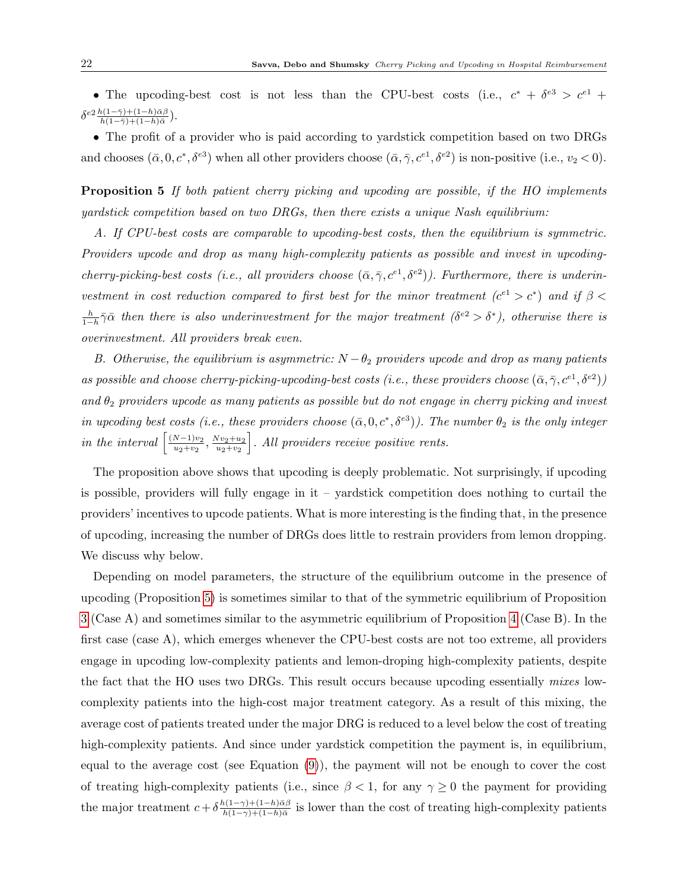- The upcoding-best cost is not less than the CPU-best costs (i.e., $c^* + \delta^{e3} > c^{e1} + \delta^{e2} \frac{h(1-\bar{\gamma})+(1-h)\bar{\alpha}\beta}{h(1-\bar{\gamma})+(1-h)\bar{\alpha}}$).
- The profit of a provider who is paid according to yardstick competition based on two DRGs and chooses $(\bar{\alpha}, 0, c^*, \delta^{e3})$ when all other providers choose $(\bar{\alpha}, \bar{\gamma}, c^{e1}, \delta^{e2})$ is non-positive (i.e., $v_2 < 0$).

**Proposition 5** *If both patient cherry picking and upcoding are possible, if the HO implements yardstick competition based on two DRGs, then there exists a unique Nash equilibrium:*

*A. If CPU-best costs are comparable to upcoding-best costs, then the equilibrium is symmetric. Providers upcode and drop as many high-complexity patients as possible and invest in upcoding-cherry-picking-best costs (i.e., all providers choose $(\bar{\alpha}, \bar{\gamma}, c^{e1}, \delta^{e2})$). Furthermore, there is underinvestment in cost reduction compared to first best for the minor treatment ($c^{e1} > c^*$) and if $\beta < \frac{h}{1-h}\bar{\gamma}\bar{\alpha}$ then there is also underinvestment for the major treatment ($\delta^{e2} > \delta^*$), otherwise there is overinvestment. All providers break even.*

*B. Otherwise, the equilibrium is asymmetric: $N - \theta_2$ providers upcode and drop as many patients as possible and choose cherry-picking-upcoding-best costs (i.e., these providers choose $(\bar{\alpha}, \bar{\gamma}, c^{e1}, \delta^{e2})$) and $\theta_2$ providers upcode as many patients as possible but do not engage in cherry picking and invest in upcoding best costs (i.e., these providers choose $(\bar{\alpha}, 0, c^*, \delta^{e3})$). The number $\theta_2$ is the only integer in the interval $\left[\frac{(N-1)v_2}{u_2+v_2}, \frac{Nv_2+u_2}{u_2+v_2}\right]$. All providers receive positive rents.*

The proposition above shows that upcoding is deeply problematic. Not surprisingly, if upcoding is possible, providers will fully engage in it – yardstick competition does nothing to curtail the providers' incentives to upcode patients. What is more interesting is the finding that, in the presence of upcoding, increasing the number of DRGs does little to restrain providers from lemon dropping. We discuss why below.

Depending on model parameters, the structure of the equilibrium outcome in the presence of upcoding (Proposition 5) is sometimes similar to that of the symmetric equilibrium of Proposition 3 (Case A) and sometimes similar to the asymmetric equilibrium of Proposition 4 (Case B). In the first case (case A), which emerges whenever the CPU-best costs are not too extreme, all providers engage in upcoding low-complexity patients and lemon-droping high-complexity patients, despite the fact that the HO uses two DRGs. This result occurs because upcoding essentially *mixes* low-complexity patients into the high-cost major treatment category. As a result of this mixing, the average cost of patients treated under the major DRG is reduced to a level below the cost of treating high-complexity patients. And since under yardstick competition the payment is, in equilibrium, equal to the average cost (see Equation (9)), the payment will not be enough to cover the cost of treating high-complexity patients (i.e., since $\beta < 1$, for any $\gamma \geq 0$ the payment for providing the major treatment $c + \delta \frac{h(1-\gamma)+(1-h)\bar{\alpha}\beta}{h(1-\gamma)+(1-h)\bar{\alpha}}$ is lower than the cost of treating high-complexity patients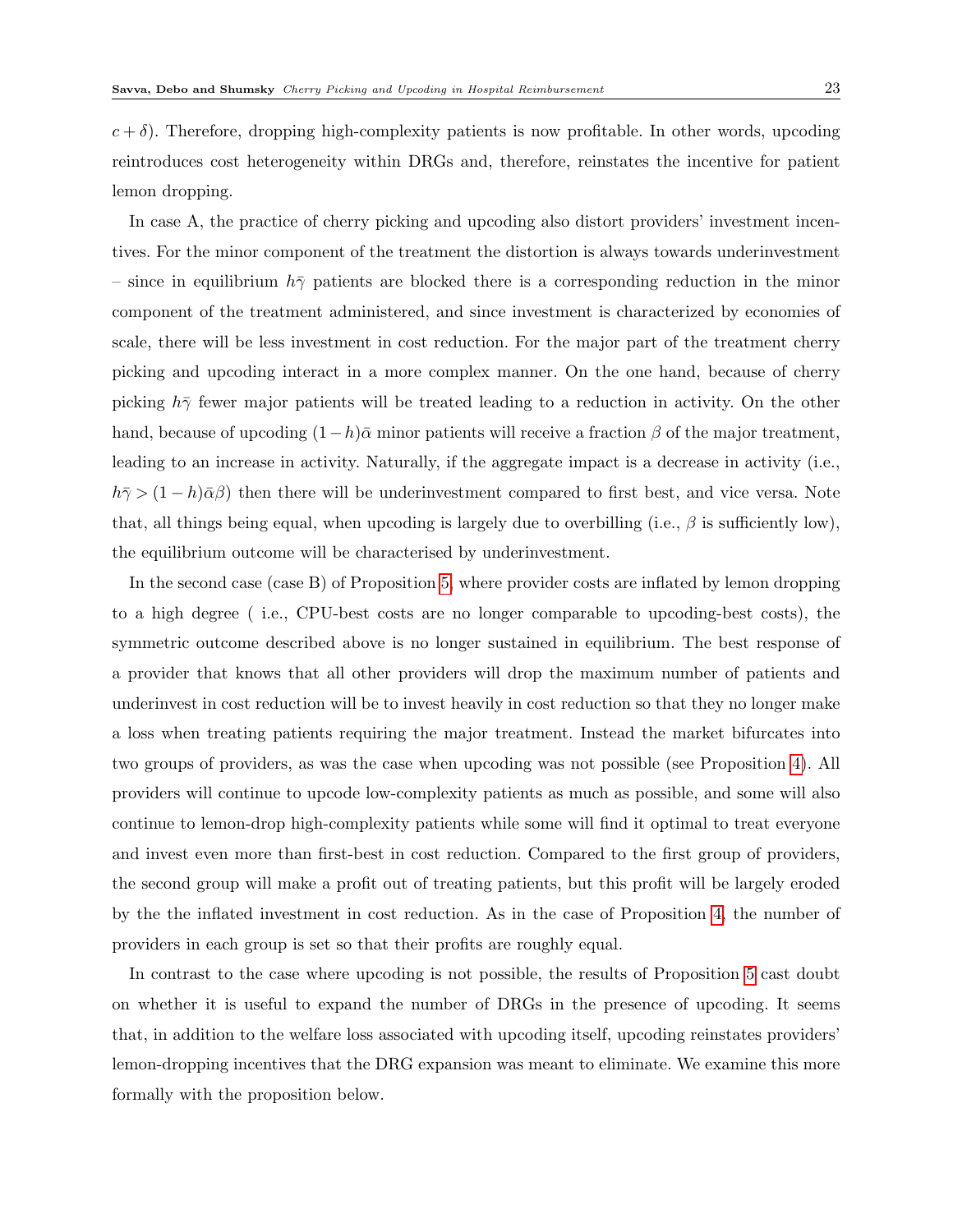$c + \delta$). Therefore, dropping high-complexity patients is now profitable. In other words, upcoding reintroduces cost heterogeneity within DRGs and, therefore, reinstates the incentive for patient lemon dropping.

In case A, the practice of cherry picking and upcoding also distort providers' investment incentives. For the minor component of the treatment the distortion is always towards underinvestment – since in equilibrium $h\bar{\gamma}$ patients are blocked there is a corresponding reduction in the minor component of the treatment administered, and since investment is characterized by economies of scale, there will be less investment in cost reduction. For the major part of the treatment cherry picking and upcoding interact in a more complex manner. On the one hand, because of cherry picking $h\bar{\gamma}$ fewer major patients will be treated leading to a reduction in activity. On the other hand, because of upcoding $(1-h)\bar{\alpha}$ minor patients will receive a fraction $\beta$ of the major treatment, leading to an increase in activity. Naturally, if the aggregate impact is a decrease in activity (i.e., $h\bar{\gamma} > (1-h)\bar{\alpha}\beta$) then there will be underinvestment compared to first best, and vice versa. Note that, all things being equal, when upcoding is largely due to overbilling (i.e., $\beta$ is sufficiently low), the equilibrium outcome will be characterised by underinvestment.

In the second case (case B) of Proposition 5, where provider costs are inflated by lemon dropping to a high degree ( i.e., CPU-best costs are no longer comparable to upcoding-best costs), the symmetric outcome described above is no longer sustained in equilibrium. The best response of a provider that knows that all other providers will drop the maximum number of patients and underinvest in cost reduction will be to invest heavily in cost reduction so that they no longer make a loss when treating patients requiring the major treatment. Instead the market bifurcates into two groups of providers, as was the case when upcoding was not possible (see Proposition 4). All providers will continue to upcode low-complexity patients as much as possible, and some will also continue to lemon-drop high-complexity patients while some will find it optimal to treat everyone and invest even more than first-best in cost reduction. Compared to the first group of providers, the second group will make a profit out of treating patients, but this profit will be largely eroded by the the inflated investment in cost reduction. As in the case of Proposition 4, the number of providers in each group is set so that their profits are roughly equal.

In contrast to the case where upcoding is not possible, the results of Proposition 5 cast doubt on whether it is useful to expand the number of DRGs in the presence of upcoding. It seems that, in addition to the welfare loss associated with upcoding itself, upcoding reinstates providers' lemon-dropping incentives that the DRG expansion was meant to eliminate. We examine this more formally with the proposition below.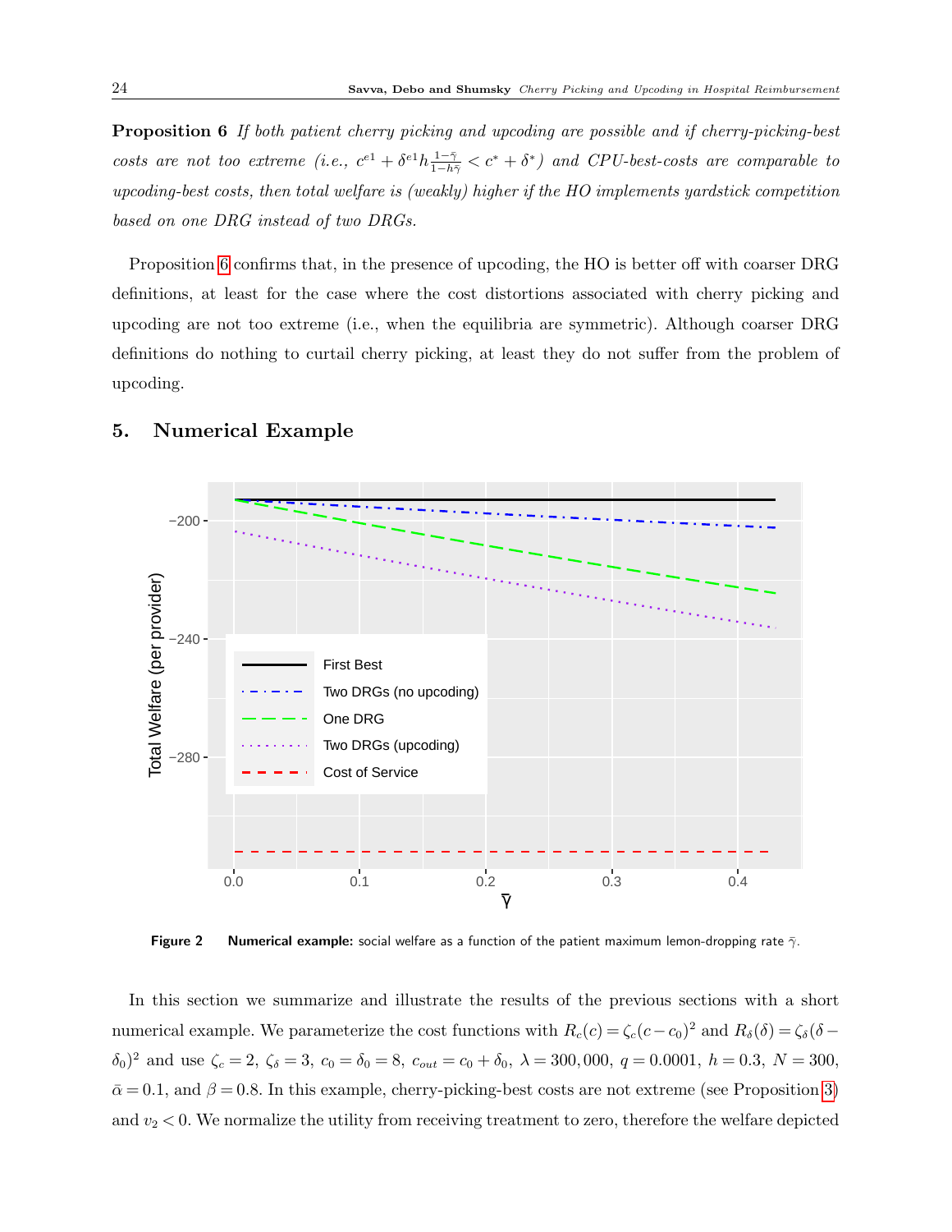**Proposition 6** *If both patient cherry picking and upcoding are possible and if cherry-picking-best costs are not too extreme (i.e., $c^{e1} + \delta^{e1} h \frac{1-\bar{\gamma}}{1-h\bar{\gamma}} < c^* + \delta^*$) and CPU-best-costs are comparable to upcoding-best costs, then total welfare is (weakly) higher if the HO implements yardstick competition based on one DRG instead of two DRGs.*

Proposition 6 confirms that, in the presence of upcoding, the HO is better off with coarser DRG definitions, at least for the case where the cost distortions associated with cherry picking and upcoding are not too extreme (i.e., when the equilibria are symmetric). Although coarser DRG definitions do nothing to curtail cherry picking, at least they do not suffer from the problem of upcoding.

## 5. Numerical Example

**Figure 2** **Numerical example:** social welfare as a function of the patient maximum lemon-dropping rate $\bar{\gamma}$.

In this section we summarize and illustrate the results of the previous sections with a short numerical example. We parameterize the cost functions with $R_c(c) = \zeta_c(c - c_0)^2$ and $R_\delta(\delta) = \zeta_\delta(\delta - \delta_0)^2$ and use $\zeta_c = 2$, $\zeta_\delta = 3$, $c_0 = \delta_0 = 8$, $c_{out} = c_0 + \delta_0$, $\lambda = 300{,}000$, $q = 0.0001$, $h = 0.3$, $N = 300$, $\bar{\alpha} = 0.1$, and $\beta = 0.8$. In this example, cherry-picking-best costs are not extreme (see Proposition 3) and $v_2 < 0$. We normalize the utility from receiving treatment to zero, therefore the welfare depicted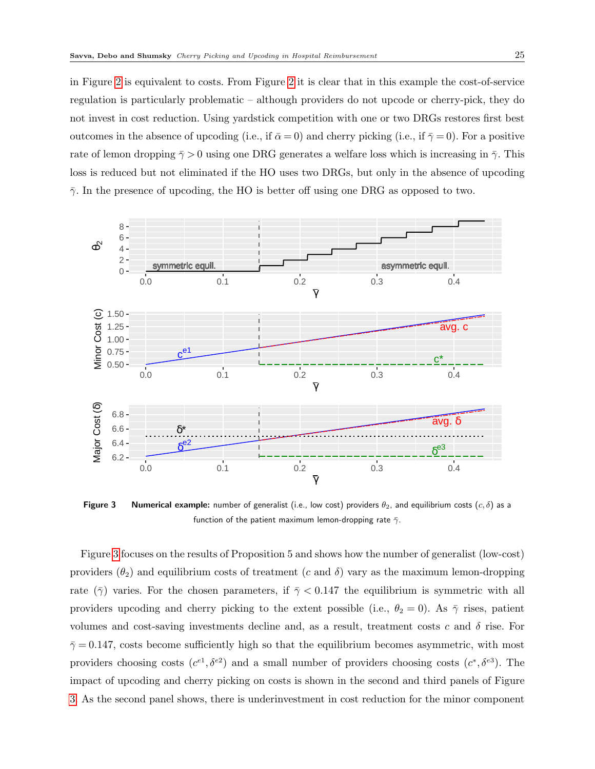in Figure 2 is equivalent to costs. From Figure 2 it is clear that in this example the cost-of-service regulation is particularly problematic – although providers do not upcode or cherry-pick, they do not invest in cost reduction. Using yardstick competition with one or two DRGs restores first best outcomes in the absence of upcoding (i.e., if $\bar{\alpha} = 0$) and cherry picking (i.e., if $\bar{\gamma} = 0$). For a positive rate of lemon dropping $\bar{\gamma} > 0$ using one DRG generates a welfare loss which is increasing in $\bar{\gamma}$. This loss is reduced but not eliminated if the HO uses two DRGs, but only in the absence of upcoding $\bar{\gamma}$. In the presence of upcoding, the HO is better off using one DRG as opposed to two.

**Figure 3** **Numerical example:** number of generalist (i.e., low cost) providers $\theta_2$, and equilibrium costs $(c, \delta)$ as a function of the patient maximum lemon-dropping rate $\bar{\gamma}$.

Figure 3 focuses on the results of Proposition 5 and shows how the number of generalist (low-cost) providers ($\theta_2$) and equilibrium costs of treatment ($c$ and $\delta$) vary as the maximum lemon-dropping rate ($\bar{\gamma}$) varies. For the chosen parameters, if $\bar{\gamma} < 0.147$ the equilibrium is symmetric with all providers upcoding and cherry picking to the extent possible (i.e., $\theta_2 = 0$). As $\bar{\gamma}$ rises, patient volumes and cost-saving investments decline and, as a result, treatment costs $c$ and $\delta$ rise. For $\bar{\gamma} = 0.147$, costs become sufficiently high so that the equilibrium becomes asymmetric, with most providers choosing costs $(c^{e1}, \delta^{e2})$ and a small number of providers choosing costs $(c^*, \delta^{e3})$. The impact of upcoding and cherry picking on costs is shown in the second and third panels of Figure 3. As the second panel shows, there is underinvestment in cost reduction for the minor component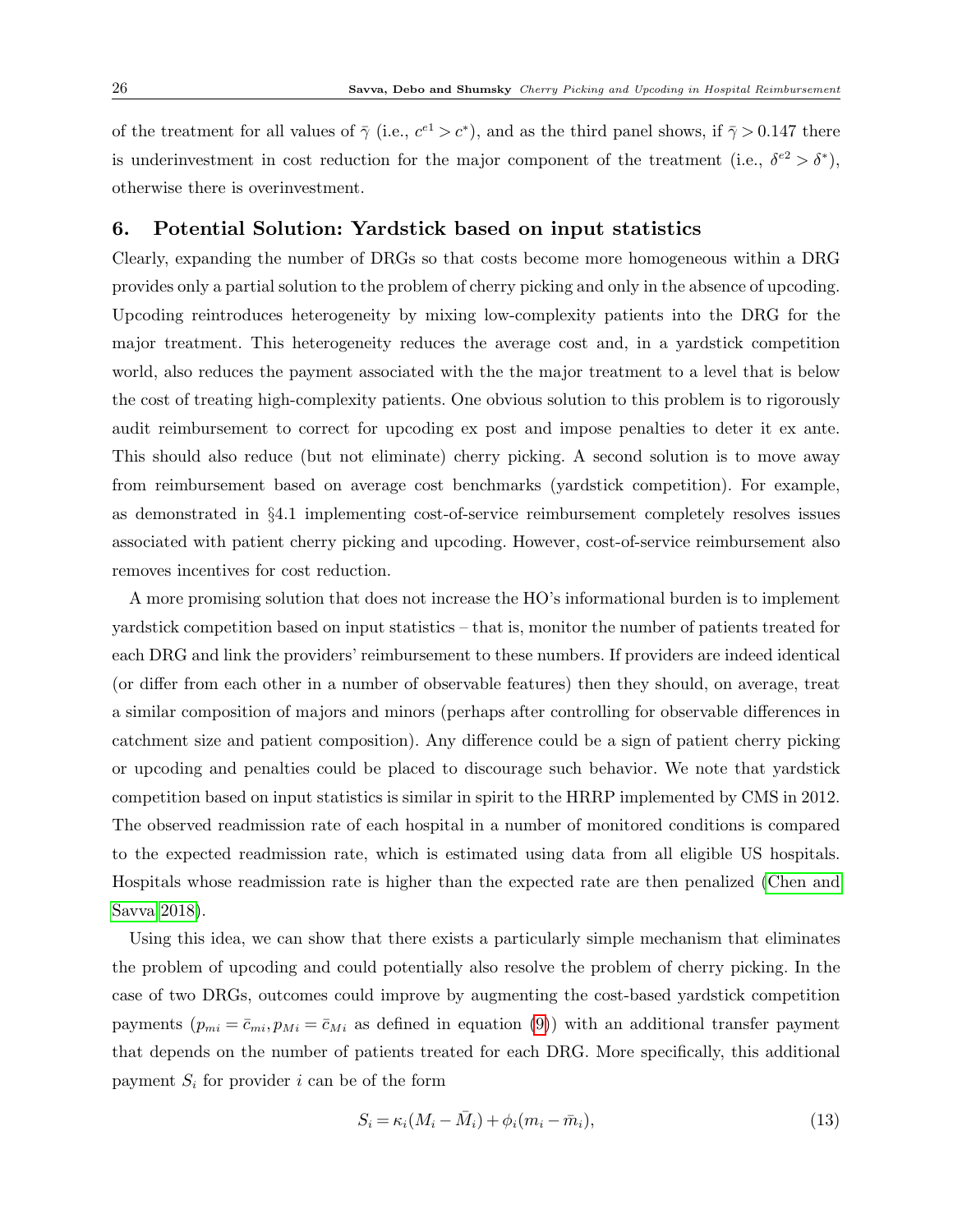of the treatment for all values of $\bar{\gamma}$ (i.e., $c^{e1} > c^*$), and as the third panel shows, if $\bar{\gamma} > 0.147$ there is underinvestment in cost reduction for the major component of the treatment (i.e., $\delta^{e2} > \delta^*$), otherwise there is overinvestment.

## 6. Potential Solution: Yardstick based on input statistics

Clearly, expanding the number of DRGs so that costs become more homogeneous within a DRG provides only a partial solution to the problem of cherry picking and only in the absence of upcoding. Upcoding reintroduces heterogeneity by mixing low-complexity patients into the DRG for the major treatment. This heterogeneity reduces the average cost and, in a yardstick competition world, also reduces the payment associated with the the major treatment to a level that is below the cost of treating high-complexity patients. One obvious solution to this problem is to rigorously audit reimbursement to correct for upcoding ex post and impose penalties to deter it ex ante. This should also reduce (but not eliminate) cherry picking. A second solution is to move away from reimbursement based on average cost benchmarks (yardstick competition). For example, as demonstrated in §4.1 implementing cost-of-service reimbursement completely resolves issues associated with patient cherry picking and upcoding. However, cost-of-service reimbursement also removes incentives for cost reduction.

A more promising solution that does not increase the HO's informational burden is to implement yardstick competition based on input statistics – that is, monitor the number of patients treated for each DRG and link the providers' reimbursement to these numbers. If providers are indeed identical (or differ from each other in a number of observable features) then they should, on average, treat a similar composition of majors and minors (perhaps after controlling for observable differences in catchment size and patient composition). Any difference could be a sign of patient cherry picking or upcoding and penalties could be placed to discourage such behavior. We note that yardstick competition based on input statistics is similar in spirit to the HRRP implemented by CMS in 2012. The observed readmission rate of each hospital in a number of monitored conditions is compared to the expected readmission rate, which is estimated using data from all eligible US hospitals. Hospitals whose readmission rate is higher than the expected rate are then penalized (Chen and Savva 2018).

Using this idea, we can show that there exists a particularly simple mechanism that eliminates the problem of upcoding and could potentially also resolve the problem of cherry picking. In the case of two DRGs, outcomes could improve by augmenting the cost-based yardstick competition payments ($p_{mi} = \bar{c}_{mi}, p_{Mi} = \bar{c}_{Mi}$ as defined in equation (9)) with an additional transfer payment that depends on the number of patients treated for each DRG. More specifically, this additional payment $S_i$ for provider $i$ can be of the form

$$S_i = \kappa_i(M_i - \bar{M}_i) + \phi_i(m_i - \bar{m}_i), \tag{13}$$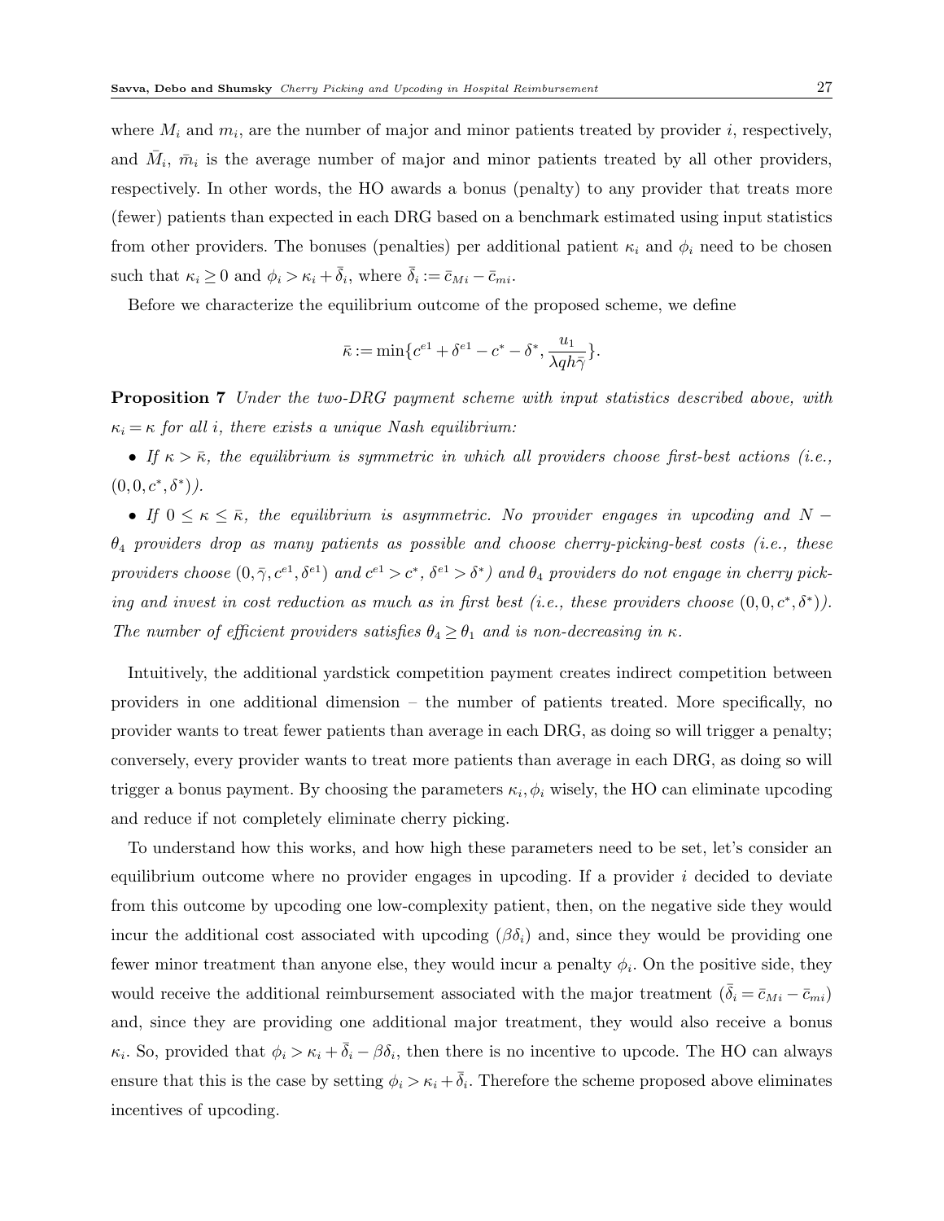where $M_i$ and $m_i$, are the number of major and minor patients treated by provider $i$, respectively, and $\bar{M}_i$, $\bar{m}_i$ is the average number of major and minor patients treated by all other providers, respectively. In other words, the HO awards a bonus (penalty) to any provider that treats more (fewer) patients than expected in each DRG based on a benchmark estimated using input statistics from other providers. The bonuses (penalties) per additional patient $\kappa_i$ and $\phi_i$ need to be chosen such that $\kappa_i \geq 0$ and $\phi_i > \kappa_i + \bar{\bar{\delta}}_i$, where $\bar{\bar{\delta}}_i := \bar{c}_{Mi} - \bar{c}_{mi}$.

Before we characterize the equilibrium outcome of the proposed scheme, we define

$$\bar{\kappa} := \min\{c^{e1} + \delta^{e1} - c^* - \delta^*, \frac{u_1}{\lambda q h \bar{\gamma}}\}.$$

**Proposition 7** *Under the two-DRG payment scheme with input statistics described above, with $\kappa_i = \kappa$ for all $i$, there exists a unique Nash equilibrium:*

- *If $\kappa > \bar{\kappa}$, the equilibrium is symmetric in which all providers choose first-best actions (i.e., $(0, 0, c^*, \delta^*)$).*
- *If $0 \leq \kappa \leq \bar{\kappa}$, the equilibrium is asymmetric. No provider engages in upcoding and $N - \theta_4$ providers drop as many patients as possible and choose cherry-picking-best costs (i.e., these providers choose $(0, \bar{\gamma}, c^{e1}, \delta^{e1})$ and $c^{e1} > c^*$, $\delta^{e1} > \delta^*$) and $\theta_4$ providers do not engage in cherry picking and invest in cost reduction as much as in first best (i.e., these providers choose $(0, 0, c^*, \delta^*)$). The number of efficient providers satisfies $\theta_4 \geq \theta_1$ and is non-decreasing in $\kappa$.*

Intuitively, the additional yardstick competition payment creates indirect competition between providers in one additional dimension – the number of patients treated. More specifically, no provider wants to treat fewer patients than average in each DRG, as doing so will trigger a penalty; conversely, every provider wants to treat more patients than average in each DRG, as doing so will trigger a bonus payment. By choosing the parameters $\kappa_i, \phi_i$ wisely, the HO can eliminate upcoding and reduce if not completely eliminate cherry picking.

To understand how this works, and how high these parameters need to be set, let's consider an equilibrium outcome where no provider engages in upcoding. If a provider $i$ decided to deviate from this outcome by upcoding one low-complexity patient, then, on the negative side they would incur the additional cost associated with upcoding ($\beta\delta_i$) and, since they would be providing one fewer minor treatment than anyone else, they would incur a penalty $\phi_i$. On the positive side, they would receive the additional reimbursement associated with the major treatment ($\bar{\bar{\delta}}_i = \bar{c}_{Mi} - \bar{c}_{mi}$) and, since they are providing one additional major treatment, they would also receive a bonus $\kappa_i$. So, provided that $\phi_i > \kappa_i + \bar{\bar{\delta}}_i - \beta\delta_i$, then there is no incentive to upcode. The HO can always ensure that this is the case by setting $\phi_i > \kappa_i + \bar{\bar{\delta}}_i$. Therefore the scheme proposed above eliminates incentives of upcoding.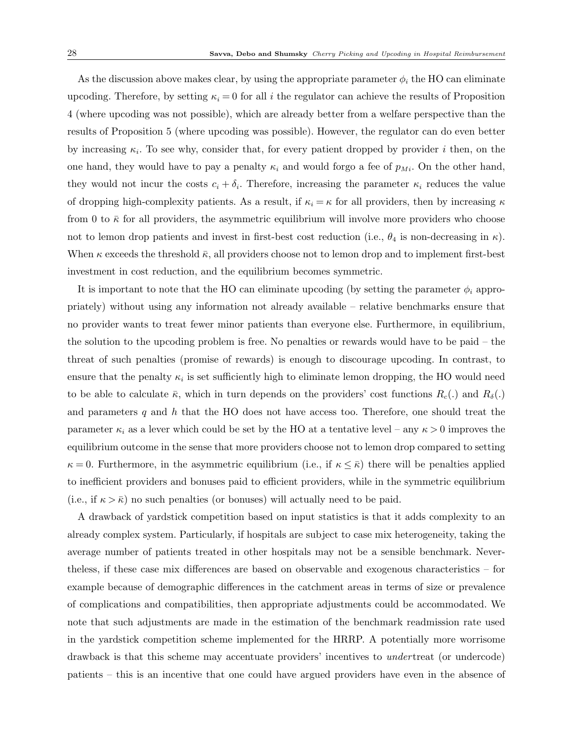As the discussion above makes clear, by using the appropriate parameter $\phi_i$ the HO can eliminate upcoding. Therefore, by setting $\kappa_i = 0$ for all $i$ the regulator can achieve the results of Proposition 4 (where upcoding was not possible), which are already better from a welfare perspective than the results of Proposition 5 (where upcoding was possible). However, the regulator can do even better by increasing $\kappa_i$. To see why, consider that, for every patient dropped by provider $i$ then, on the one hand, they would have to pay a penalty $\kappa_i$ and would forgo a fee of $p_{Mi}$. On the other hand, they would not incur the costs $c_i + \delta_i$. Therefore, increasing the parameter $\kappa_i$ reduces the value of dropping high-complexity patients. As a result, if $\kappa_i = \kappa$ for all providers, then by increasing $\kappa$ from 0 to $\bar{\kappa}$ for all providers, the asymmetric equilibrium will involve more providers who choose not to lemon drop patients and invest in first-best cost reduction (i.e., $\theta_4$ is non-decreasing in $\kappa$). When $\kappa$ exceeds the threshold $\bar{\kappa}$, all providers choose not to lemon drop and to implement first-best investment in cost reduction, and the equilibrium becomes symmetric.

It is important to note that the HO can eliminate upcoding (by setting the parameter $\phi_i$ appropriately) without using any information not already available – relative benchmarks ensure that no provider wants to treat fewer minor patients than everyone else. Furthermore, in equilibrium, the solution to the upcoding problem is free. No penalties or rewards would have to be paid – the threat of such penalties (promise of rewards) is enough to discourage upcoding. In contrast, to ensure that the penalty $\kappa_i$ is set sufficiently high to eliminate lemon dropping, the HO would need to be able to calculate $\bar{\kappa}$, which in turn depends on the providers' cost functions $R_c(.)$ and $R_\delta(.)$ and parameters $q$ and $h$ that the HO does not have access too. Therefore, one should treat the parameter $\kappa_i$ as a lever which could be set by the HO at a tentative level – any $\kappa > 0$ improves the equilibrium outcome in the sense that more providers choose not to lemon drop compared to setting $\kappa = 0$. Furthermore, in the asymmetric equilibrium (i.e., if $\kappa \leq \bar{\kappa}$) there will be penalties applied to inefficient providers and bonuses paid to efficient providers, while in the symmetric equilibrium (i.e., if $\kappa > \bar{\kappa}$) no such penalties (or bonuses) will actually need to be paid.

A drawback of yardstick competition based on input statistics is that it adds complexity to an already complex system. Particularly, if hospitals are subject to case mix heterogeneity, taking the average number of patients treated in other hospitals may not be a sensible benchmark. Nevertheless, if these case mix differences are based on observable and exogenous characteristics – for example because of demographic differences in the catchment areas in terms of size or prevalence of complications and compatibilities, then appropriate adjustments could be accommodated. We note that such adjustments are made in the estimation of the benchmark readmission rate used in the yardstick competition scheme implemented for the HRRP. A potentially more worrisome drawback is that this scheme may accentuate providers' incentives to *under*treat (or undercode) patients – this is an incentive that one could have argued providers have even in the absence of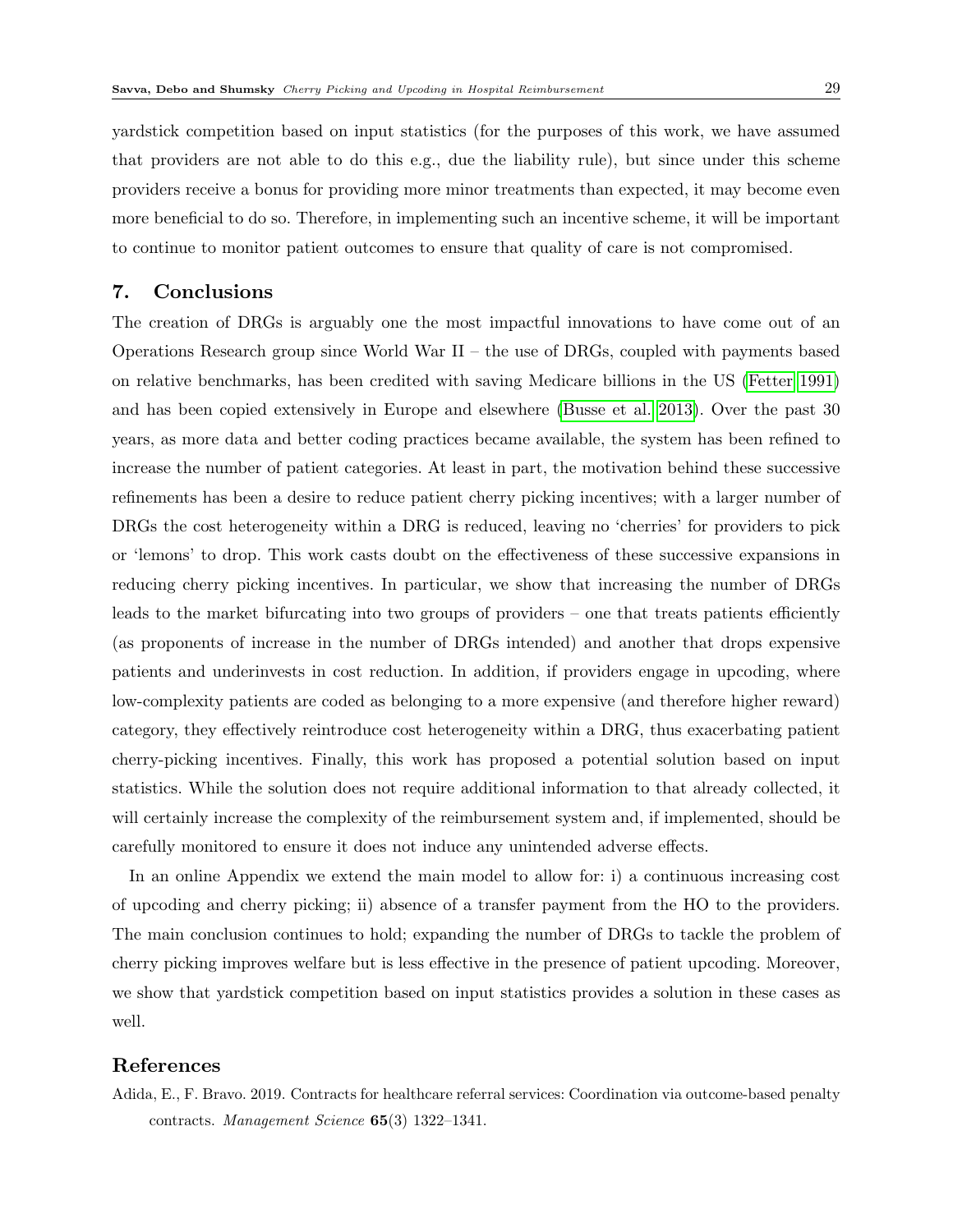yardstick competition based on input statistics (for the purposes of this work, we have assumed that providers are not able to do this e.g., due the liability rule), but since under this scheme providers receive a bonus for providing more minor treatments than expected, it may become even more beneficial to do so. Therefore, in implementing such an incentive scheme, it will be important to continue to monitor patient outcomes to ensure that quality of care is not compromised.

## 7. Conclusions

The creation of DRGs is arguably one the most impactful innovations to have come out of an Operations Research group since World War II – the use of DRGs, coupled with payments based on relative benchmarks, has been credited with saving Medicare billions in the US (Fetter 1991) and has been copied extensively in Europe and elsewhere (Busse et al. 2013). Over the past 30 years, as more data and better coding practices became available, the system has been refined to increase the number of patient categories. At least in part, the motivation behind these successive refinements has been a desire to reduce patient cherry picking incentives; with a larger number of DRGs the cost heterogeneity within a DRG is reduced, leaving no 'cherries' for providers to pick or 'lemons' to drop. This work casts doubt on the effectiveness of these successive expansions in reducing cherry picking incentives. In particular, we show that increasing the number of DRGs leads to the market bifurcating into two groups of providers – one that treats patients efficiently (as proponents of increase in the number of DRGs intended) and another that drops expensive patients and underinvests in cost reduction. In addition, if providers engage in upcoding, where low-complexity patients are coded as belonging to a more expensive (and therefore higher reward) category, they effectively reintroduce cost heterogeneity within a DRG, thus exacerbating patient cherry-picking incentives. Finally, this work has proposed a potential solution based on input statistics. While the solution does not require additional information to that already collected, it will certainly increase the complexity of the reimbursement system and, if implemented, should be carefully monitored to ensure it does not induce any unintended adverse effects.

In an online Appendix we extend the main model to allow for: i) a continuous increasing cost of upcoding and cherry picking; ii) absence of a transfer payment from the HO to the providers. The main conclusion continues to hold; expanding the number of DRGs to tackle the problem of cherry picking improves welfare but is less effective in the presence of patient upcoding. Moreover, we show that yardstick competition based on input statistics provides a solution in these cases as well.

## References

Adida, E., F. Bravo. 2019. Contracts for healthcare referral services: Coordination via outcome-based penalty contracts. *Management Science* **65**(3) 1322–1341.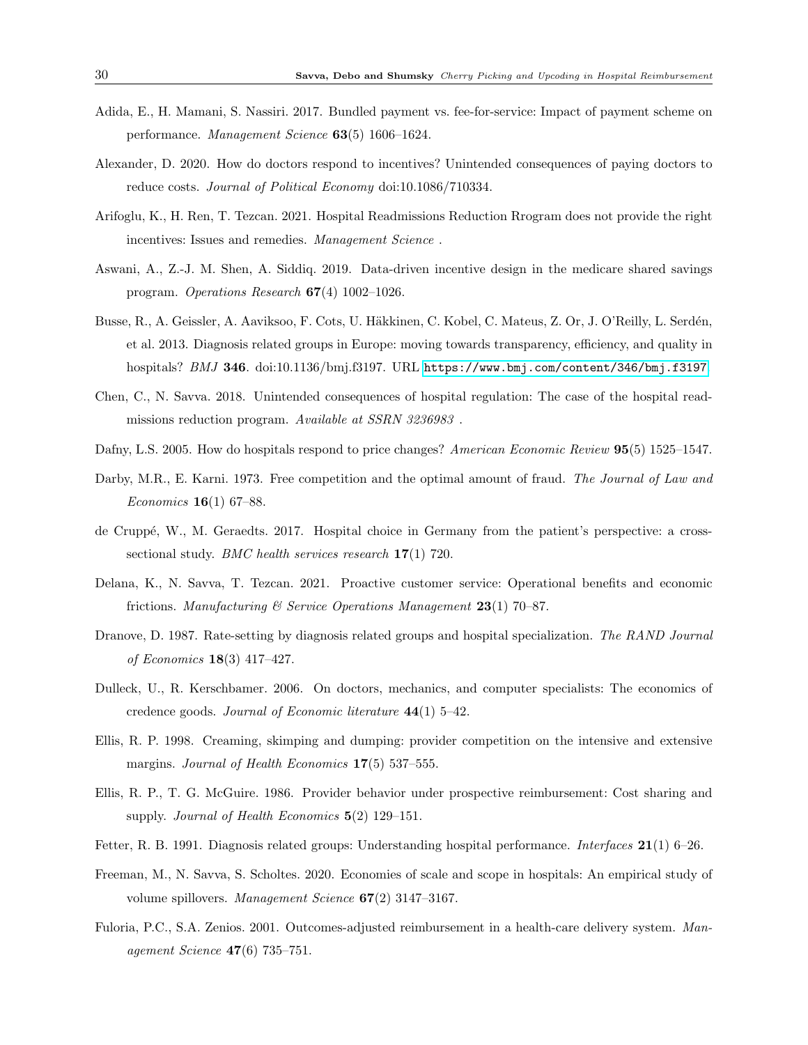Adida, E., H. Mamani, S. Nassiri. 2017. Bundled payment vs. fee-for-service: Impact of payment scheme on performance. *Management Science* **63**(5) 1606–1624.

Alexander, D. 2020. How do doctors respond to incentives? Unintended consequences of paying doctors to reduce costs. *Journal of Political Economy* doi:10.1086/710334.

Arifoglu, K., H. Ren, T. Tezcan. 2021. Hospital Readmissions Reduction Rrogram does not provide the right incentives: Issues and remedies. *Management Science* .

Aswani, A., Z.-J. M. Shen, A. Siddiq. 2019. Data-driven incentive design in the medicare shared savings program. *Operations Research* **67**(4) 1002–1026.

Busse, R., A. Geissler, A. Aaviksoo, F. Cots, U. Häkkinen, C. Kobel, C. Mateus, Z. Or, J. O'Reilly, L. Serdén, et al. 2013. Diagnosis related groups in Europe: moving towards transparency, efficiency, and quality in hospitals? *BMJ* **346**. doi:10.1136/bmj.f3197. URL https://www.bmj.com/content/346/bmj.f3197.

Chen, C., N. Savva. 2018. Unintended consequences of hospital regulation: The case of the hospital readmissions reduction program. *Available at SSRN 3236983* .

Dafny, L.S. 2005. How do hospitals respond to price changes? *American Economic Review* **95**(5) 1525–1547.

Darby, M.R., E. Karni. 1973. Free competition and the optimal amount of fraud. *The Journal of Law and Economics* **16**(1) 67–88.

de Cruppé, W., M. Geraedts. 2017. Hospital choice in Germany from the patient's perspective: a cross-sectional study. *BMC health services research* **17**(1) 720.

Delana, K., N. Savva, T. Tezcan. 2021. Proactive customer service: Operational benefits and economic frictions. *Manufacturing & Service Operations Management* **23**(1) 70–87.

Dranove, D. 1987. Rate-setting by diagnosis related groups and hospital specialization. *The RAND Journal of Economics* **18**(3) 417–427.

Dulleck, U., R. Kerschbamer. 2006. On doctors, mechanics, and computer specialists: The economics of credence goods. *Journal of Economic literature* **44**(1) 5–42.

Ellis, R. P. 1998. Creaming, skimping and dumping: provider competition on the intensive and extensive margins. *Journal of Health Economics* **17**(5) 537–555.

Ellis, R. P., T. G. McGuire. 1986. Provider behavior under prospective reimbursement: Cost sharing and supply. *Journal of Health Economics* **5**(2) 129–151.

Fetter, R. B. 1991. Diagnosis related groups: Understanding hospital performance. *Interfaces* **21**(1) 6–26.

Freeman, M., N. Savva, S. Scholtes. 2020. Economies of scale and scope in hospitals: An empirical study of volume spillovers. *Management Science* **67**(2) 3147–3167.

Fuloria, P.C., S.A. Zenios. 2001. Outcomes-adjusted reimbursement in a health-care delivery system. *Management Science* **47**(6) 735–751.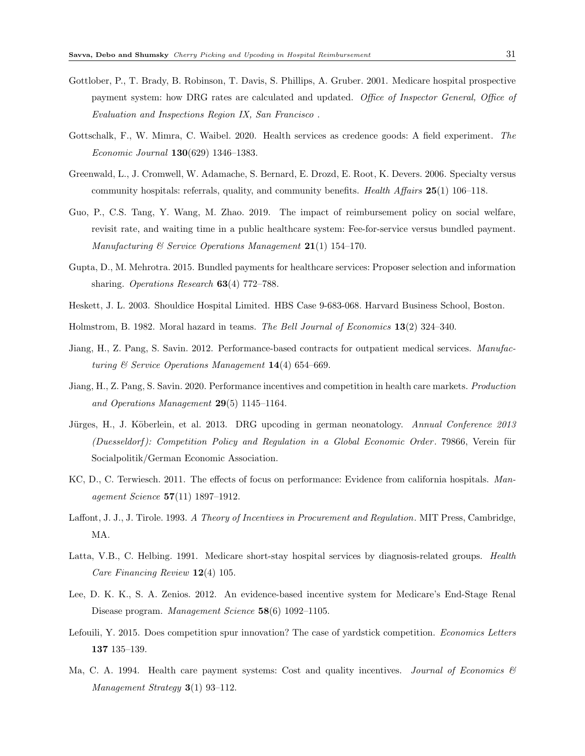Gottlober, P., T. Brady, B. Robinson, T. Davis, S. Phillips, A. Gruber. 2001. Medicare hospital prospective payment system: how DRG rates are calculated and updated. *Office of Inspector General, Office of Evaluation and Inspections Region IX, San Francisco* .

Gottschalk, F., W. Mimra, C. Waibel. 2020. Health services as credence goods: A field experiment. *The Economic Journal* **130**(629) 1346–1383.

Greenwald, L., J. Cromwell, W. Adamache, S. Bernard, E. Drozd, E. Root, K. Devers. 2006. Specialty versus community hospitals: referrals, quality, and community benefits. *Health Affairs* **25**(1) 106–118.

Guo, P., C.S. Tang, Y. Wang, M. Zhao. 2019. The impact of reimbursement policy on social welfare, revisit rate, and waiting time in a public healthcare system: Fee-for-service versus bundled payment. *Manufacturing & Service Operations Management* **21**(1) 154–170.

Gupta, D., M. Mehrotra. 2015. Bundled payments for healthcare services: Proposer selection and information sharing. *Operations Research* **63**(4) 772–788.

Heskett, J. L. 2003. Shouldice Hospital Limited. HBS Case 9-683-068. Harvard Business School, Boston.

Holmstrom, B. 1982. Moral hazard in teams. *The Bell Journal of Economics* **13**(2) 324–340.

Jiang, H., Z. Pang, S. Savin. 2012. Performance-based contracts for outpatient medical services. *Manufacturing & Service Operations Management* **14**(4) 654–669.

Jiang, H., Z. Pang, S. Savin. 2020. Performance incentives and competition in health care markets. *Production and Operations Management* **29**(5) 1145–1164.

Jürges, H., J. Köberlein, et al. 2013. DRG upcoding in german neonatology. *Annual Conference 2013 (Duesseldorf): Competition Policy and Regulation in a Global Economic Order*. 79866, Verein für Socialpolitik/German Economic Association.

KC, D., C. Terwiesch. 2011. The effects of focus on performance: Evidence from california hospitals. *Management Science* **57**(11) 1897–1912.

Laffont, J. J., J. Tirole. 1993. *A Theory of Incentives in Procurement and Regulation*. MIT Press, Cambridge, MA.

Latta, V.B., C. Helbing. 1991. Medicare short-stay hospital services by diagnosis-related groups. *Health Care Financing Review* **12**(4) 105.

Lee, D. K. K., S. A. Zenios. 2012. An evidence-based incentive system for Medicare's End-Stage Renal Disease program. *Management Science* **58**(6) 1092–1105.

Lefouili, Y. 2015. Does competition spur innovation? The case of yardstick competition. *Economics Letters* **137** 135–139.

Ma, C. A. 1994. Health care payment systems: Cost and quality incentives. *Journal of Economics & Management Strategy* **3**(1) 93–112.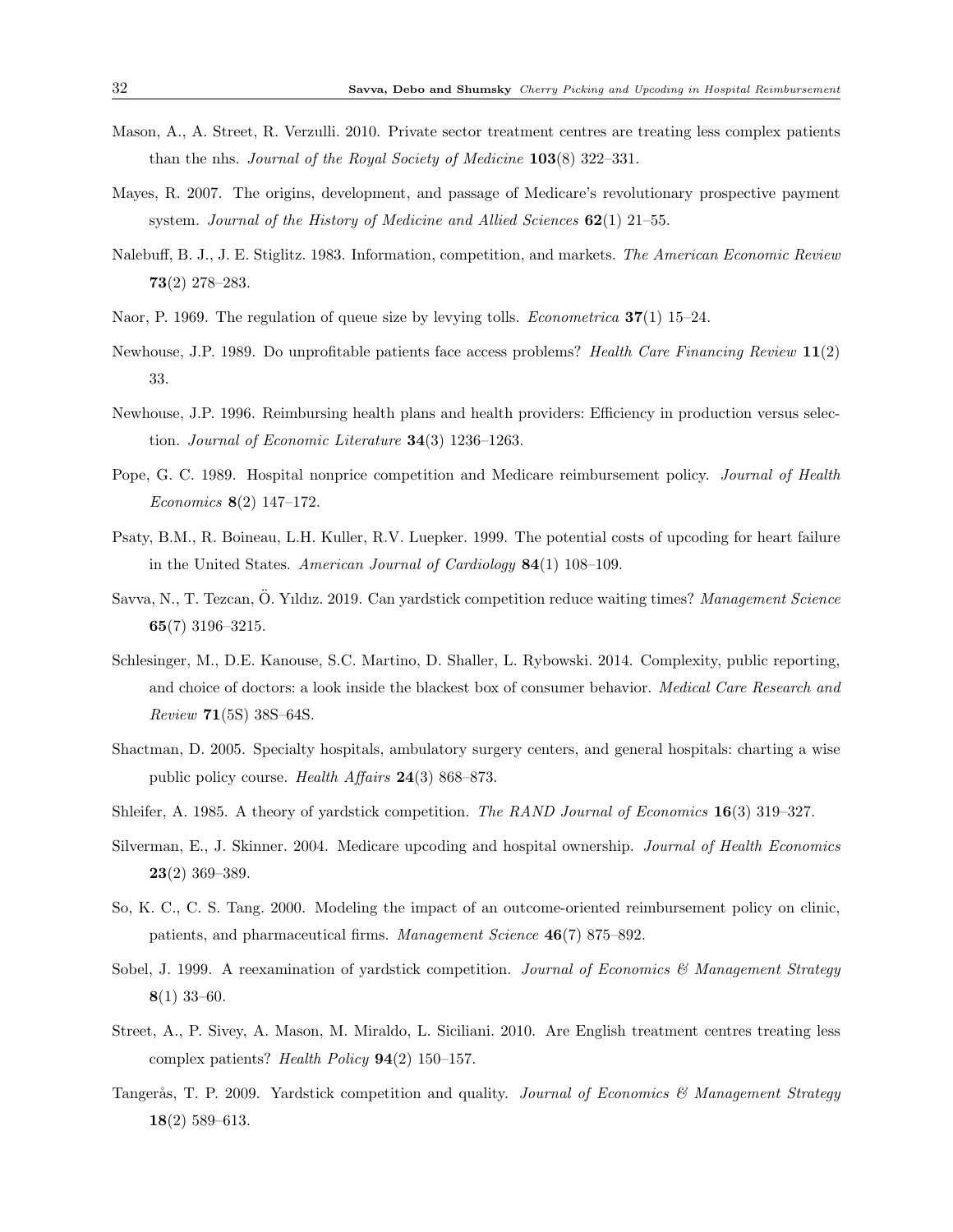Mason, A., A. Street, R. Verzulli. 2010. Private sector treatment centres are treating less complex patients than the nhs. *Journal of the Royal Society of Medicine* **103**(8) 322–331.

Mayes, R. 2007. The origins, development, and passage of Medicare's revolutionary prospective payment system. *Journal of the History of Medicine and Allied Sciences* **62**(1) 21–55.

Nalebuff, B. J., J. E. Stiglitz. 1983. Information, competition, and markets. *The American Economic Review* **73**(2) 278–283.

Naor, P. 1969. The regulation of queue size by levying tolls. *Econometrica* **37**(1) 15–24.

Newhouse, J.P. 1989. Do unprofitable patients face access problems? *Health Care Financing Review* **11**(2) 33.

Newhouse, J.P. 1996. Reimbursing health plans and health providers: Efficiency in production versus selection. *Journal of Economic Literature* **34**(3) 1236–1263.

Pope, G. C. 1989. Hospital nonprice competition and Medicare reimbursement policy. *Journal of Health Economics* **8**(2) 147–172.

Psaty, B.M., R. Boineau, L.H. Kuller, R.V. Luepker. 1999. The potential costs of upcoding for heart failure in the United States. *American Journal of Cardiology* **84**(1) 108–109.

Savva, N., T. Tezcan, Ö. Yıldız. 2019. Can yardstick competition reduce waiting times? *Management Science* **65**(7) 3196–3215.

Schlesinger, M., D.E. Kanouse, S.C. Martino, D. Shaller, L. Rybowski. 2014. Complexity, public reporting, and choice of doctors: a look inside the blackest box of consumer behavior. *Medical Care Research and Review* **71**(5S) 38S–64S.

Shactman, D. 2005. Specialty hospitals, ambulatory surgery centers, and general hospitals: charting a wise public policy course. *Health Affairs* **24**(3) 868–873.

Shleifer, A. 1985. A theory of yardstick competition. *The RAND Journal of Economics* **16**(3) 319–327.

Silverman, E., J. Skinner. 2004. Medicare upcoding and hospital ownership. *Journal of Health Economics* **23**(2) 369–389.

So, K. C., C. S. Tang. 2000. Modeling the impact of an outcome-oriented reimbursement policy on clinic, patients, and pharmaceutical firms. *Management Science* **46**(7) 875–892.

Sobel, J. 1999. A reexamination of yardstick competition. *Journal of Economics & Management Strategy* **8**(1) 33–60.

Street, A., P. Sivey, A. Mason, M. Miraldo, L. Siciliani. 2010. Are English treatment centres treating less complex patients? *Health Policy* **94**(2) 150–157.

Tangerås, T. P. 2009. Yardstick competition and quality. *Journal of Economics & Management Strategy* **18**(2) 589–613.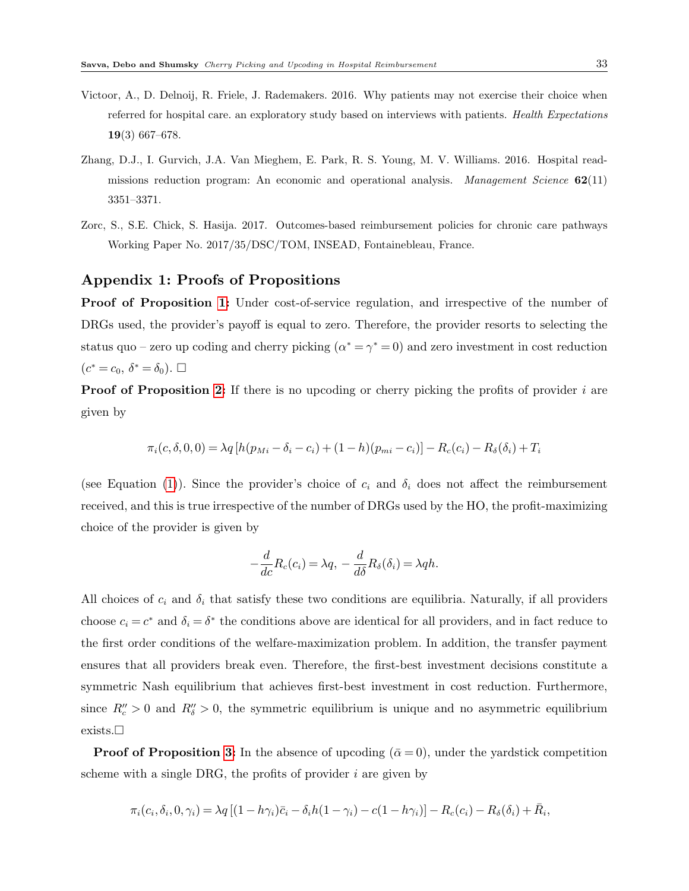Victoor, A., D. Delnoij, R. Friele, J. Rademakers. 2016. Why patients may not exercise their choice when referred for hospital care. an exploratory study based on interviews with patients. *Health Expectations* **19**(3) 667–678.

Zhang, D.J., I. Gurvich, J.A. Van Mieghem, E. Park, R. S. Young, M. V. Williams. 2016. Hospital readmissions reduction program: An economic and operational analysis. *Management Science* **62**(11) 3351–3371.

Zorc, S., S.E. Chick, S. Hasija. 2017. Outcomes-based reimbursement policies for chronic care pathways Working Paper No. 2017/35/DSC/TOM, INSEAD, Fontainebleau, France.

## Appendix 1: Proofs of Propositions

**Proof of Proposition 1:** Under cost-of-service regulation, and irrespective of the number of DRGs used, the provider's payoff is equal to zero. Therefore, the provider resorts to selecting the status quo – zero up coding and cherry picking ($\alpha^* = \gamma^* = 0$) and zero investment in cost reduction ($c^* = c_0$, $\delta^* = \delta_0$). □

**Proof of Proposition 2:** If there is no upcoding or cherry picking the profits of provider $i$ are given by

$$\pi_i(c, \delta, 0, 0) = \lambda q \left[h(p_{Mi} - \delta_i - c_i) + (1-h)(p_{mi} - c_i)\right] - R_c(c_i) - R_\delta(\delta_i) + T_i$$

(see Equation (1)). Since the provider's choice of $c_i$ and $\delta_i$ does not affect the reimbursement received, and this is true irrespective of the number of DRGs used by the HO, the profit-maximizing choice of the provider is given by

$$-\frac{d}{dc}R_c(c_i) = \lambda q, \; -\frac{d}{d\delta}R_\delta(\delta_i) = \lambda q h.$$

All choices of $c_i$ and $\delta_i$ that satisfy these two conditions are equilibria. Naturally, if all providers choose $c_i = c^*$ and $\delta_i = \delta^*$ the conditions above are identical for all providers, and in fact reduce to the first order conditions of the welfare-maximization problem. In addition, the transfer payment ensures that all providers break even. Therefore, the first-best investment decisions constitute a symmetric Nash equilibrium that achieves first-best investment in cost reduction. Furthermore, since $R_c'' > 0$ and $R_\delta'' > 0$, the symmetric equilibrium is unique and no asymmetric equilibrium exists.□

**Proof of Proposition 3:** In the absence of upcoding ($\bar{\alpha} = 0$), under the yardstick competition scheme with a single DRG, the profits of provider $i$ are given by

$$\pi_i(c_i, \delta_i, 0, \gamma_i) = \lambda q \left[(1 - h\gamma_i)\bar{c}_i - \delta_i h(1-\gamma_i) - c(1 - h\gamma_i)\right] - R_c(c_i) - R_\delta(\delta_i) + \bar{R}_i,$$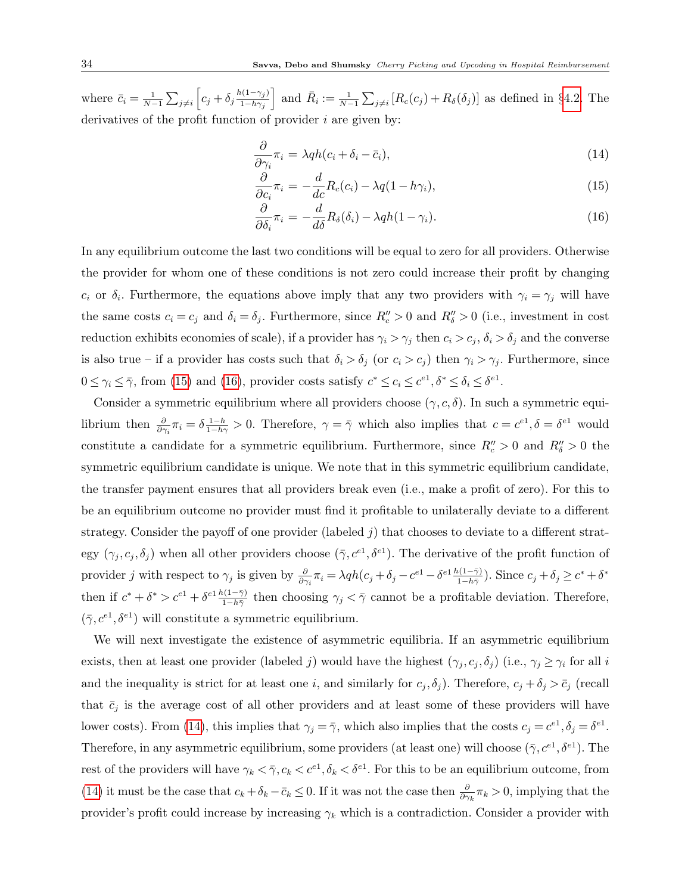where $\bar{c}_i = \frac{1}{N-1}\sum_{j \neq i}\left[c_j + \delta_j \frac{h(1-\gamma_j)}{1-h\gamma_j}\right]$ and $\bar{R}_i := \frac{1}{N-1}\sum_{j\neq i}\left[R_c(c_j) + R_\delta(\delta_j)\right]$ as defined in §4.2. The derivatives of the profit function of provider $i$ are given by:

$$\frac{\partial}{\partial \gamma_i}\pi_i = \lambda q h(c_i + \delta_i - \bar{c}_i), \tag{14}$$

$$\frac{\partial}{\partial c_i}\pi_i = -\frac{d}{dc}R_c(c_i) - \lambda q(1 - h\gamma_i), \tag{15}$$

$$\frac{\partial}{\partial \delta_i}\pi_i = -\frac{d}{d\delta}R_\delta(\delta_i) - \lambda q h(1-\gamma_i). \tag{16}$$

In any equilibrium outcome the last two conditions will be equal to zero for all providers. Otherwise the provider for whom one of these conditions is not zero could increase their profit by changing $c_i$ or $\delta_i$. Furthermore, the equations above imply that any two providers with $\gamma_i = \gamma_j$ will have the same costs $c_i = c_j$ and $\delta_i = \delta_j$. Furthermore, since $R_c'' > 0$ and $R_\delta'' > 0$ (i.e., investment in cost reduction exhibits economies of scale), if a provider has $\gamma_i > \gamma_j$ then $c_i > c_j$, $\delta_i > \delta_j$ and the converse is also true – if a provider has costs such that $\delta_i > \delta_j$ (or $c_i > c_j$) then $\gamma_i > \gamma_j$. Furthermore, since $0 \leq \gamma_i \leq \bar{\gamma}$, from (15) and (16), provider costs satisfy $c^* \leq c_i \leq c^{e1}, \delta^* \leq \delta_i \leq \delta^{e1}$.

Consider a symmetric equilibrium where all providers choose $(\gamma, c, \delta)$. In such a symmetric equilibrium then $\frac{\partial}{\partial \gamma_i}\pi_i = \delta\frac{1-h}{1-h\gamma} > 0$. Therefore, $\gamma = \bar{\gamma}$ which also implies that $c = c^{e1}, \delta = \delta^{e1}$ would constitute a candidate for a symmetric equilibrium. Furthermore, since $R_c'' > 0$ and $R_\delta'' > 0$ the symmetric equilibrium candidate is unique. We note that in this symmetric equilibrium candidate, the transfer payment ensures that all providers break even (i.e., make a profit of zero). For this to be an equilibrium outcome no provider must find it profitable to unilaterally deviate to a different strategy. Consider the payoff of one provider (labeled $j$) that chooses to deviate to a different strategy $(\gamma_j, c_j, \delta_j)$ when all other providers choose $(\bar{\gamma}, c^{e1}, \delta^{e1})$. The derivative of the profit function of provider $j$ with respect to $\gamma_j$ is given by $\frac{\partial}{\partial \gamma_i}\pi_i = \lambda q h(c_j + \delta_j - c^{e1} - \delta^{e1}\frac{h(1-\bar{\gamma})}{1-h\bar{\gamma}})$. Since $c_j + \delta_j \geq c^* + \delta^*$ then if $c^* + \delta^* > c^{e1} + \delta^{e1}\frac{h(1-\bar{\gamma})}{1-h\bar{\gamma}}$ then choosing $\gamma_j < \bar{\gamma}$ cannot be a profitable deviation. Therefore, $(\bar{\gamma}, c^{e1}, \delta^{e1})$ will constitute a symmetric equilibrium.

We will next investigate the existence of asymmetric equilibria. If an asymmetric equilibrium exists, then at least one provider (labeled $j$) would have the highest $(\gamma_j, c_j, \delta_j)$ (i.e., $\gamma_j \geq \gamma_i$ for all $i$ and the inequality is strict for at least one $i$, and similarly for $c_j, \delta_j$). Therefore, $c_j + \delta_j > \bar{c}_j$ (recall that $\bar{c}_j$ is the average cost of all other providers and at least some of these providers will have lower costs). From (14), this implies that $\gamma_j = \bar{\gamma}$, which also implies that the costs $c_j = c^{e1}, \delta_j = \delta^{e1}$. Therefore, in any asymmetric equilibrium, some providers (at least one) will choose $(\bar{\gamma}, c^{e1}, \delta^{e1})$. The rest of the providers will have $\gamma_k < \bar{\gamma}, c_k < c^{e1}, \delta_k < \delta^{e1}$. For this to be an equilibrium outcome, from (14) it must be the case that $c_k + \delta_k - \bar{c}_k \leq 0$. If it was not the case then $\frac{\partial}{\partial \gamma_k}\pi_k > 0$, implying that the provider's profit could increase by increasing $\gamma_k$ which is a contradiction. Consider a provider with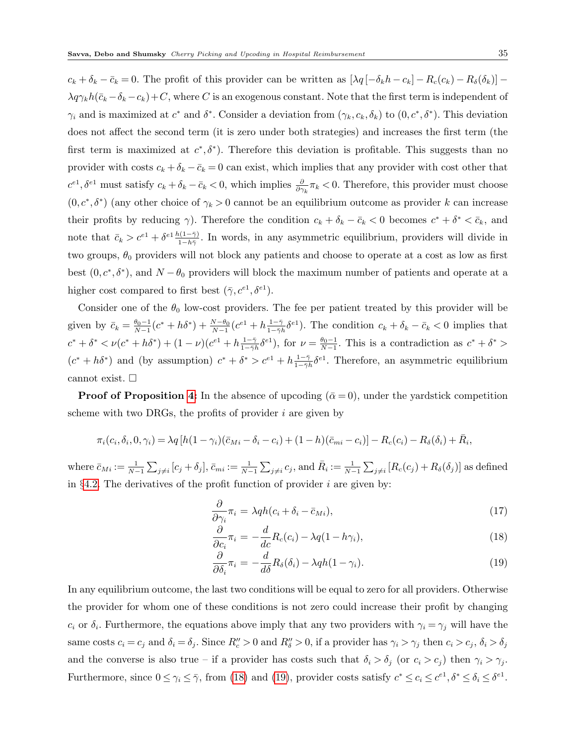$c_k + \delta_k - \bar{c}_k = 0$. The profit of this provider can be written as $[\lambda q[-\delta_k h - c_k] - R_c(c_k) - R_\delta(\delta_k)] - \lambda q \gamma_k h(\bar{c}_k - \delta_k - c_k) + C$, where $C$ is an exogenous constant. Note that the first term is independent of $\gamma_i$ and is maximized at $c^*$ and $\delta^*$. Consider a deviation from $(\gamma_k, c_k, \delta_k)$ to $(0, c^*, \delta^*)$. This deviation does not affect the second term (it is zero under both strategies) and increases the first term (the first term is maximized at $c^*, \delta^*$). Therefore this deviation is profitable. This suggests than no provider with costs $c_k + \delta_k - \bar{c}_k = 0$ can exist, which implies that any provider with cost other that $c^{e1}, \delta^{e1}$ must satisfy $c_k + \delta_k - \bar{c}_k < 0$, which implies $\frac{\partial}{\partial \gamma_k}\pi_k < 0$. Therefore, this provider must choose $(0, c^*, \delta^*)$ (any other choice of $\gamma_k > 0$ cannot be an equilibrium outcome as provider $k$ can increase their profits by reducing $\gamma$). Therefore the condition $c_k + \delta_k - \bar{c}_k < 0$ becomes $c^* + \delta^* < \bar{c}_k$, and note that $\bar{c}_k > c^{e1} + \delta^{e1}\frac{h(1-\bar{\gamma})}{1-h\bar{\gamma}}$. In words, in any asymmetric equilibrium, providers will divide in two groups, $\theta_0$ providers will not block any patients and choose to operate at a cost as low as first best $(0, c^*, \delta^*)$, and $N - \theta_0$ providers will block the maximum number of patients and operate at a higher cost compared to first best $(\bar{\gamma}, c^{e1}, \delta^{e1})$.

Consider one of the $\theta_0$ low-cost providers. The fee per patient treated by this provider will be given by $\bar{c}_k = \frac{\theta_0 - 1}{N-1}(c^* + h\delta^*) + \frac{N-\theta_0}{N-1}(c^{e1} + h\frac{1-\bar{\gamma}}{1-\bar{\gamma}h}\delta^{e1})$. The condition $c_k + \delta_k - \bar{c}_k < 0$ implies that $c^* + \delta^* < \nu(c^* + h\delta^*) + (1-\nu)(c^{e1} + h\frac{1-\bar{\gamma}}{1-\bar{\gamma}h}\delta^{e1})$, for $\nu = \frac{\theta_0 - 1}{N-1}$. This is a contradiction as $c^* + \delta^* > (c^* + h\delta^*)$ and (by assumption) $c^* + \delta^* > c^{e1} + h\frac{1-\bar{\gamma}}{1-\bar{\gamma}h}\delta^{e1}$. Therefore, an asymmetric equilibrium cannot exist. $\square$

**Proof of Proposition 4:** In the absence of upcoding ($\bar{\alpha} = 0$), under the yardstick competition scheme with two DRGs, the profits of provider $i$ are given by

$$\pi_i(c_i, \delta_i, 0, \gamma_i) = \lambda q [h(1-\gamma_i)(\bar{c}_{Mi} - \delta_i - c_i) + (1-h)(\bar{c}_{mi} - c_i)] - R_c(c_i) - R_\delta(\delta_i) + \bar{R}_i,$$

where $\bar{c}_{Mi} := \frac{1}{N-1}\sum_{j \neq i}[c_j + \delta_j]$, $\bar{c}_{mi} := \frac{1}{N-1}\sum_{j \neq i} c_j$, and $\bar{R}_i := \frac{1}{N-1}\sum_{j \neq i}[R_c(c_j) + R_\delta(\delta_j)]$ as defined in §4.2. The derivatives of the profit function of provider $i$ are given by:

$$\frac{\partial}{\partial \gamma_i}\pi_i = \lambda q h(c_i + \delta_i - \bar{c}_{Mi}), \tag{17}$$

$$\frac{\partial}{\partial c_i}\pi_i = -\frac{d}{dc}R_c(c_i) - \lambda q(1 - h\gamma_i), \tag{18}$$

$$\frac{\partial}{\partial \delta_i}\pi_i = -\frac{d}{d\delta}R_\delta(\delta_i) - \lambda q h(1-\gamma_i). \tag{19}$$

In any equilibrium outcome, the last two conditions will be equal to zero for all providers. Otherwise the provider for whom one of these conditions is not zero could increase their profit by changing $c_i$ or $\delta_i$. Furthermore, the equations above imply that any two providers with $\gamma_i = \gamma_j$ will have the same costs $c_i = c_j$ and $\delta_i = \delta_j$. Since $R_c'' > 0$ and $R_\delta'' > 0$, if a provider has $\gamma_i > \gamma_j$ then $c_i > c_j$, $\delta_i > \delta_j$ and the converse is also true – if a provider has costs such that $\delta_i > \delta_j$ (or $c_i > c_j$) then $\gamma_i > \gamma_j$. Furthermore, since $0 \leq \gamma_i \leq \bar{\gamma}$, from (18) and (19), provider costs satisfy $c^* \leq c_i \leq c^{e1}, \delta^* \leq \delta_i \leq \delta^{e1}$.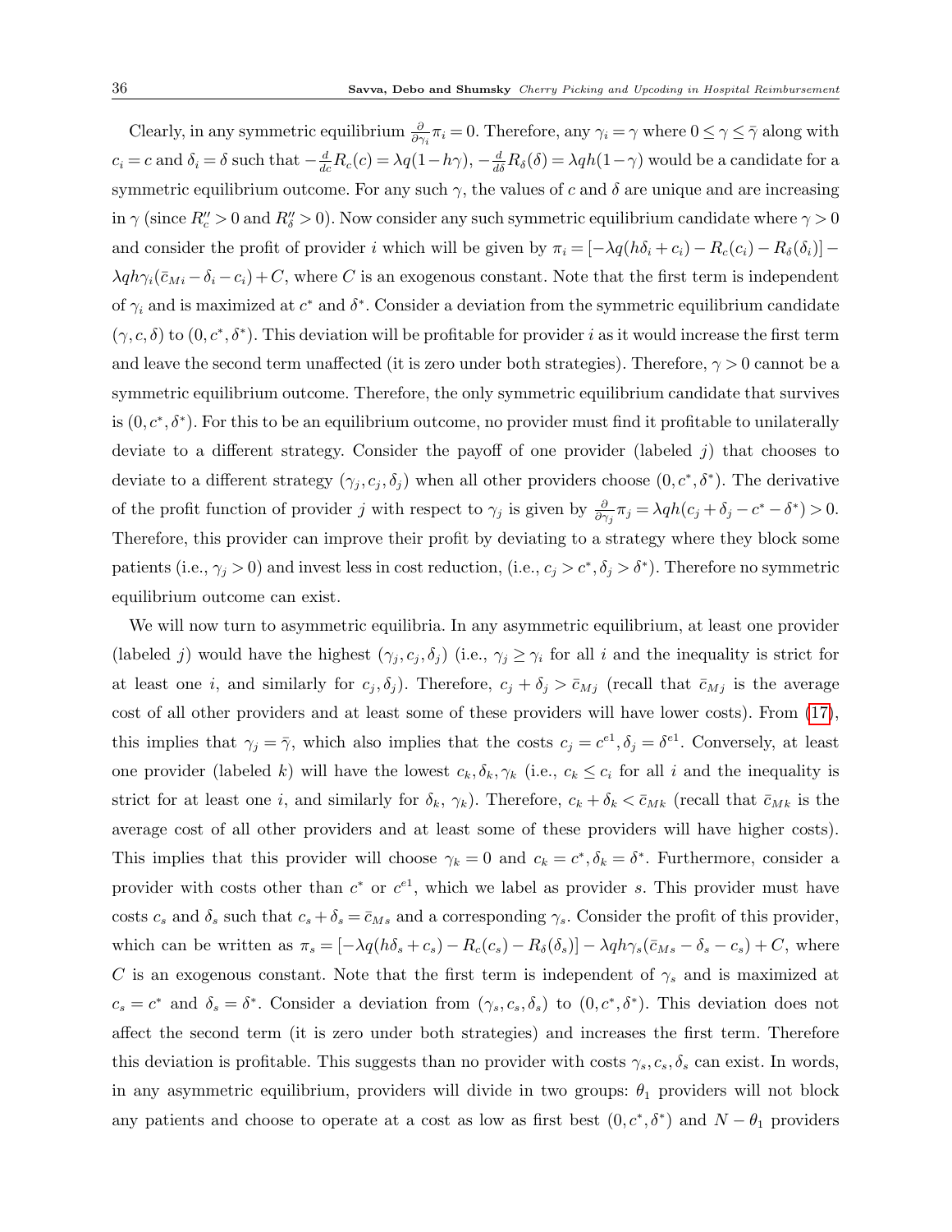Clearly, in any symmetric equilibrium $\frac{\partial}{\partial \gamma_i}\pi_i = 0$. Therefore, any $\gamma_i = \gamma$ where $0 \leq \gamma \leq \bar{\gamma}$ along with $c_i = c$ and $\delta_i = \delta$ such that $-\frac{d}{dc}R_c(c) = \lambda q(1-h\gamma)$, $-\frac{d}{d\delta}R_\delta(\delta) = \lambda qh(1-\gamma)$ would be a candidate for a symmetric equilibrium outcome. For any such $\gamma$, the values of $c$ and $\delta$ are unique and are increasing in $\gamma$ (since $R_c'' > 0$ and $R_\delta'' > 0$). Now consider any such symmetric equilibrium candidate where $\gamma > 0$ and consider the profit of provider $i$ which will be given by $\pi_i = [-\lambda q(h\delta_i + c_i) - R_c(c_i) - R_\delta(\delta_i)] - \lambda qh\gamma_i(\bar{c}_{Mi} - \delta_i - c_i) + C$, where $C$ is an exogenous constant. Note that the first term is independent of $\gamma_i$ and is maximized at $c^*$ and $\delta^*$. Consider a deviation from the symmetric equilibrium candidate $(\gamma, c, \delta)$ to $(0, c^*, \delta^*)$. This deviation will be profitable for provider $i$ as it would increase the first term and leave the second term unaffected (it is zero under both strategies). Therefore, $\gamma > 0$ cannot be a symmetric equilibrium outcome. Therefore, the only symmetric equilibrium candidate that survives is $(0, c^*, \delta^*)$. For this to be an equilibrium outcome, no provider must find it profitable to unilaterally deviate to a different strategy. Consider the payoff of one provider (labeled $j$) that chooses to deviate to a different strategy $(\gamma_j, c_j, \delta_j)$ when all other providers choose $(0, c^*, \delta^*)$. The derivative of the profit function of provider $j$ with respect to $\gamma_j$ is given by $\frac{\partial}{\partial \gamma_j}\pi_j = \lambda qh(c_j + \delta_j - c^* - \delta^*) > 0$. Therefore, this provider can improve their profit by deviating to a strategy where they block some patients (i.e., $\gamma_j > 0$) and invest less in cost reduction, (i.e., $c_j > c^*, \delta_j > \delta^*$). Therefore no symmetric equilibrium outcome can exist.

We will now turn to asymmetric equilibria. In any asymmetric equilibrium, at least one provider (labeled $j$) would have the highest $(\gamma_j, c_j, \delta_j)$ (i.e., $\gamma_j \geq \gamma_i$ for all $i$ and the inequality is strict for at least one $i$, and similarly for $c_j, \delta_j$). Therefore, $c_j + \delta_j > \bar{c}_{Mj}$ (recall that $\bar{c}_{Mj}$ is the average cost of all other providers and at least some of these providers will have lower costs). From (17), this implies that $\gamma_j = \bar{\gamma}$, which also implies that the costs $c_j = c^{e1}, \delta_j = \delta^{e1}$. Conversely, at least one provider (labeled $k$) will have the lowest $c_k, \delta_k, \gamma_k$ (i.e., $c_k \leq c_i$ for all $i$ and the inequality is strict for at least one $i$, and similarly for $\delta_k$, $\gamma_k$). Therefore, $c_k + \delta_k < \bar{c}_{Mk}$ (recall that $\bar{c}_{Mk}$ is the average cost of all other providers and at least some of these providers will have higher costs). This implies that this provider will choose $\gamma_k = 0$ and $c_k = c^*, \delta_k = \delta^*$. Furthermore, consider a provider with costs other than $c^*$ or $c^{e1}$, which we label as provider $s$. This provider must have costs $c_s$ and $\delta_s$ such that $c_s + \delta_s = \bar{c}_{Ms}$ and a corresponding $\gamma_s$. Consider the profit of this provider, which can be written as $\pi_s = [-\lambda q(h\delta_s + c_s) - R_c(c_s) - R_\delta(\delta_s)] - \lambda qh\gamma_s(\bar{c}_{Ms} - \delta_s - c_s) + C$, where $C$ is an exogenous constant. Note that the first term is independent of $\gamma_s$ and is maximized at $c_s = c^*$ and $\delta_s = \delta^*$. Consider a deviation from $(\gamma_s, c_s, \delta_s)$ to $(0, c^*, \delta^*)$. This deviation does not affect the second term (it is zero under both strategies) and increases the first term. Therefore this deviation is profitable. This suggests than no provider with costs $\gamma_s, c_s, \delta_s$ can exist. In words, in any asymmetric equilibrium, providers will divide in two groups: $\theta_1$ providers will not block any patients and choose to operate at a cost as low as first best $(0, c^*, \delta^*)$ and $N - \theta_1$ providers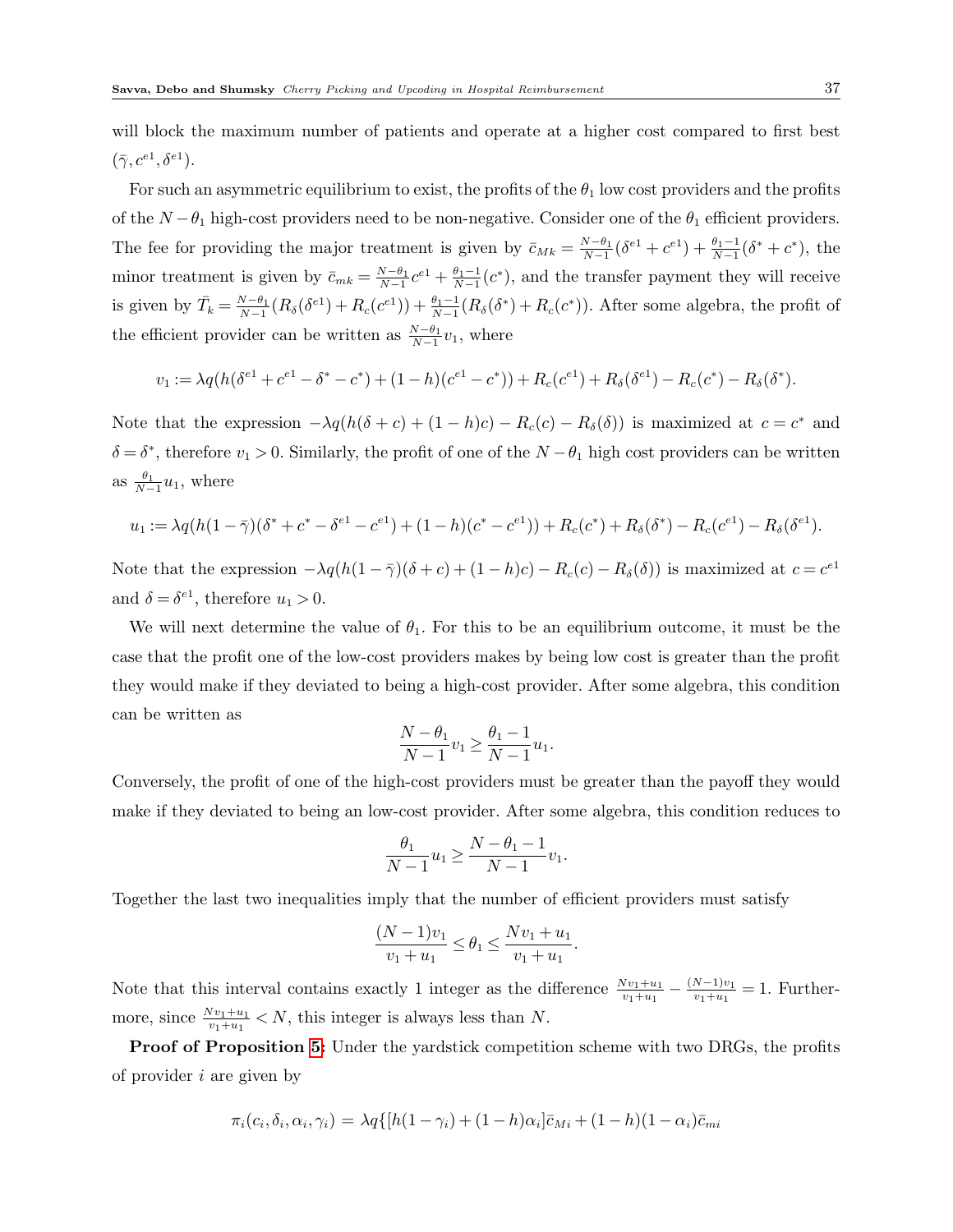will block the maximum number of patients and operate at a higher cost compared to first best $(\bar{\gamma}, c^{e1}, \delta^{e1})$.

For such an asymmetric equilibrium to exist, the profits of the $\theta_1$ low cost providers and the profits of the $N-\theta_1$ high-cost providers need to be non-negative. Consider one of the $\theta_1$ efficient providers. The fee for providing the major treatment is given by $\bar{c}_{Mk} = \frac{N-\theta_1}{N-1}(\delta^{e1}+c^{e1}) + \frac{\theta_1-1}{N-1}(\delta^* + c^*)$, the minor treatment is given by $\bar{c}_{mk} = \frac{N-\theta_1}{N-1}c^{e1} + \frac{\theta_1-1}{N-1}(c^*)$, and the transfer payment they will receive is given by $\bar{T}_k = \frac{N-\theta_1}{N-1}(R_\delta(\delta^{e1}) + R_c(c^{e1})) + \frac{\theta_1-1}{N-1}(R_\delta(\delta^*) + R_c(c^*))$. After some algebra, the profit of the efficient provider can be written as $\frac{N-\theta_1}{N-1}v_1$, where

$$v_1 := \lambda q(h(\delta^{e1} + c^{e1} - \delta^* - c^*) + (1-h)(c^{e1} - c^*)) + R_c(c^{e1}) + R_\delta(\delta^{e1}) - R_c(c^*) - R_\delta(\delta^*).$$

Note that the expression $-\lambda q(h(\delta + c) + (1-h)c) - R_c(c) - R_\delta(\delta))$ is maximized at $c = c^*$ and $\delta = \delta^*$, therefore $v_1 > 0$. Similarly, the profit of one of the $N-\theta_1$ high cost providers can be written as $\frac{\theta_1}{N-1}u_1$, where

$$u_1 := \lambda q(h(1-\bar{\gamma})(\delta^* + c^* - \delta^{e1} - c^{e1}) + (1-h)(c^* - c^{e1})) + R_c(c^*) + R_\delta(\delta^*) - R_c(c^{e1}) - R_\delta(\delta^{e1}).$$

Note that the expression $-\lambda q(h(1-\bar{\gamma})(\delta + c) + (1-h)c) - R_c(c) - R_\delta(\delta))$ is maximized at $c = c^{e1}$ and $\delta = \delta^{e1}$, therefore $u_1 > 0$.

We will next determine the value of $\theta_1$. For this to be an equilibrium outcome, it must be the case that the profit one of the low-cost providers makes by being low cost is greater than the profit they would make if they deviated to being a high-cost provider. After some algebra, this condition can be written as

$$\frac{N-\theta_1}{N-1}v_1 \geq \frac{\theta_1 - 1}{N-1}u_1.$$

Conversely, the profit of one of the high-cost providers must be greater than the payoff they would make if they deviated to being an low-cost provider. After some algebra, this condition reduces to

$$\frac{\theta_1}{N-1}u_1 \geq \frac{N-\theta_1-1}{N-1}v_1.$$

Together the last two inequalities imply that the number of efficient providers must satisfy

$$\frac{(N-1)v_1}{v_1+u_1} \leq \theta_1 \leq \frac{Nv_1 + u_1}{v_1 + u_1}.$$

Note that this interval contains exactly 1 integer as the difference $\frac{Nv_1+u_1}{v_1+u_1} - \frac{(N-1)v_1}{v_1+u_1} = 1$. Furthermore, since $\frac{Nv_1+u_1}{v_1+u_1} < N$, this integer is always less than $N$.

**Proof of Proposition 5:** Under the yardstick competition scheme with two DRGs, the profits of provider $i$ are given by

$$\pi_i(c_i, \delta_i, \alpha_i, \gamma_i) = \lambda q\{[h(1-\gamma_i) + (1-h)\alpha_i]\bar{c}_{Mi} + (1-h)(1-\alpha_i)\bar{c}_{mi}$$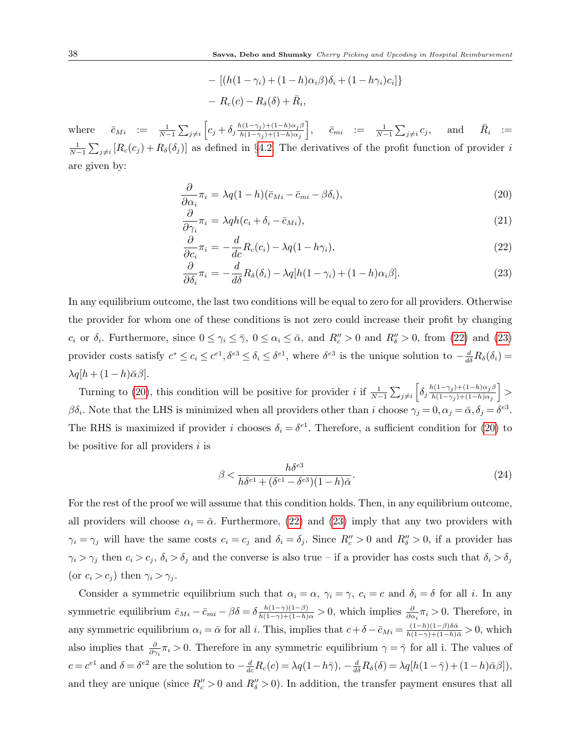$$
\begin{aligned}
&- [(h(1-\gamma_i) + (1-h)\alpha_i\beta)\delta_i + (1-h\gamma_i)c_i]\} \\
&- R_c(c) - R_\delta(\delta) + \bar{R}_i,
\end{aligned}
$$

where $\bar{c}_{Mi} := \frac{1}{N-1}\sum_{j\neq i}\left[c_j + \delta_j \frac{h(1-\gamma_j)+(1-h)\alpha_j\beta}{h(1-\gamma_j)+(1-h)\alpha_j}\right]$, $\bar{c}_{mi} := \frac{1}{N-1}\sum_{j\neq i} c_j$, and $\bar{R}_i := \frac{1}{N-1}\sum_{j\neq i}[R_c(c_j) + R_\delta(\delta_j)]$ as defined in §4.2. The derivatives of the profit function of provider $i$ are given by:

$$
\frac{\partial}{\partial \alpha_i}\pi_i = \lambda q(1-h)(\bar{c}_{Mi} - \bar{c}_{mi} - \beta\delta_i), \tag{20}
$$

$$
\frac{\partial}{\partial \gamma_i}\pi_i = \lambda q h(c_i + \delta_i - \bar{c}_{Mi}), \tag{21}
$$

$$
\frac{\partial}{\partial c_i}\pi_i = -\frac{d}{dc}R_c(c_i) - \lambda q(1-h\gamma_i), \tag{22}
$$

$$
\frac{\partial}{\partial \delta_i}\pi_i = -\frac{d}{d\delta}R_\delta(\delta_i) - \lambda q[h(1-\gamma_i) + (1-h)\alpha_i\beta]. \tag{23}
$$

In any equilibrium outcome, the last two conditions will be equal to zero for all providers. Otherwise the provider for whom one of these conditions is not zero could increase their profit by changing $c_i$ or $\delta_i$. Furthermore, since $0 \le \gamma_i \le \bar{\gamma}$, $0 \le \alpha_i \le \bar{\alpha}$, and $R_c'' > 0$ and $R_\delta'' > 0$, from (22) and (23) provider costs satisfy $c^* \le c_i \le c^{e1}, \delta^{e3} \le \delta_i \le \delta^{e1}$, where $\delta^{e3}$ is the unique solution to $-\frac{d}{d\delta}R_\delta(\delta_i) = \lambda q[h + (1-h)\bar{\alpha}\beta]$.

Turning to (20), this condition will be positive for provider $i$ if $\frac{1}{N-1}\sum_{j\neq i}\left[\delta_j \frac{h(1-\gamma_j)+(1-h)\alpha_j\beta}{h(1-\gamma_j)+(1-h)\alpha_j}\right] > \beta\delta_i$. Note that the LHS is minimized when all providers other than $i$ choose $\gamma_j = 0, \alpha_j = \bar{\alpha}, \delta_j = \delta^{e3}$. The RHS is maximized if provider $i$ chooses $\delta_i = \delta^{e1}$. Therefore, a sufficient condition for (20) to be positive for all providers $i$ is

$$
\beta < \frac{h\delta^{e3}}{h\delta^{e1} + (\delta^{e1} - \delta^{e3})(1-h)\bar{\alpha}}. \tag{24}
$$

For the rest of the proof we will assume that this condition holds. Then, in any equilibrium outcome, all providers will choose $\alpha_i = \bar{\alpha}$. Furthermore, (22) and (23) imply that any two providers with $\gamma_i = \gamma_j$ will have the same costs $c_i = c_j$ and $\delta_i = \delta_j$. Since $R_c'' > 0$ and $R_\delta'' > 0$, if a provider has $\gamma_i > \gamma_j$ then $c_i > c_j$, $\delta_i > \delta_j$ and the converse is also true – if a provider has costs such that $\delta_i > \delta_j$ (or $c_i > c_j$) then $\gamma_i > \gamma_j$.

Consider a symmetric equilibrium such that $\alpha_i = \alpha$, $\gamma_i = \gamma$, $c_i = c$ and $\delta_i = \delta$ for all $i$. In any symmetric equilibrium $\bar{c}_{Mi} - \bar{c}_{mi} - \beta\delta = \delta\frac{h(1-\gamma)(1-\beta)}{h(1-\gamma)+(1-h)\alpha} > 0$, which implies $\frac{\partial}{\partial\alpha_i}\pi_i > 0$. Therefore, in any symmetric equilibrium $\alpha_i = \bar{\alpha}$ for all $i$. This, implies that $c + \delta - \bar{c}_{Mi} = \frac{(1-h)(1-\beta)\delta\bar{\alpha}}{h(1-\gamma)+(1-h)\bar{\alpha}} > 0$, which also implies that $\frac{\partial}{\partial\gamma_i}\pi_i > 0$. Therefore in any symmetric equilibrium $\gamma = \bar{\gamma}$ for all i. The values of $c = c^{e1}$ and $\delta = \delta^{e2}$ are the solution to $-\frac{d}{dc}R_c(c) = \lambda q(1-h\bar{\gamma})$, $-\frac{d}{d\delta}R_\delta(\delta) = \lambda q[h(1-\bar{\gamma}) + (1-h)\bar{\alpha}\beta]$), and they are unique (since $R_c'' > 0$ and $R_\delta'' > 0$). In addition, the transfer payment ensures that all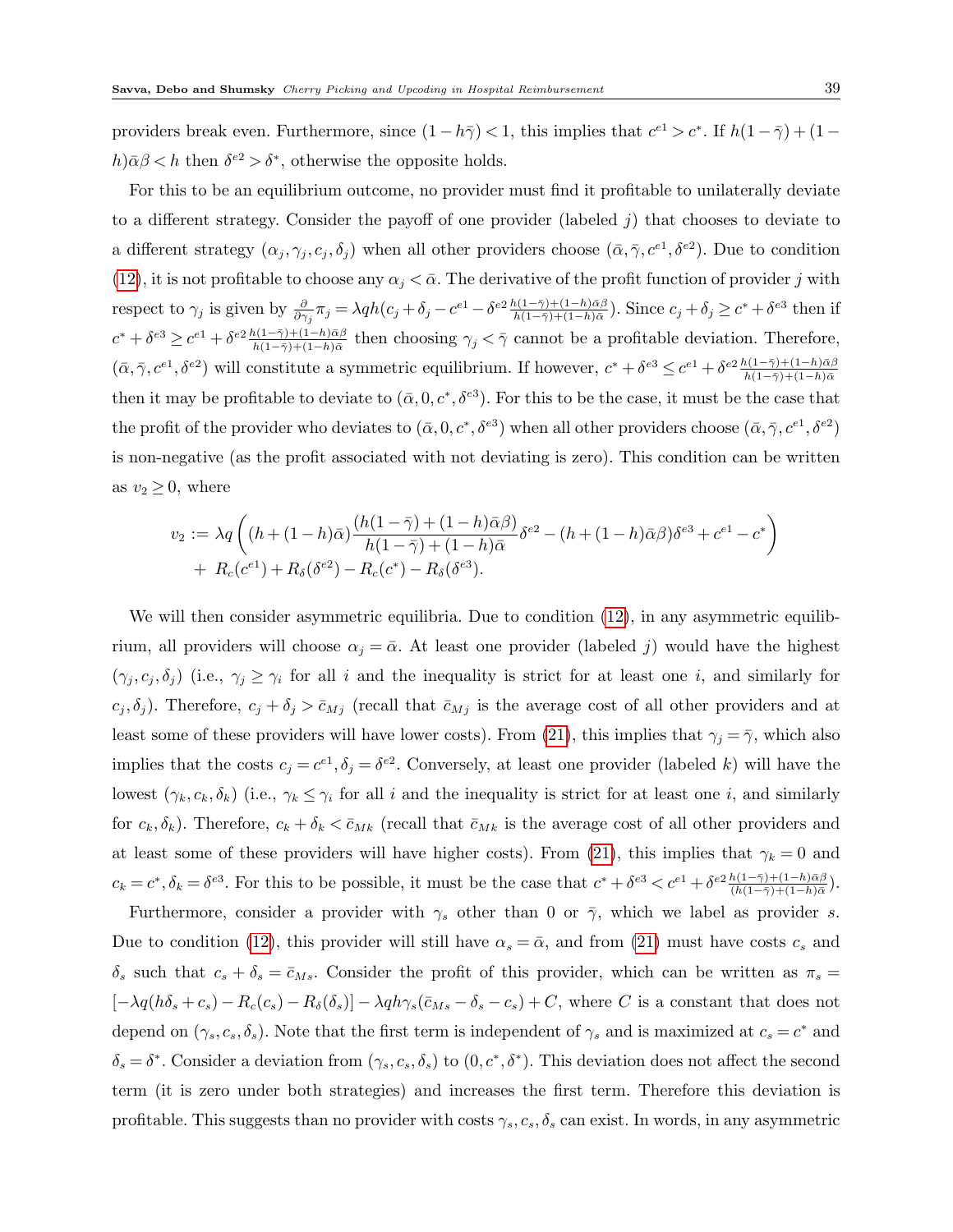providers break even. Furthermore, since $(1-h\bar{\gamma})<1$, this implies that $c^{e1}>c^*$. If $h(1-\bar{\gamma})+(1-h)\bar{\alpha}\beta<h$ then $\delta^{e2}>\delta^*$, otherwise the opposite holds.

For this to be an equilibrium outcome, no provider must find it profitable to unilaterally deviate to a different strategy. Consider the payoff of one provider (labeled $j$) that chooses to deviate to a different strategy $(\alpha_j,\gamma_j,c_j,\delta_j)$ when all other providers choose $(\bar{\alpha},\bar{\gamma},c^{e1},\delta^{e2})$. Due to condition (12), it is not profitable to choose any $\alpha_j<\bar{\alpha}$. The derivative of the profit function of provider $j$ with respect to $\gamma_j$ is given by $\frac{\partial}{\partial\gamma_j}\pi_j=\lambda qh(c_j+\delta_j-c^{e1}-\delta^{e2}\frac{h(1-\bar{\gamma})+(1-h)\bar{\alpha}\beta}{h(1-\bar{\gamma})+(1-h)\bar{\alpha}})$. Since $c_j+\delta_j\geq c^*+\delta^{e3}$ then if $c^*+\delta^{e3}\geq c^{e1}+\delta^{e2}\frac{h(1-\bar{\gamma})+(1-h)\bar{\alpha}\beta}{h(1-\bar{\gamma})+(1-h)\bar{\alpha}}$ then choosing $\gamma_j<\bar{\gamma}$ cannot be a profitable deviation. Therefore, $(\bar{\alpha},\bar{\gamma},c^{e1},\delta^{e2})$ will constitute a symmetric equilibrium. If however, $c^*+\delta^{e3}\leq c^{e1}+\delta^{e2}\frac{h(1-\bar{\gamma})+(1-h)\bar{\alpha}\beta}{h(1-\bar{\gamma})+(1-h)\bar{\alpha}}$ then it may be profitable to deviate to $(\bar{\alpha},0,c^*,\delta^{e3})$. For this to be the case, it must be the case that the profit of the provider who deviates to $(\bar{\alpha},0,c^*,\delta^{e3})$ when all other providers choose $(\bar{\alpha},\bar{\gamma},c^{e1},\delta^{e2})$ is non-negative (as the profit associated with not deviating is zero). This condition can be written as $v_2\geq 0$, where

$$
\begin{aligned}
v_2 := \lambda q\Bigg((h+(1-h)\bar{\alpha})\frac{(h(1-\bar{\gamma})+(1-h)\bar{\alpha}\beta)}{h(1-\bar{\gamma})+(1-h)\bar{\alpha}}\delta^{e2}-(h+(1-h)\bar{\alpha}\beta)\delta^{e3}+c^{e1}-c^*\Bigg)\\
+\ R_c(c^{e1})+R_\delta(\delta^{e2})-R_c(c^*)-R_\delta(\delta^{e3}).
\end{aligned}
$$

We will then consider asymmetric equilibria. Due to condition (12), in any asymmetric equilibrium, all providers will choose $\alpha_j=\bar{\alpha}$. At least one provider (labeled $j$) would have the highest $(\gamma_j,c_j,\delta_j)$ (i.e., $\gamma_j\geq\gamma_i$ for all $i$ and the inequality is strict for at least one $i$, and similarly for $c_j,\delta_j$). Therefore, $c_j+\delta_j>\bar{c}_{Mj}$ (recall that $\bar{c}_{Mj}$ is the average cost of all other providers and at least some of these providers will have lower costs). From (21), this implies that $\gamma_j=\bar{\gamma}$, which also implies that the costs $c_j=c^{e1},\delta_j=\delta^{e2}$. Conversely, at least one provider (labeled $k$) will have the lowest $(\gamma_k,c_k,\delta_k)$ (i.e., $\gamma_k\leq\gamma_i$ for all $i$ and the inequality is strict for at least one $i$, and similarly for $c_k,\delta_k$). Therefore, $c_k+\delta_k<\bar{c}_{Mk}$ (recall that $\bar{c}_{Mk}$ is the average cost of all other providers and at least some of these providers will have higher costs). From (21), this implies that $\gamma_k=0$ and $c_k=c^*,\delta_k=\delta^{e3}$. For this to be possible, it must be the case that $c^*+\delta^{e3}<c^{e1}+\delta^{e2}\frac{h(1-\bar{\gamma})+(1-h)\bar{\alpha}\beta}{(h(1-\bar{\gamma})+(1-h)\bar{\alpha})}$.

Furthermore, consider a provider with $\gamma_s$ other than 0 or $\bar{\gamma}$, which we label as provider $s$. Due to condition (12), this provider will still have $\alpha_s=\bar{\alpha}$, and from (21) must have costs $c_s$ and $\delta_s$ such that $c_s+\delta_s=\bar{c}_{Ms}$. Consider the profit of this provider, which can be written as $\pi_s=[-\lambda q(h\delta_s+c_s)-R_c(c_s)-R_\delta(\delta_s)]-\lambda qh\gamma_s(\bar{c}_{Ms}-\delta_s-c_s)+C$, where $C$ is a constant that does not depend on $(\gamma_s,c_s,\delta_s)$. Note that the first term is independent of $\gamma_s$ and is maximized at $c_s=c^*$ and $\delta_s=\delta^*$. Consider a deviation from $(\gamma_s,c_s,\delta_s)$ to $(0,c^*,\delta^*)$. This deviation does not affect the second term (it is zero under both strategies) and increases the first term. Therefore this deviation is profitable. This suggests than no provider with costs $\gamma_s,c_s,\delta_s$ can exist. In words, in any asymmetric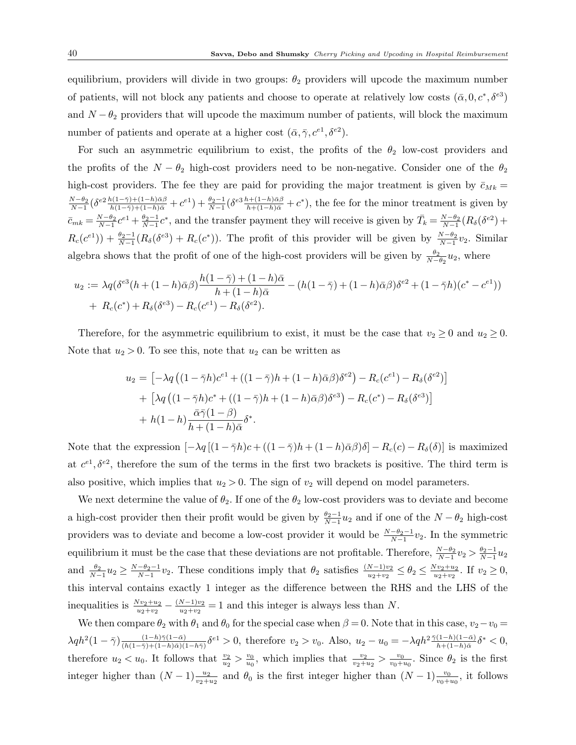equilibrium, providers will divide in two groups: $\theta_2$ providers will upcode the maximum number of patients, will not block any patients and choose to operate at relatively low costs $(\bar{\alpha}, 0, c^*, \delta^{e3})$ and $N - \theta_2$ providers that will upcode the maximum number of patients, will block the maximum number of patients and operate at a higher cost $(\bar{\alpha}, \bar{\gamma}, c^{e1}, \delta^{e2})$.

For such an asymmetric equilibrium to exist, the profits of the $\theta_2$ low-cost providers and the profits of the $N - \theta_2$ high-cost providers need to be non-negative. Consider one of the $\theta_2$ high-cost providers. The fee they are paid for providing the major treatment is given by $\bar{c}_{Mk} = \frac{N-\theta_2}{N-1}(\delta^{e2}\frac{h(1-\bar{\gamma})+(1-h)\bar{\alpha}\beta}{h(1-\bar{\gamma})+(1-h)\bar{\alpha}} + c^{e1}) + \frac{\theta_2 - 1}{N-1}(\delta^{e3}\frac{h+(1-h)\bar{\alpha}\beta}{h+(1-h)\bar{\alpha}} + c^*)$, the fee for the minor treatment is given by $\bar{c}_{mk} = \frac{N-\theta_2}{N-1}c^{e1} + \frac{\theta_2-1}{N-1}c^*$, and the transfer payment they will receive is given by $\bar{T}_k = \frac{N-\theta_2}{N-1}(R_\delta(\delta^{e2}) + R_c(c^{e1})) + \frac{\theta_2-1}{N-1}(R_\delta(\delta^{e3}) + R_c(c^*))$. The profit of this provider will be given by $\frac{N-\theta_2}{N-1}v_2$. Similar algebra shows that the profit of one of the high-cost providers will be given by $\frac{\theta_2}{N-\theta_2}u_2$, where

$$
\begin{aligned}
u_2 := {} & \lambda q(\delta^{e3}(h + (1-h)\bar{\alpha}\beta)\frac{h(1-\bar{\gamma}) + (1-h)\bar{\alpha}}{h + (1-h)\bar{\alpha}} - (h(1-\bar{\gamma}) + (1-h)\bar{\alpha}\beta)\delta^{e2} + (1-\bar{\gamma}h)(c^* - c^{e1})) \\
& + R_c(c^*) + R_\delta(\delta^{e3}) - R_c(c^{e1}) - R_\delta(\delta^{e2}).
\end{aligned}
$$

Therefore, for the asymmetric equilibrium to exist, it must be the case that $v_2 \geq 0$ and $u_2 \geq 0$. Note that $u_2 > 0$. To see this, note that $u_2$ can be written as

$$
\begin{aligned}
u_2 = {} & \left[-\lambda q\left((1-\bar{\gamma}h)c^{e1} + ((1-\bar{\gamma})h + (1-h)\bar{\alpha}\beta)\delta^{e2}\right) - R_c(c^{e1}) - R_\delta(\delta^{e2})\right] \\
& + \left[\lambda q\left((1-\bar{\gamma}h)c^* + ((1-\bar{\gamma})h + (1-h)\bar{\alpha}\beta)\delta^{e3}\right) - R_c(c^*) - R_\delta(\delta^{e3})\right] \\
& + h(1-h)\frac{\bar{\alpha}\bar{\gamma}(1-\beta)}{h + (1-h)\bar{\alpha}}\delta^*.
\end{aligned}
$$

Note that the expression $[-\lambda q[(1-\bar{\gamma}h)c + ((1-\bar{\gamma})h + (1-h)\bar{\alpha}\beta)\delta] - R_c(c) - R_\delta(\delta)]$ is maximized at $c^{e1}, \delta^{e2}$, therefore the sum of the terms in the first two brackets is positive. The third term is also positive, which implies that $u_2 > 0$. The sign of $v_2$ will depend on model parameters.

We next determine the value of $\theta_2$. If one of the $\theta_2$ low-cost providers was to deviate and become a high-cost provider then their profit would be given by $\frac{\theta_2-1}{N-1}u_2$ and if one of the $N-\theta_2$ high-cost providers was to deviate and become a low-cost provider it would be $\frac{N-\theta_2-1}{N-1}v_2$. In the symmetric equilibrium it must be the case that these deviations are not profitable. Therefore, $\frac{N-\theta_2}{N-1}v_2 > \frac{\theta_2-1}{N-1}u_2$ and $\frac{\theta_2}{N-1}u_2 \geq \frac{N-\theta_2-1}{N-1}v_2$. These conditions imply that $\theta_2$ satisfies $\frac{(N-1)v_2}{u_2+v_2} \leq \theta_2 \leq \frac{Nv_2+u_2}{u_2+v_2}$. If $v_2 \geq 0$, this interval contains exactly 1 integer as the difference between the RHS and the LHS of the inequalities is $\frac{Nv_2+u_2}{u_2+v_2} - \frac{(N-1)v_2}{u_2+v_2} = 1$ and this integer is always less than $N$.

We then compare $\theta_2$ with $\theta_1$ and $\theta_0$ for the special case when $\beta = 0$. Note that in this case, $v_2 - v_0 = \lambda q h^2(1-\bar{\gamma})\frac{(1-h)\bar{\gamma}(1-\bar{\alpha})}{(h(1-\bar{\gamma})+(1-h)\bar{\alpha})(1-h\bar{\gamma})}\delta^{e1} > 0$, therefore $v_2 > v_0$. Also, $u_2 - u_0 = -\lambda q h^2 \frac{\bar{\gamma}(1-h)(1-\bar{\alpha})}{h+(1-h)\bar{\alpha}}\delta^* < 0$, therefore $u_2 < u_0$. It follows that $\frac{v_2}{u_2} > \frac{v_0}{u_0}$, which implies that $\frac{v_2}{v_2+u_2} > \frac{v_0}{v_0+u_0}$. Since $\theta_2$ is the first integer higher than $(N-1)\frac{u_2}{v_2+u_2}$ and $\theta_0$ is the first integer higher than $(N-1)\frac{v_0}{v_0+u_0}$, it follows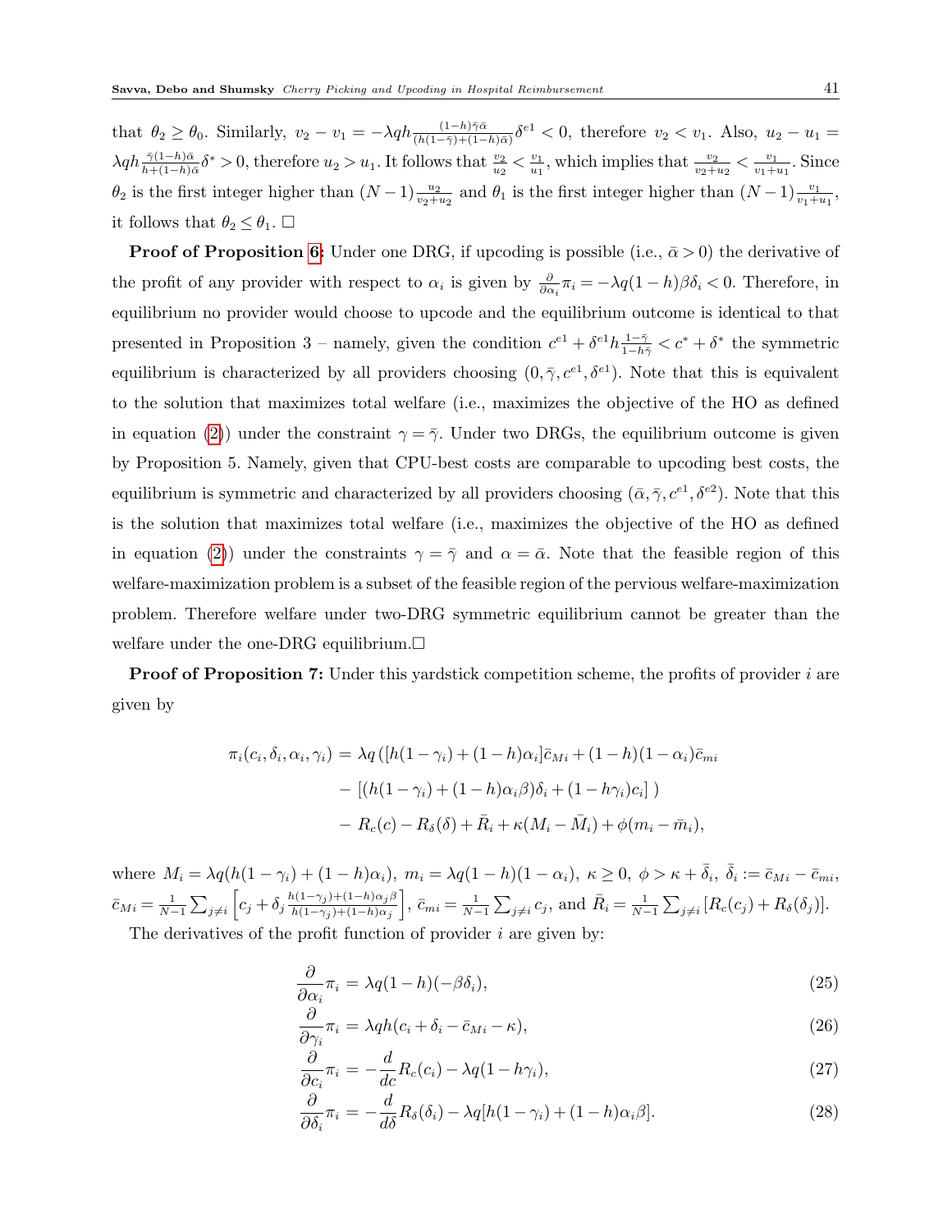that $\theta_2 \geq \theta_0$. Similarly, $v_2 - v_1 = -\lambda q h \frac{(1-h)\bar{\gamma}\bar{\alpha}}{(h(1-\bar{\gamma})+(1-h)\bar{\alpha})}\delta^{e1} < 0$, therefore $v_2 < v_1$. Also, $u_2 - u_1 = \lambda q h \frac{\bar{\gamma}(1-h)\bar{\alpha}}{h+(1-h)\bar{\alpha}}\delta^* > 0$, therefore $u_2 > u_1$. It follows that $\frac{v_2}{u_2} < \frac{v_1}{u_1}$, which implies that $\frac{v_2}{v_2+u_2} < \frac{v_1}{v_1+u_1}$. Since $\theta_2$ is the first integer higher than $(N-1)\frac{u_2}{v_2+u_2}$ and $\theta_1$ is the first integer higher than $(N-1)\frac{v_1}{v_1+u_1}$, it follows that $\theta_2 \leq \theta_1$. □

**Proof of Proposition 6:** Under one DRG, if upcoding is possible (i.e., $\bar{\alpha} > 0$) the derivative of the profit of any provider with respect to $\alpha_i$ is given by $\frac{\partial}{\partial \alpha_i}\pi_i = -\lambda q(1-h)\beta\delta_i < 0$. Therefore, in equilibrium no provider would choose to upcode and the equilibrium outcome is identical to that presented in Proposition 3 – namely, given the condition $c^{e1} + \delta^{e1} h \frac{1-\bar{\gamma}}{1-h\bar{\gamma}} < c^* + \delta^*$ the symmetric equilibrium is characterized by all providers choosing $(0, \bar{\gamma}, c^{e1}, \delta^{e1})$. Note that this is equivalent to the solution that maximizes total welfare (i.e., maximizes the objective of the HO as defined in equation (2)) under the constraint $\gamma = \bar{\gamma}$. Under two DRGs, the equilibrium outcome is given by Proposition 5. Namely, given that CPU-best costs are comparable to upcoding best costs, the equilibrium is symmetric and characterized by all providers choosing $(\bar{\alpha}, \bar{\gamma}, c^{e1}, \delta^{e2})$. Note that this is the solution that maximizes total welfare (i.e., maximizes the objective of the HO as defined in equation (2)) under the constraints $\gamma = \bar{\gamma}$ and $\alpha = \bar{\alpha}$. Note that the feasible region of this welfare-maximization problem is a subset of the feasible region of the pervious welfare-maximization problem. Therefore welfare under two-DRG symmetric equilibrium cannot be greater than the welfare under the one-DRG equilibrium.□

**Proof of Proposition 7:** Under this yardstick competition scheme, the profits of provider $i$ are given by

$$\begin{aligned}
\pi_i(c_i, \delta_i, \alpha_i, \gamma_i) = &\ \lambda q \left( [h(1-\gamma_i) + (1-h)\alpha_i]\bar{c}_{Mi} + (1-h)(1-\alpha_i)\bar{c}_{mi} \right. \\
&- \left. [(h(1-\gamma_i) + (1-h)\alpha_i\beta)\delta_i + (1-h\gamma_i)c_i] \right) \\
&- R_c(c) - R_\delta(\delta) + \bar{R}_i + \kappa(M_i - \bar{M}_i) + \phi(m_i - \bar{m}_i),
\end{aligned}$$

where $M_i = \lambda q(h(1-\gamma_i) + (1-h)\alpha_i)$, $m_i = \lambda q(1-h)(1-\alpha_i)$, $\kappa \geq 0$, $\phi > \kappa + \bar{\delta}_i$, $\bar{\delta}_i := \bar{c}_{Mi} - \bar{c}_{mi}$, $\bar{c}_{Mi} = \frac{1}{N-1}\sum_{j \neq i}\left[c_j + \delta_j \frac{h(1-\gamma_j)+(1-h)\alpha_j\beta}{h(1-\gamma_j)+(1-h)\alpha_j}\right]$, $\bar{c}_{mi} = \frac{1}{N-1}\sum_{j\neq i} c_j$, and $\bar{R}_i = \frac{1}{N-1}\sum_{j\neq i}[R_c(c_j) + R_\delta(\delta_j)]$.

The derivatives of the profit function of provider $i$ are given by:

$$\frac{\partial}{\partial \alpha_i}\pi_i = \lambda q(1-h)(-\beta\delta_i), \tag{25}$$

$$\frac{\partial}{\partial \gamma_i}\pi_i = \lambda q h(c_i + \delta_i - \bar{c}_{Mi} - \kappa), \tag{26}$$

$$\frac{\partial}{\partial c_i}\pi_i = -\frac{d}{dc}R_c(c_i) - \lambda q(1-h\gamma_i), \tag{27}$$

$$\frac{\partial}{\partial \delta_i}\pi_i = -\frac{d}{d\delta}R_\delta(\delta_i) - \lambda q[h(1-\gamma_i) + (1-h)\alpha_i\beta]. \tag{28}$$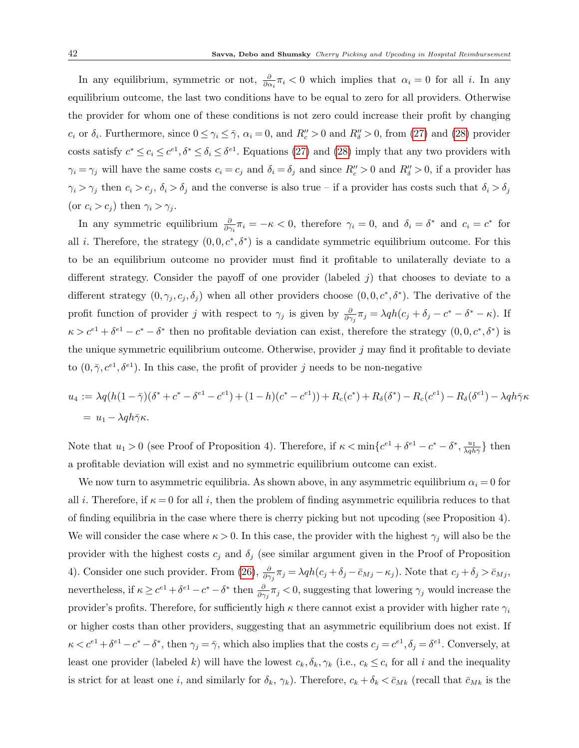In any equilibrium, symmetric or not, $\frac{\partial}{\partial \alpha_i}\pi_i < 0$ which implies that $\alpha_i = 0$ for all $i$. In any equilibrium outcome, the last two conditions have to be equal to zero for all providers. Otherwise the provider for whom one of these conditions is not zero could increase their profit by changing $c_i$ or $\delta_i$. Furthermore, since $0 \le \gamma_i \le \bar{\gamma}$, $\alpha_i = 0$, and $R_c'' > 0$ and $R_\delta'' > 0$, from (27) and (28) provider costs satisfy $c^* \le c_i \le c^{e1}, \delta^* \le \delta_i \le \delta^{e1}$. Equations (27) and (28) imply that any two providers with $\gamma_i = \gamma_j$ will have the same costs $c_i = c_j$ and $\delta_i = \delta_j$ and since $R_c'' > 0$ and $R_\delta'' > 0$, if a provider has $\gamma_i > \gamma_j$ then $c_i > c_j$, $\delta_i > \delta_j$ and the converse is also true – if a provider has costs such that $\delta_i > \delta_j$ (or $c_i > c_j$) then $\gamma_i > \gamma_j$.

In any symmetric equilibrium $\frac{\partial}{\partial \gamma_i}\pi_i = -\kappa < 0$, therefore $\gamma_i = 0$, and $\delta_i = \delta^*$ and $c_i = c^*$ for all $i$. Therefore, the strategy $(0, 0, c^*, \delta^*)$ is a candidate symmetric equilibrium outcome. For this to be an equilibrium outcome no provider must find it profitable to unilaterally deviate to a different strategy. Consider the payoff of one provider (labeled $j$) that chooses to deviate to a different strategy $(0, \gamma_j, c_j, \delta_j)$ when all other providers choose $(0, 0, c^*, \delta^*)$. The derivative of the profit function of provider $j$ with respect to $\gamma_j$ is given by $\frac{\partial}{\partial \gamma_j}\pi_j = \lambda q h(c_j + \delta_j - c^* - \delta^* - \kappa)$. If $\kappa > c^{e1} + \delta^{e1} - c^* - \delta^*$ then no profitable deviation can exist, therefore the strategy $(0, 0, c^*, \delta^*)$ is the unique symmetric equilibrium outcome. Otherwise, provider $j$ may find it profitable to deviate to $(0, \bar{\gamma}, c^{e1}, \delta^{e1})$. In this case, the profit of provider $j$ needs to be non-negative

$$
\begin{aligned}
u_4 &:= \lambda q(h(1-\bar{\gamma})(\delta^* + c^* - \delta^{e1} - c^{e1}) + (1-h)(c^* - c^{e1})) + R_c(c^*) + R_\delta(\delta^*) - R_c(c^{e1}) - R_\delta(\delta^{e1}) - \lambda q h \bar{\gamma}\kappa \\
&= u_1 - \lambda q h \bar{\gamma}\kappa.
\end{aligned}
$$

Note that $u_1 > 0$ (see Proof of Proposition 4). Therefore, if $\kappa < \min\{c^{e1} + \delta^{e1} - c^* - \delta^*, \frac{u_1}{\lambda q h \bar{\gamma}}\}$ then a profitable deviation will exist and no symmetric equilibrium outcome can exist.

We now turn to asymmetric equilibria. As shown above, in any asymmetric equilibrium $\alpha_i = 0$ for all $i$. Therefore, if $\kappa = 0$ for all $i$, then the problem of finding asymmetric equilibria reduces to that of finding equilibria in the case where there is cherry picking but not upcoding (see Proposition 4). We will consider the case where $\kappa > 0$. In this case, the provider with the highest $\gamma_j$ will also be the provider with the highest costs $c_j$ and $\delta_j$ (see similar argument given in the Proof of Proposition 4). Consider one such provider. From (26), $\frac{\partial}{\partial \gamma_j}\pi_j = \lambda q h(c_j + \delta_j - \bar{c}_{Mj} - \kappa_j)$. Note that $c_j + \delta_j > \bar{c}_{Mj}$, nevertheless, if $\kappa \ge c^{e1} + \delta^{e1} - c^* - \delta^*$ then $\frac{\partial}{\partial \gamma_j}\pi_j < 0$, suggesting that lowering $\gamma_j$ would increase the provider's profits. Therefore, for sufficiently high $\kappa$ there cannot exist a provider with higher rate $\gamma_i$ or higher costs than other providers, suggesting that an asymmetric equilibrium does not exist. If $\kappa < c^{e1} + \delta^{e1} - c^* - \delta^*$, then $\gamma_j = \bar{\gamma}$, which also implies that the costs $c_j = c^{e1}, \delta_j = \delta^{e1}$. Conversely, at least one provider (labeled $k$) will have the lowest $c_k, \delta_k, \gamma_k$ (i.e., $c_k \le c_i$ for all $i$ and the inequality is strict for at least one $i$, and similarly for $\delta_k$, $\gamma_k$). Therefore, $c_k + \delta_k < \bar{c}_{Mk}$ (recall that $\bar{c}_{Mk}$ is the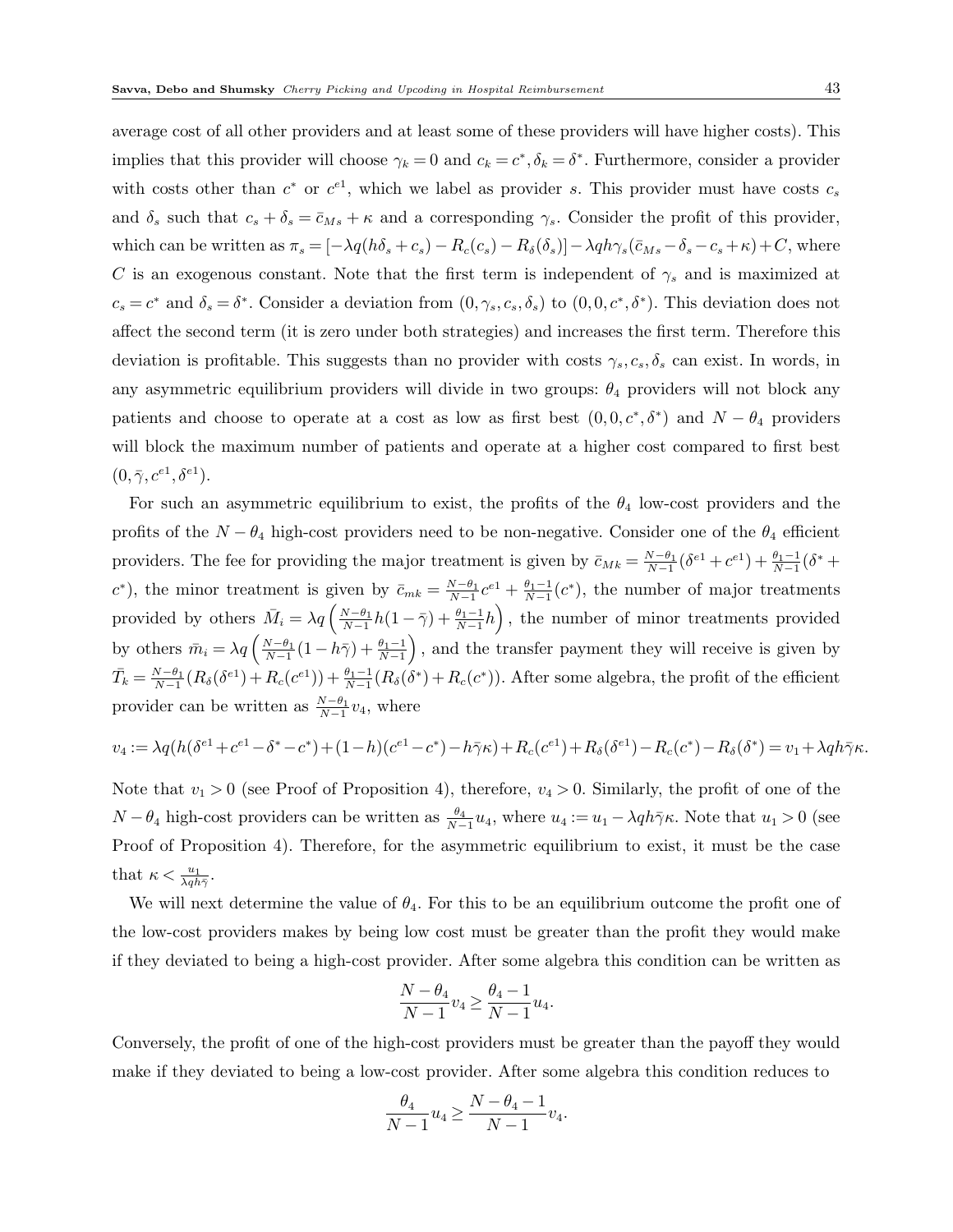average cost of all other providers and at least some of these providers will have higher costs). This implies that this provider will choose $\gamma_k = 0$ and $c_k = c^*, \delta_k = \delta^*$. Furthermore, consider a provider with costs other than $c^*$ or $c^{e1}$, which we label as provider $s$. This provider must have costs $c_s$ and $\delta_s$ such that $c_s + \delta_s = \bar{c}_{Ms} + \kappa$ and a corresponding $\gamma_s$. Consider the profit of this provider, which can be written as $\pi_s = [-\lambda q(h\delta_s + c_s) - R_c(c_s) - R_\delta(\delta_s)] - \lambda q h \gamma_s(\bar{c}_{Ms} - \delta_s - c_s + \kappa) + C$, where $C$ is an exogenous constant. Note that the first term is independent of $\gamma_s$ and is maximized at $c_s = c^*$ and $\delta_s = \delta^*$. Consider a deviation from $(0, \gamma_s, c_s, \delta_s)$ to $(0, 0, c^*, \delta^*)$. This deviation does not affect the second term (it is zero under both strategies) and increases the first term. Therefore this deviation is profitable. This suggests than no provider with costs $\gamma_s, c_s, \delta_s$ can exist. In words, in any asymmetric equilibrium providers will divide in two groups: $\theta_4$ providers will not block any patients and choose to operate at a cost as low as first best $(0, 0, c^*, \delta^*)$ and $N - \theta_4$ providers will block the maximum number of patients and operate at a higher cost compared to first best $(0, \bar{\gamma}, c^{e1}, \delta^{e1})$.

For such an asymmetric equilibrium to exist, the profits of the $\theta_4$ low-cost providers and the profits of the $N - \theta_4$ high-cost providers need to be non-negative. Consider one of the $\theta_4$ efficient providers. The fee for providing the major treatment is given by $\bar{c}_{Mk} = \frac{N-\theta_1}{N-1}(\delta^{e1} + c^{e1}) + \frac{\theta_1 - 1}{N-1}(\delta^* + c^*)$, the minor treatment is given by $\bar{c}_{mk} = \frac{N-\theta_1}{N-1}c^{e1} + \frac{\theta_1-1}{N-1}(c^*)$, the number of major treatments provided by others $\bar{M}_i = \lambda q \left( \frac{N-\theta_1}{N-1} h(1 - \bar{\gamma}) + \frac{\theta_1 - 1}{N-1} h \right)$, the number of minor treatments provided by others $\bar{m}_i = \lambda q \left( \frac{N-\theta_1}{N-1}(1 - h\bar{\gamma}) + \frac{\theta_1-1}{N-1} \right)$, and the transfer payment they will receive is given by $\bar{T}_k = \frac{N-\theta_1}{N-1}(R_\delta(\delta^{e1}) + R_c(c^{e1})) + \frac{\theta_1-1}{N-1}(R_\delta(\delta^*) + R_c(c^*))$. After some algebra, the profit of the efficient provider can be written as $\frac{N-\theta_1}{N-1}v_4$, where

$$v_4 := \lambda q(h(\delta^{e1} + c^{e1} - \delta^* - c^*) + (1-h)(c^{e1} - c^*) - h\bar{\gamma}\kappa) + R_c(c^{e1}) + R_\delta(\delta^{e1}) - R_c(c^*) - R_\delta(\delta^*) = v_1 + \lambda q h \bar{\gamma}\kappa.$$

Note that $v_1 > 0$ (see Proof of Proposition 4), therefore, $v_4 > 0$. Similarly, the profit of one of the $N - \theta_4$ high-cost providers can be written as $\frac{\theta_4}{N-1}u_4$, where $u_4 := u_1 - \lambda q h \bar{\gamma}\kappa$. Note that $u_1 > 0$ (see Proof of Proposition 4). Therefore, for the asymmetric equilibrium to exist, it must be the case that $\kappa < \frac{u_1}{\lambda q h \bar{\gamma}}$.

We will next determine the value of $\theta_4$. For this to be an equilibrium outcome the profit one of the low-cost providers makes by being low cost must be greater than the profit they would make if they deviated to being a high-cost provider. After some algebra this condition can be written as

$$\frac{N - \theta_4}{N-1}v_4 \geq \frac{\theta_4 - 1}{N-1}u_4.$$

Conversely, the profit of one of the high-cost providers must be greater than the payoff they would make if they deviated to being a low-cost provider. After some algebra this condition reduces to

$$\frac{\theta_4}{N-1}u_4 \geq \frac{N - \theta_4 - 1}{N-1}v_4.$$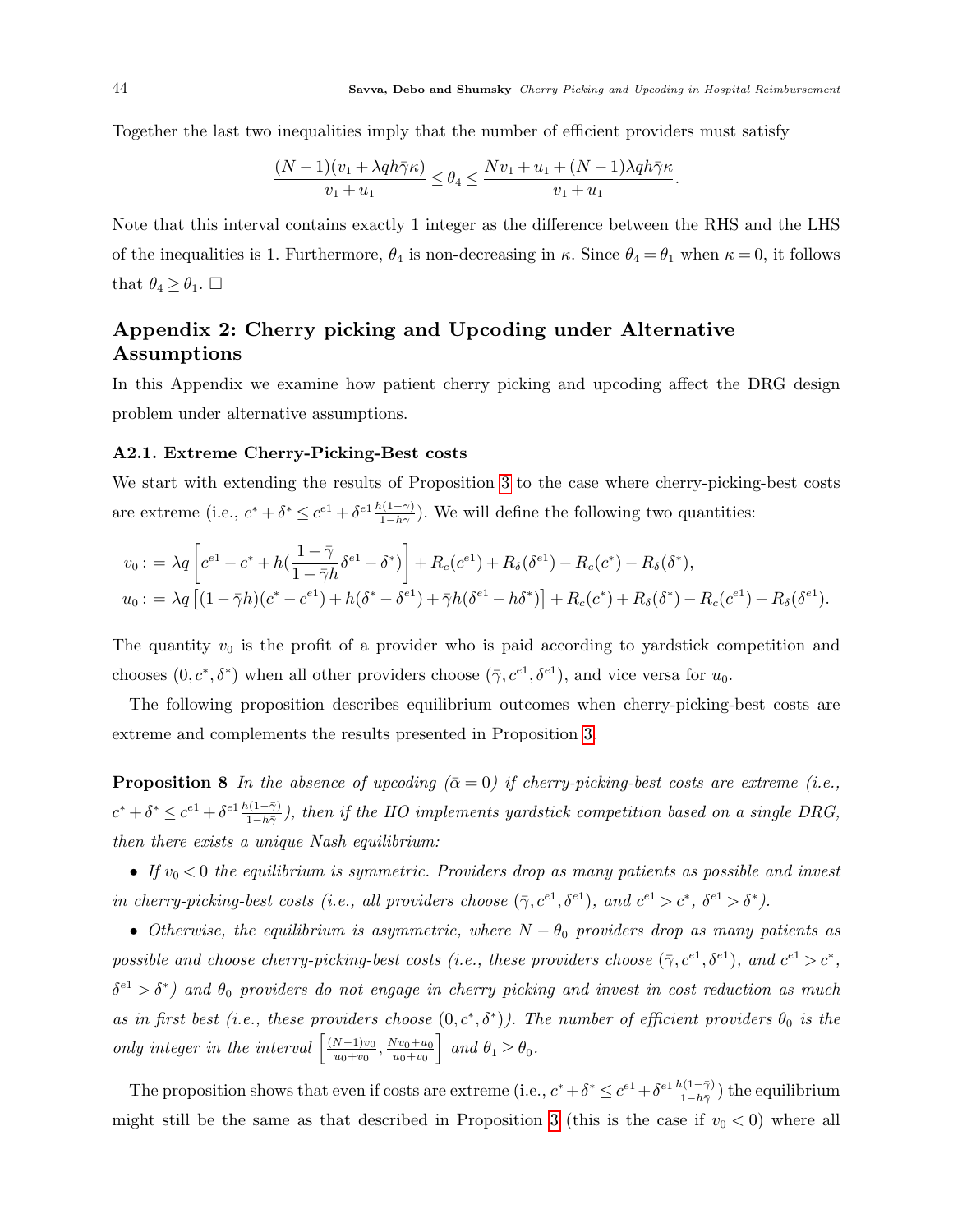Together the last two inequalities imply that the number of efficient providers must satisfy

$$\frac{(N-1)(v_1+\lambda q h \bar{\gamma}\kappa)}{v_1+u_1} \leq \theta_4 \leq \frac{N v_1 + u_1 + (N-1)\lambda q h \bar{\gamma}\kappa}{v_1+u_1}.$$

Note that this interval contains exactly 1 integer as the difference between the RHS and the LHS of the inequalities is 1. Furthermore, $\theta_4$ is non-decreasing in $\kappa$. Since $\theta_4 = \theta_1$ when $\kappa = 0$, it follows that $\theta_4 \geq \theta_1$. □

## Appendix 2: Cherry picking and Upcoding under Alternative Assumptions

In this Appendix we examine how patient cherry picking and upcoding affect the DRG design problem under alternative assumptions.

### A2.1. Extreme Cherry-Picking-Best costs

We start with extending the results of Proposition 3 to the case where cherry-picking-best costs are extreme (i.e., $c^* + \delta^* \leq c^{e1} + \delta^{e1}\frac{h(1-\bar{\gamma})}{1-h\bar{\gamma}}$). We will define the following two quantities:

$$v_0 := \lambda q \left[ c^{e1} - c^* + h\left(\frac{1-\bar{\gamma}}{1-\bar{\gamma}h}\delta^{e1} - \delta^*\right)\right] + R_c(c^{e1}) + R_\delta(\delta^{e1}) - R_c(c^*) - R_\delta(\delta^*),$$
$$u_0 := \lambda q \left[ (1-\bar{\gamma}h)(c^* - c^{e1}) + h(\delta^* - \delta^{e1}) + \bar{\gamma}h(\delta^{e1} - h\delta^*)\right] + R_c(c^*) + R_\delta(\delta^*) - R_c(c^{e1}) - R_\delta(\delta^{e1}).$$

The quantity $v_0$ is the profit of a provider who is paid according to yardstick competition and chooses $(0, c^*, \delta^*)$ when all other providers choose $(\bar{\gamma}, c^{e1}, \delta^{e1})$, and vice versa for $u_0$.

The following proposition describes equilibrium outcomes when cherry-picking-best costs are extreme and complements the results presented in Proposition 3.

**Proposition 8** *In the absence of upcoding ($\bar{\alpha} = 0$) if cherry-picking-best costs are extreme (i.e., $c^* + \delta^* \leq c^{e1} + \delta^{e1}\frac{h(1-\bar{\gamma})}{1-h\bar{\gamma}}$), then if the HO implements yardstick competition based on a single DRG, then there exists a unique Nash equilibrium:*

- *If $v_0 < 0$ the equilibrium is symmetric. Providers drop as many patients as possible and invest in cherry-picking-best costs (i.e., all providers choose $(\bar{\gamma}, c^{e1}, \delta^{e1})$, and $c^{e1} > c^*$, $\delta^{e1} > \delta^*$).*
- *Otherwise, the equilibrium is asymmetric, where $N - \theta_0$ providers drop as many patients as possible and choose cherry-picking-best costs (i.e., these providers choose $(\bar{\gamma}, c^{e1}, \delta^{e1})$, and $c^{e1} > c^*$, $\delta^{e1} > \delta^*$) and $\theta_0$ providers do not engage in cherry picking and invest in cost reduction as much as in first best (i.e., these providers choose $(0, c^*, \delta^*)$). The number of efficient providers $\theta_0$ is the only integer in the interval $\left[\frac{(N-1)v_0}{u_0+v_0}, \frac{Nv_0+u_0}{u_0+v_0}\right]$ and $\theta_1 \geq \theta_0$.*

The proposition shows that even if costs are extreme (i.e., $c^* + \delta^* \leq c^{e1} + \delta^{e1}\frac{h(1-\bar{\gamma})}{1-h\bar{\gamma}}$) the equilibrium might still be the same as that described in Proposition 3 (this is the case if $v_0 < 0$) where all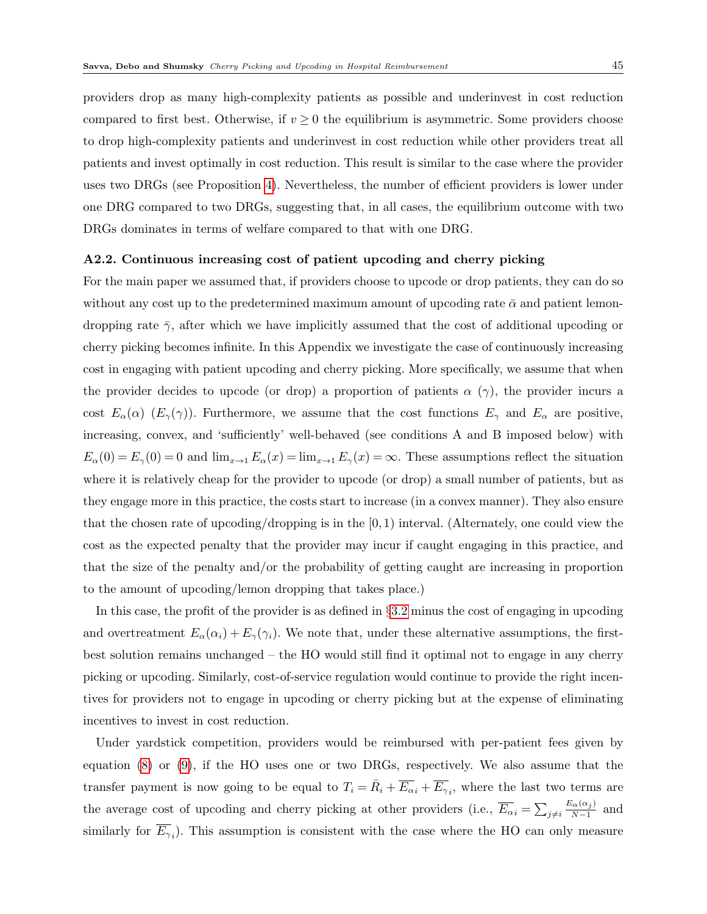providers drop as many high-complexity patients as possible and underinvest in cost reduction compared to first best. Otherwise, if $v \geq 0$ the equilibrium is asymmetric. Some providers choose to drop high-complexity patients and underinvest in cost reduction while other providers treat all patients and invest optimally in cost reduction. This result is similar to the case where the provider uses two DRGs (see Proposition 4). Nevertheless, the number of efficient providers is lower under one DRG compared to two DRGs, suggesting that, in all cases, the equilibrium outcome with two DRGs dominates in terms of welfare compared to that with one DRG.

### A2.2. Continuous increasing cost of patient upcoding and cherry picking

For the main paper we assumed that, if providers choose to upcode or drop patients, they can do so without any cost up to the predetermined maximum amount of upcoding rate $\bar{\alpha}$ and patient lemon-dropping rate $\bar{\gamma}$, after which we have implicitly assumed that the cost of additional upcoding or cherry picking becomes infinite. In this Appendix we investigate the case of continuously increasing cost in engaging with patient upcoding and cherry picking. More specifically, we assume that when the provider decides to upcode (or drop) a proportion of patients $\alpha$ ($\gamma$), the provider incurs a cost $E_\alpha(\alpha)$ ($E_\gamma(\gamma)$). Furthermore, we assume that the cost functions $E_\gamma$ and $E_\alpha$ are positive, increasing, convex, and 'sufficiently' well-behaved (see conditions A and B imposed below) with $E_\alpha(0) = E_\gamma(0) = 0$ and $\lim_{x\to 1} E_\alpha(x) = \lim_{x\to 1} E_\gamma(x) = \infty$. These assumptions reflect the situation where it is relatively cheap for the provider to upcode (or drop) a small number of patients, but as they engage more in this practice, the costs start to increase (in a convex manner). They also ensure that the chosen rate of upcoding/dropping is in the $[0, 1)$ interval. (Alternately, one could view the cost as the expected penalty that the provider may incur if caught engaging in this practice, and that the size of the penalty and/or the probability of getting caught are increasing in proportion to the amount of upcoding/lemon dropping that takes place.)

In this case, the profit of the provider is as defined in §3.2 minus the cost of engaging in upcoding and overtreatment $E_\alpha(\alpha_i) + E_\gamma(\gamma_i)$. We note that, under these alternative assumptions, the first-best solution remains unchanged – the HO would still find it optimal not to engage in any cherry picking or upcoding. Similarly, cost-of-service regulation would continue to provide the right incentives for providers not to engage in upcoding or cherry picking but at the expense of eliminating incentives to invest in cost reduction.

Under yardstick competition, providers would be reimbursed with per-patient fees given by equation (8) or (9), if the HO uses one or two DRGs, respectively. We also assume that the transfer payment is now going to be equal to $T_i = \bar{R}_i + \overline{E_{\alpha i}} + \overline{E_{\gamma_i}}$, where the last two terms are the average cost of upcoding and cherry picking at other providers (i.e., $\overline{E_{\alpha i}} = \sum_{j\neq i} \frac{E_\alpha(\alpha_j)}{N-1}$ and similarly for $\overline{E_{\gamma_i}}$). This assumption is consistent with the case where the HO can only measure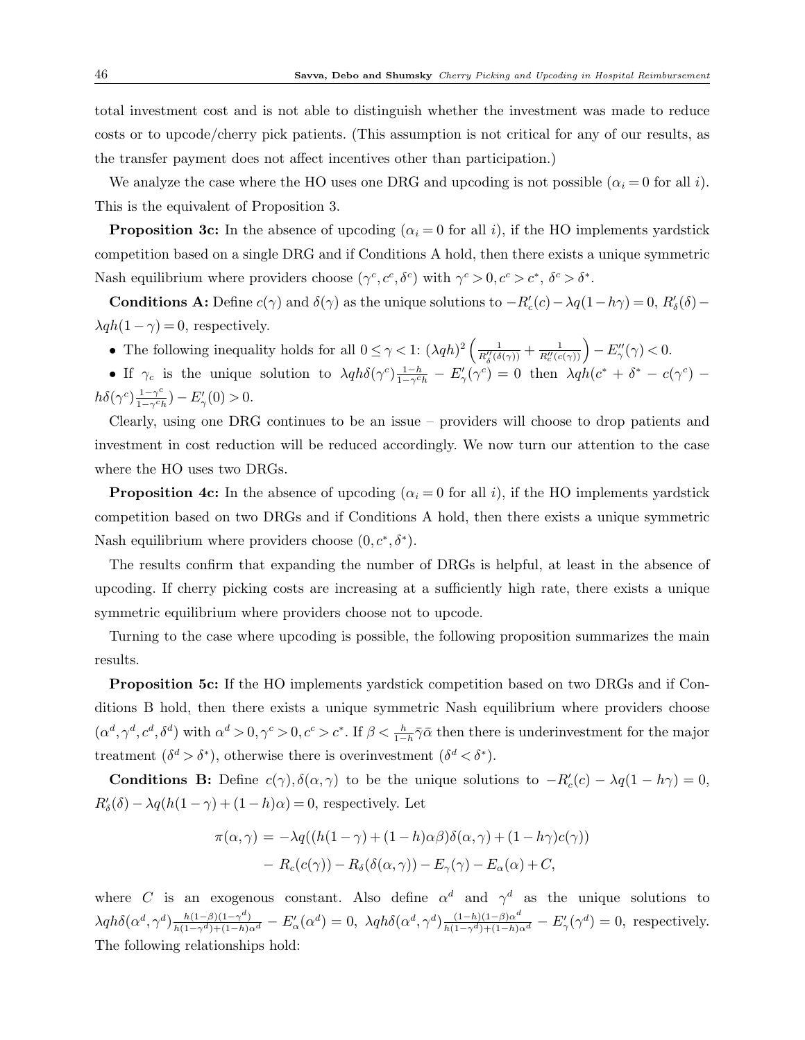total investment cost and is not able to distinguish whether the investment was made to reduce costs or to upcode/cherry pick patients. (This assumption is not critical for any of our results, as the transfer payment does not affect incentives other than participation.)

We analyze the case where the HO uses one DRG and upcoding is not possible ($\alpha_i = 0$ for all $i$). This is the equivalent of Proposition 3.

**Proposition 3c:** In the absence of upcoding ($\alpha_i = 0$ for all $i$), if the HO implements yardstick competition based on a single DRG and if Conditions A hold, then there exists a unique symmetric Nash equilibrium where providers choose $(\gamma^c, c^c, \delta^c)$ with $\gamma^c > 0, c^c > c^*,\ \delta^c > \delta^*$.

**Conditions A:** Define $c(\gamma)$ and $\delta(\gamma)$ as the unique solutions to $-R_c'(c) - \lambda q(1-h\gamma) = 0,\ R_\delta'(\delta) - \lambda q h(1-\gamma) = 0$, respectively.

- The following inequality holds for all $0 \le \gamma < 1$: $(\lambda q h)^2 \left(\frac{1}{R_\delta''(\delta(\gamma))} + \frac{1}{R_c''(c(\gamma))}\right) - E_\gamma''(\gamma) < 0$.
- If $\gamma_c$ is the unique solution to $\lambda q h \delta(\gamma^c)\frac{1-h}{1-\gamma^c h} - E_\gamma'(\gamma^c) = 0$ then $\lambda q h(c^* + \delta^* - c(\gamma^c) - h\delta(\gamma^c)\frac{1-\gamma^c}{1-\gamma^c h}) - E_\gamma'(0) > 0$.

Clearly, using one DRG continues to be an issue – providers will choose to drop patients and investment in cost reduction will be reduced accordingly. We now turn our attention to the case where the HO uses two DRGs.

**Proposition 4c:** In the absence of upcoding ($\alpha_i = 0$ for all $i$), if the HO implements yardstick competition based on two DRGs and if Conditions A hold, then there exists a unique symmetric Nash equilibrium where providers choose $(0, c^*, \delta^*)$.

The results confirm that expanding the number of DRGs is helpful, at least in the absence of upcoding. If cherry picking costs are increasing at a sufficiently high rate, there exists a unique symmetric equilibrium where providers choose not to upcode.

Turning to the case where upcoding is possible, the following proposition summarizes the main results.

**Proposition 5c:** If the HO implements yardstick competition based on two DRGs and if Conditions B hold, then there exists a unique symmetric Nash equilibrium where providers choose $(\alpha^d, \gamma^d, c^d, \delta^d)$ with $\alpha^d > 0, \gamma^c > 0, c^c > c^*$. If $\beta < \frac{h}{1-h}\bar{\gamma}\bar{\alpha}$ then there is underinvestment for the major treatment ($\delta^d > \delta^*$), otherwise there is overinvestment ($\delta^d < \delta^*$).

**Conditions B:** Define $c(\gamma), \delta(\alpha,\gamma)$ to be the unique solutions to $-R_c'(c) - \lambda q(1-h\gamma) = 0$, $R_\delta'(\delta) - \lambda q(h(1-\gamma) + (1-h)\alpha) = 0$, respectively. Let

$$\pi(\alpha,\gamma) = -\lambda q((h(1-\gamma) + (1-h)\alpha\beta)\delta(\alpha,\gamma) + (1-h\gamma)c(\gamma))$$
$$- R_c(c(\gamma)) - R_\delta(\delta(\alpha,\gamma)) - E_\gamma(\gamma) - E_\alpha(\alpha) + C,$$

where $C$ is an exogenous constant. Also define $\alpha^d$ and $\gamma^d$ as the unique solutions to $\lambda q h \delta(\alpha^d,\gamma^d)\frac{h(1-\beta)(1-\gamma^d)}{h(1-\gamma^d)+(1-h)\alpha^d} - E_\alpha'(\alpha^d) = 0,\ \lambda q h \delta(\alpha^d,\gamma^d)\frac{(1-h)(1-\beta)\alpha^d}{h(1-\gamma^d)+(1-h)\alpha^d} - E_\gamma'(\gamma^d) = 0$, respectively. The following relationships hold: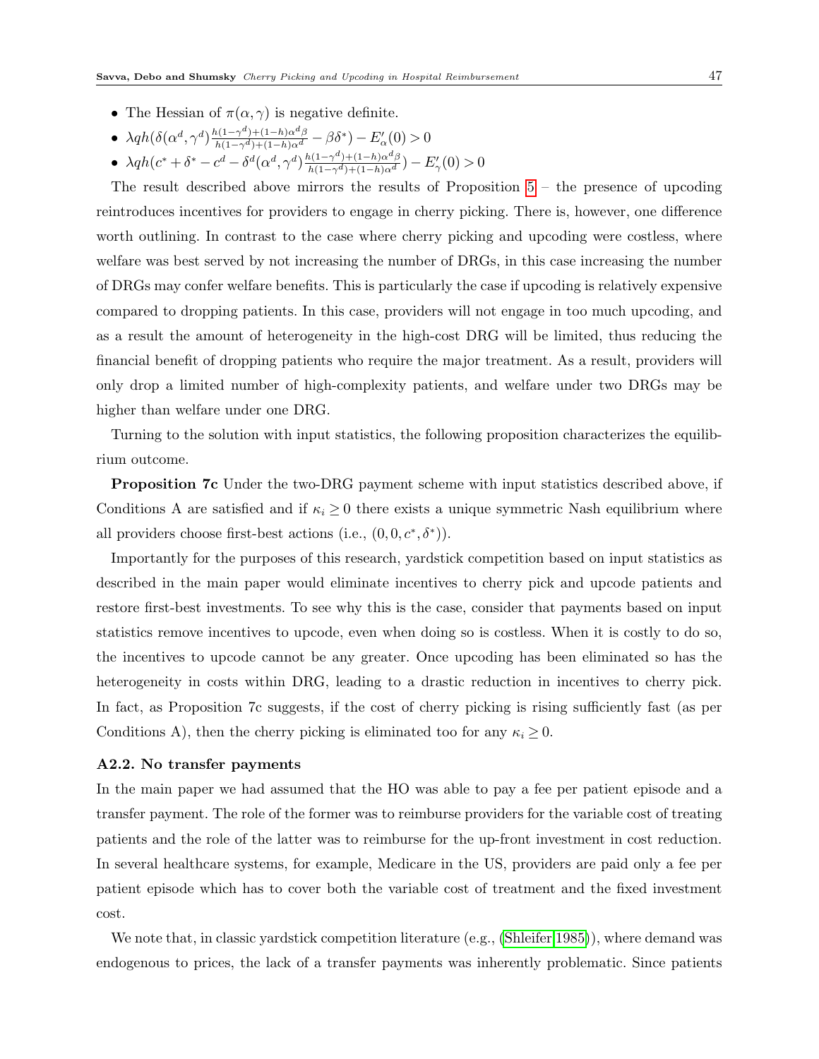- The Hessian of $\pi(\alpha, \gamma)$ is negative definite.
- $\lambda q h(\delta(\alpha^d, \gamma^d) \frac{h(1-\gamma^d)+(1-h)\alpha^d \beta}{h(1-\gamma^d)+(1-h)\alpha^d} - \beta\delta^*) - E'_\alpha(0) > 0$
- $\lambda q h(c^* + \delta^* - c^d - \delta^d(\alpha^d, \gamma^d) \frac{h(1-\gamma^d)+(1-h)\alpha^d \beta}{h(1-\gamma^d)+(1-h)\alpha^d}) - E'_\gamma(0) > 0$

The result described above mirrors the results of Proposition 5 – the presence of upcoding reintroduces incentives for providers to engage in cherry picking. There is, however, one difference worth outlining. In contrast to the case where cherry picking and upcoding were costless, where welfare was best served by not increasing the number of DRGs, in this case increasing the number of DRGs may confer welfare benefits. This is particularly the case if upcoding is relatively expensive compared to dropping patients. In this case, providers will not engage in too much upcoding, and as a result the amount of heterogeneity in the high-cost DRG will be limited, thus reducing the financial benefit of dropping patients who require the major treatment. As a result, providers will only drop a limited number of high-complexity patients, and welfare under two DRGs may be higher than welfare under one DRG.

Turning to the solution with input statistics, the following proposition characterizes the equilibrium outcome.

**Proposition 7c** Under the two-DRG payment scheme with input statistics described above, if Conditions A are satisfied and if $\kappa_i \geq 0$ there exists a unique symmetric Nash equilibrium where all providers choose first-best actions (i.e., $(0, 0, c^*, \delta^*)$).

Importantly for the purposes of this research, yardstick competition based on input statistics as described in the main paper would eliminate incentives to cherry pick and upcode patients and restore first-best investments. To see why this is the case, consider that payments based on input statistics remove incentives to upcode, even when doing so is costless. When it is costly to do so, the incentives to upcode cannot be any greater. Once upcoding has been eliminated so has the heterogeneity in costs within DRG, leading to a drastic reduction in incentives to cherry pick. In fact, as Proposition 7c suggests, if the cost of cherry picking is rising sufficiently fast (as per Conditions A), then the cherry picking is eliminated too for any $\kappa_i \geq 0$.

### A2.2. No transfer payments

In the main paper we had assumed that the HO was able to pay a fee per patient episode and a transfer payment. The role of the former was to reimburse providers for the variable cost of treating patients and the role of the latter was to reimburse for the up-front investment in cost reduction. In several healthcare systems, for example, Medicare in the US, providers are paid only a fee per patient episode which has to cover both the variable cost of treatment and the fixed investment cost.

We note that, in classic yardstick competition literature (e.g., (Shleifer 1985)), where demand was endogenous to prices, the lack of a transfer payments was inherently problematic. Since patients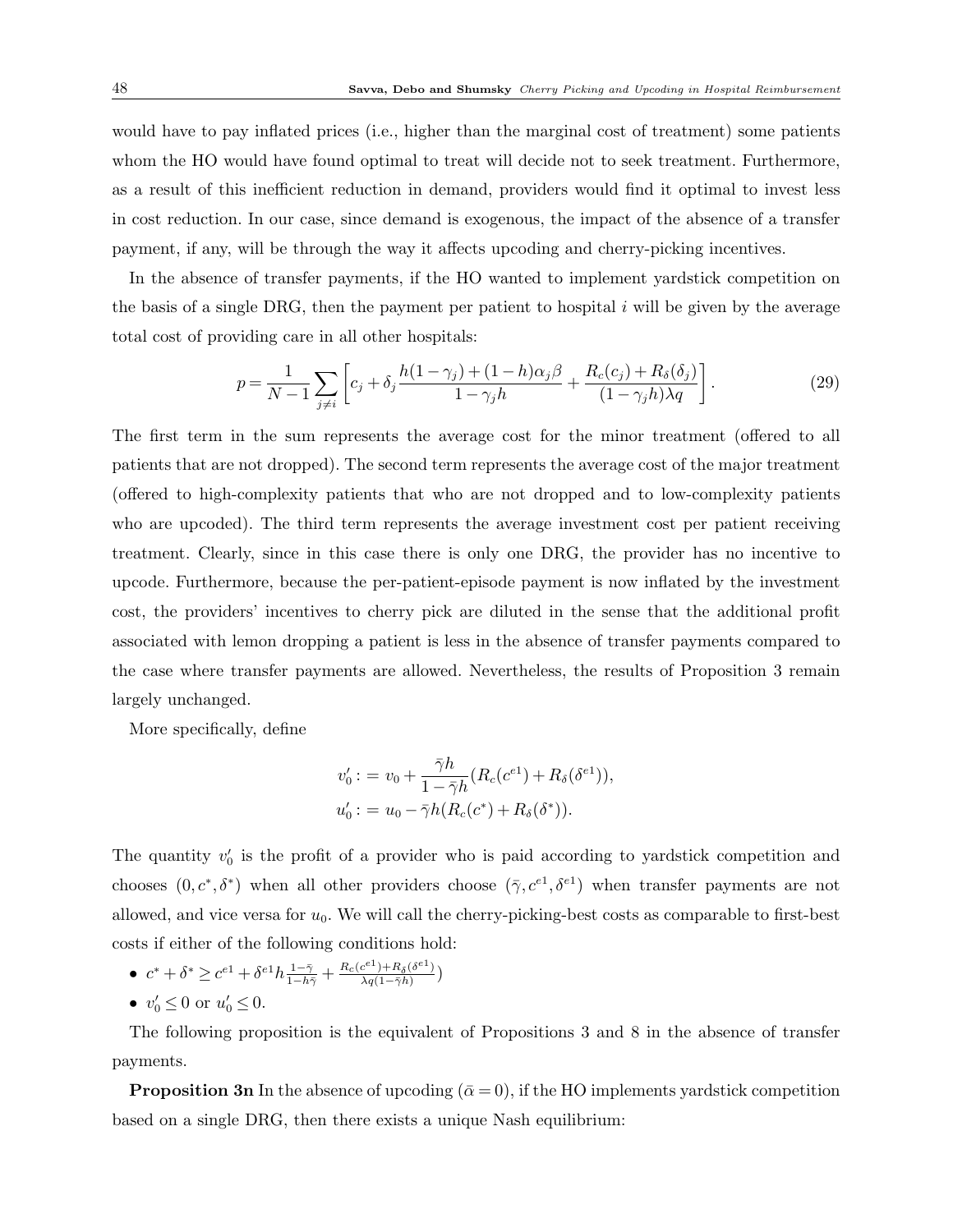would have to pay inflated prices (i.e., higher than the marginal cost of treatment) some patients whom the HO would have found optimal to treat will decide not to seek treatment. Furthermore, as a result of this inefficient reduction in demand, providers would find it optimal to invest less in cost reduction. In our case, since demand is exogenous, the impact of the absence of a transfer payment, if any, will be through the way it affects upcoding and cherry-picking incentives.

In the absence of transfer payments, if the HO wanted to implement yardstick competition on the basis of a single DRG, then the payment per patient to hospital $i$ will be given by the average total cost of providing care in all other hospitals:

$$p = \frac{1}{N-1}\sum_{j\neq i}\left[c_j + \delta_j \frac{h(1-\gamma_j)+(1-h)\alpha_j\beta}{1-\gamma_j h} + \frac{R_c(c_j)+R_\delta(\delta_j)}{(1-\gamma_j h)\lambda q}\right]. \tag{29}$$

The first term in the sum represents the average cost for the minor treatment (offered to all patients that are not dropped). The second term represents the average cost of the major treatment (offered to high-complexity patients that who are not dropped and to low-complexity patients who are upcoded). The third term represents the average investment cost per patient receiving treatment. Clearly, since in this case there is only one DRG, the provider has no incentive to upcode. Furthermore, because the per-patient-episode payment is now inflated by the investment cost, the providers' incentives to cherry pick are diluted in the sense that the additional profit associated with lemon dropping a patient is less in the absence of transfer payments compared to the case where transfer payments are allowed. Nevertheless, the results of Proposition 3 remain largely unchanged.

More specifically, define

$$\begin{aligned}
v_0' &:= v_0 + \frac{\bar{\gamma}h}{1-\bar{\gamma}h}(R_c(c^{e1})+R_\delta(\delta^{e1})),\\
u_0' &:= u_0 - \bar{\gamma}h(R_c(c^*)+R_\delta(\delta^*)).
\end{aligned}$$

The quantity $v_0'$ is the profit of a provider who is paid according to yardstick competition and chooses $(0, c^*, \delta^*)$ when all other providers choose $(\bar{\gamma}, c^{e1}, \delta^{e1})$ when transfer payments are not allowed, and vice versa for $u_0$. We will call the cherry-picking-best costs as comparable to first-best costs if either of the following conditions hold:

- $c^* + \delta^* \geq c^{e1} + \delta^{e1} h \frac{1-\bar{\gamma}}{1-h\bar{\gamma}} + \frac{R_c(c^{e1})+R_\delta(\delta^{e1})}{\lambda q(1-\bar{\gamma}h)})$
- $v_0' \leq 0$ or $u_0' \leq 0$.

The following proposition is the equivalent of Propositions 3 and 8 in the absence of transfer payments.

**Proposition 3n** In the absence of upcoding ($\bar{\alpha}=0$), if the HO implements yardstick competition based on a single DRG, then there exists a unique Nash equilibrium: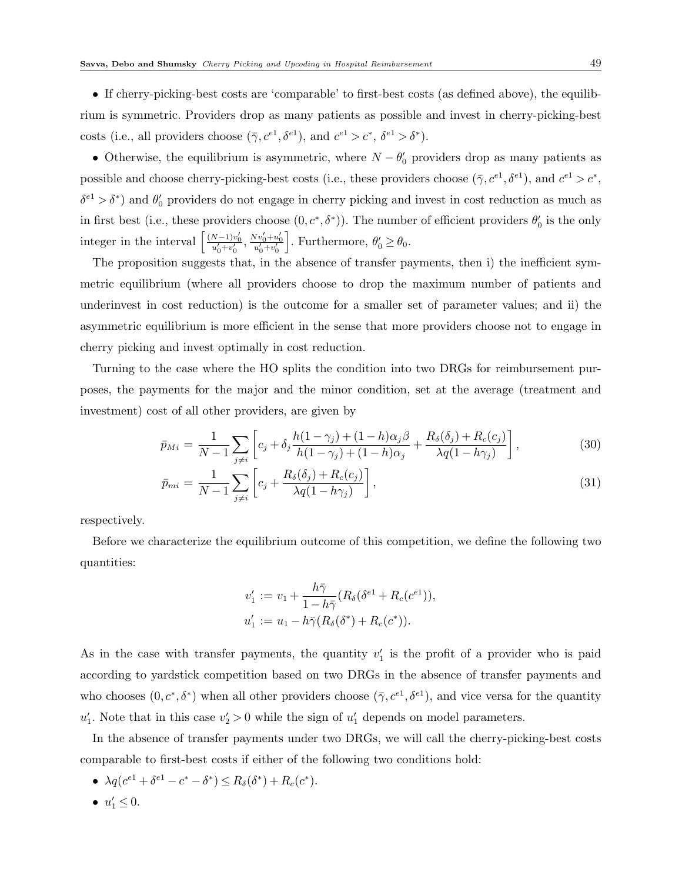• If cherry-picking-best costs are 'comparable' to first-best costs (as defined above), the equilibrium is symmetric. Providers drop as many patients as possible and invest in cherry-picking-best costs (i.e., all providers choose $(\bar{\gamma}, c^{e1}, \delta^{e1})$, and $c^{e1} > c^*$, $\delta^{e1} > \delta^*$).

• Otherwise, the equilibrium is asymmetric, where $N - \theta_0'$ providers drop as many patients as possible and choose cherry-picking-best costs (i.e., these providers choose $(\bar{\gamma}, c^{e1}, \delta^{e1})$, and $c^{e1} > c^*$, $\delta^{e1} > \delta^*$) and $\theta_0'$ providers do not engage in cherry picking and invest in cost reduction as much as in first best (i.e., these providers choose $(0, c^*, \delta^*)$). The number of efficient providers $\theta_0'$ is the only integer in the interval $\left[\frac{(N-1)v_0'}{u_0'+v_0'}, \frac{Nv_0'+u_0'}{u_0'+v_0'}\right]$. Furthermore, $\theta_0' \geq \theta_0$.

The proposition suggests that, in the absence of transfer payments, then i) the inefficient symmetric equilibrium (where all providers choose to drop the maximum number of patients and underinvest in cost reduction) is the outcome for a smaller set of parameter values; and ii) the asymmetric equilibrium is more efficient in the sense that more providers choose not to engage in cherry picking and invest optimally in cost reduction.

Turning to the case where the HO splits the condition into two DRGs for reimbursement purposes, the payments for the major and the minor condition, set at the average (treatment and investment) cost of all other providers, are given by

$$\bar{p}_{Mi} = \frac{1}{N-1}\sum_{j \neq i}\left[c_j + \delta_j \frac{h(1-\gamma_j)+(1-h)\alpha_j\beta}{h(1-\gamma_j)+(1-h)\alpha_j} + \frac{R_\delta(\delta_j)+R_c(c_j)}{\lambda q(1-h\gamma_j)}\right], \tag{30}$$

$$\bar{p}_{mi} = \frac{1}{N-1}\sum_{j \neq i}\left[c_j + \frac{R_\delta(\delta_j)+R_c(c_j)}{\lambda q(1-h\gamma_j)}\right], \tag{31}$$

respectively.

Before we characterize the equilibrium outcome of this competition, we define the following two quantities:

$$v_1' := v_1 + \frac{h\bar{\gamma}}{1-h\bar{\gamma}}(R_\delta(\delta^{e1} + R_c(c^{e1})),$$
$$u_1' := u_1 - h\bar{\gamma}(R_\delta(\delta^*) + R_c(c^*)).$$

As in the case with transfer payments, the quantity $v_1'$ is the profit of a provider who is paid according to yardstick competition based on two DRGs in the absence of transfer payments and who chooses $(0, c^*, \delta^*)$ when all other providers choose $(\bar{\gamma}, c^{e1}, \delta^{e1})$, and vice versa for the quantity $u_1'$. Note that in this case $v_2' > 0$ while the sign of $u_1'$ depends on model parameters.

In the absence of transfer payments under two DRGs, we will call the cherry-picking-best costs comparable to first-best costs if either of the following two conditions hold:

• $\lambda q(c^{e1} + \delta^{e1} - c^* - \delta^*) \leq R_\delta(\delta^*) + R_c(c^*)$.

• $u_1' \leq 0$.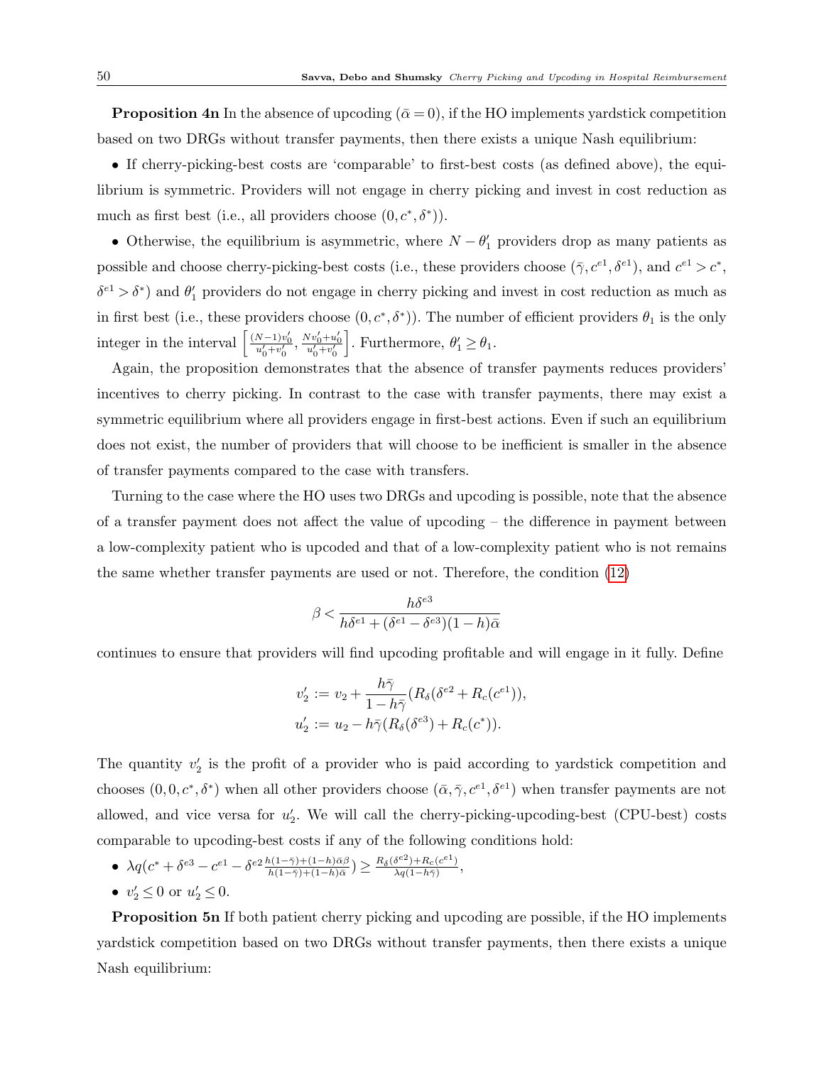**Proposition 4n** In the absence of upcoding ($\bar{\alpha} = 0$), if the HO implements yardstick competition based on two DRGs without transfer payments, then there exists a unique Nash equilibrium:

- If cherry-picking-best costs are 'comparable' to first-best costs (as defined above), the equilibrium is symmetric. Providers will not engage in cherry picking and invest in cost reduction as much as first best (i.e., all providers choose $(0, c^*, \delta^*)$).

- Otherwise, the equilibrium is asymmetric, where $N - \theta_1'$ providers drop as many patients as possible and choose cherry-picking-best costs (i.e., these providers choose $(\bar{\gamma}, c^{e1}, \delta^{e1})$, and $c^{e1} > c^*$, $\delta^{e1} > \delta^*$) and $\theta_1'$ providers do not engage in cherry picking and invest in cost reduction as much as in first best (i.e., these providers choose $(0, c^*, \delta^*)$). The number of efficient providers $\theta_1$ is the only integer in the interval $\left[\frac{(N-1)v_0'}{u_0'+v_0'}, \frac{Nv_0'+u_0'}{u_0'+v_0'}\right]$. Furthermore, $\theta_1' \geq \theta_1$.

Again, the proposition demonstrates that the absence of transfer payments reduces providers' incentives to cherry picking. In contrast to the case with transfer payments, there may exist a symmetric equilibrium where all providers engage in first-best actions. Even if such an equilibrium does not exist, the number of providers that will choose to be inefficient is smaller in the absence of transfer payments compared to the case with transfers.

Turning to the case where the HO uses two DRGs and upcoding is possible, note that the absence of a transfer payment does not affect the value of upcoding – the difference in payment between a low-complexity patient who is upcoded and that of a low-complexity patient who is not remains the same whether transfer payments are used or not. Therefore, the condition (12)

$$\beta < \frac{h\delta^{e3}}{h\delta^{e1} + (\delta^{e1} - \delta^{e3})(1-h)\bar{\alpha}}$$

continues to ensure that providers will find upcoding profitable and will engage in it fully. Define

$$v_2' := v_2 + \frac{h\bar{\gamma}}{1-h\bar{\gamma}}(R_\delta(\delta^{e2} + R_c(c^{e1})),$$
$$u_2' := u_2 - h\bar{\gamma}(R_\delta(\delta^{e3}) + R_c(c^*)).$$

The quantity $v_2'$ is the profit of a provider who is paid according to yardstick competition and chooses $(0, 0, c^*, \delta^*)$ when all other providers choose $(\bar{\alpha}, \bar{\gamma}, c^{e1}, \delta^{e1})$ when transfer payments are not allowed, and vice versa for $u_2'$. We will call the cherry-picking-upcoding-best (CPU-best) costs comparable to upcoding-best costs if any of the following conditions hold:

- $\lambda q(c^* + \delta^{e3} - c^{e1} - \delta^{e2}\frac{h(1-\bar{\gamma})+(1-h)\bar{\alpha}\beta}{h(1-\bar{\gamma})+(1-h)\bar{\alpha}}) \geq \frac{R_\delta(\delta^{e2})+R_c(c^{e1})}{\lambda q(1-h\bar{\gamma})}$,
- $v_2' \leq 0$ or $u_2' \leq 0$.

**Proposition 5n** If both patient cherry picking and upcoding are possible, if the HO implements yardstick competition based on two DRGs without transfer payments, then there exists a unique Nash equilibrium: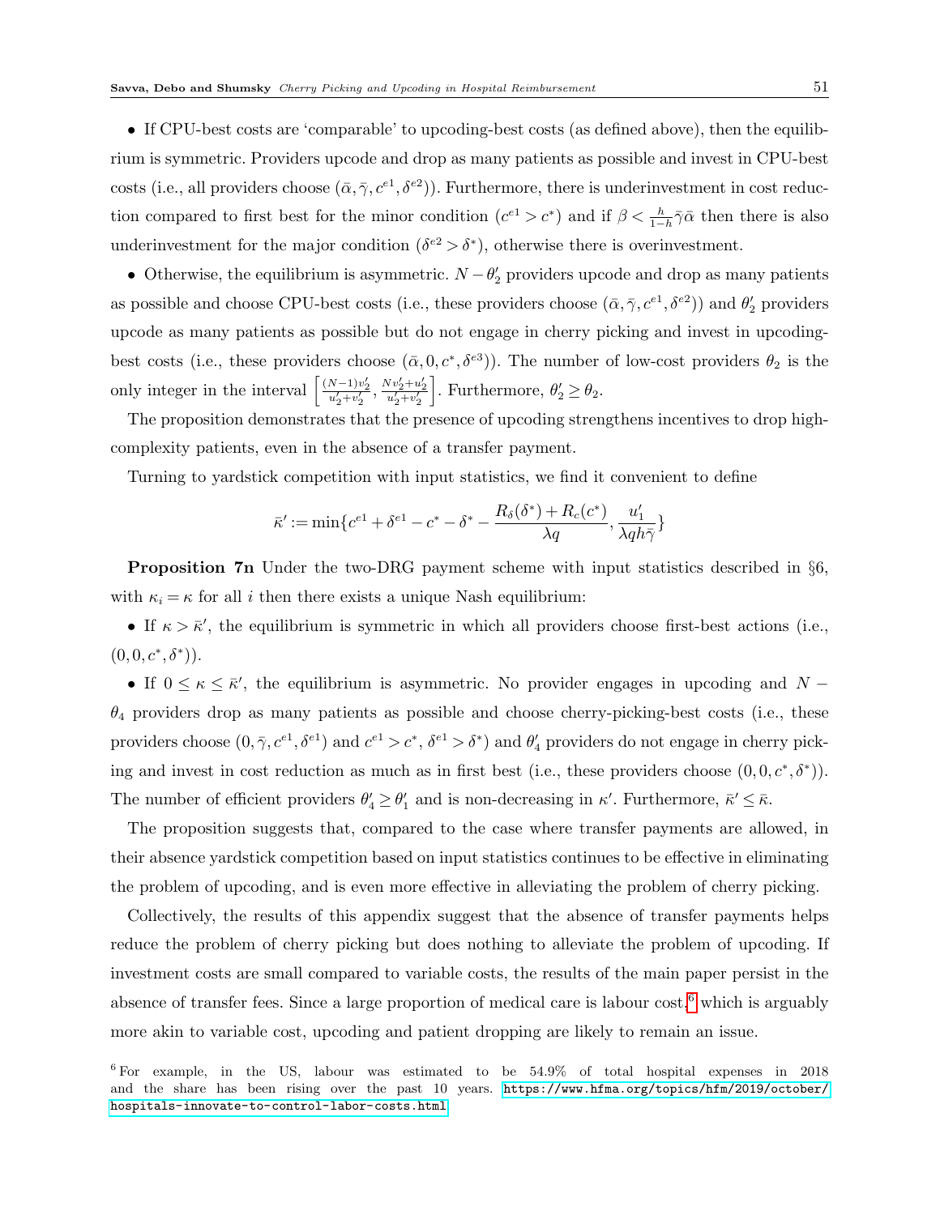- If CPU-best costs are 'comparable' to upcoding-best costs (as defined above), then the equilibrium is symmetric. Providers upcode and drop as many patients as possible and invest in CPU-best costs (i.e., all providers choose $(\bar{\alpha}, \bar{\gamma}, c^{e1}, \delta^{e2})$). Furthermore, there is underinvestment in cost reduction compared to first best for the minor condition ($c^{e1} > c^*$) and if $\beta < \frac{h}{1-h}\bar{\gamma}\bar{\alpha}$ then there is also underinvestment for the major condition ($\delta^{e2} > \delta^*$), otherwise there is overinvestment.

- Otherwise, the equilibrium is asymmetric. $N - \theta_2'$ providers upcode and drop as many patients as possible and choose CPU-best costs (i.e., these providers choose $(\bar{\alpha}, \bar{\gamma}, c^{e1}, \delta^{e2})$) and $\theta_2'$ providers upcode as many patients as possible but do not engage in cherry picking and invest in upcoding-best costs (i.e., these providers choose $(\bar{\alpha}, 0, c^*, \delta^{e3})$). The number of low-cost providers $\theta_2$ is the only integer in the interval $\left[\frac{(N-1)v_2'}{u_2'+v_2'}, \frac{Nv_2'+u_2'}{u_2'+v_2'}\right]$. Furthermore, $\theta_2' \geq \theta_2$.

The proposition demonstrates that the presence of upcoding strengthens incentives to drop high-complexity patients, even in the absence of a transfer payment.

Turning to yardstick competition with input statistics, we find it convenient to define

$$\bar{\kappa}' := \min\{c^{e1} + \delta^{e1} - c^* - \delta^* - \frac{R_\delta(\delta^*) + R_c(c^*)}{\lambda q}, \frac{u_1'}{\lambda q h \bar{\gamma}}\}$$

**Proposition 7n** Under the two-DRG payment scheme with input statistics described in §6, with $\kappa_i = \kappa$ for all $i$ then there exists a unique Nash equilibrium:

- If $\kappa > \bar{\kappa}'$, the equilibrium is symmetric in which all providers choose first-best actions (i.e., $(0, 0, c^*, \delta^*)$).

- If $0 \leq \kappa \leq \bar{\kappa}'$, the equilibrium is asymmetric. No provider engages in upcoding and $N - \theta_4$ providers drop as many patients as possible and choose cherry-picking-best costs (i.e., these providers choose $(0, \bar{\gamma}, c^{e1}, \delta^{e1})$ and $c^{e1} > c^*$, $\delta^{e1} > \delta^*$) and $\theta_4'$ providers do not engage in cherry picking and invest in cost reduction as much as in first best (i.e., these providers choose $(0, 0, c^*, \delta^*)$). The number of efficient providers $\theta_4' \geq \theta_1'$ and is non-decreasing in $\kappa'$. Furthermore, $\bar{\kappa}' \leq \bar{\kappa}$.

The proposition suggests that, compared to the case where transfer payments are allowed, in their absence yardstick competition based on input statistics continues to be effective in eliminating the problem of upcoding, and is even more effective in alleviating the problem of cherry picking.

Collectively, the results of this appendix suggest that the absence of transfer payments helps reduce the problem of cherry picking but does nothing to alleviate the problem of upcoding. If investment costs are small compared to variable costs, the results of the main paper persist in the absence of transfer fees. Since a large proportion of medical care is labour cost,[6] which is arguably more akin to variable cost, upcoding and patient dropping are likely to remain an issue.

[6] For example, in the US, labour was estimated to be 54.9% of total hospital expenses in 2018 and the share has been rising over the past 10 years. https://www.hfma.org/topics/hfm/2019/october/hospitals-innovate-to-control-labor-costs.html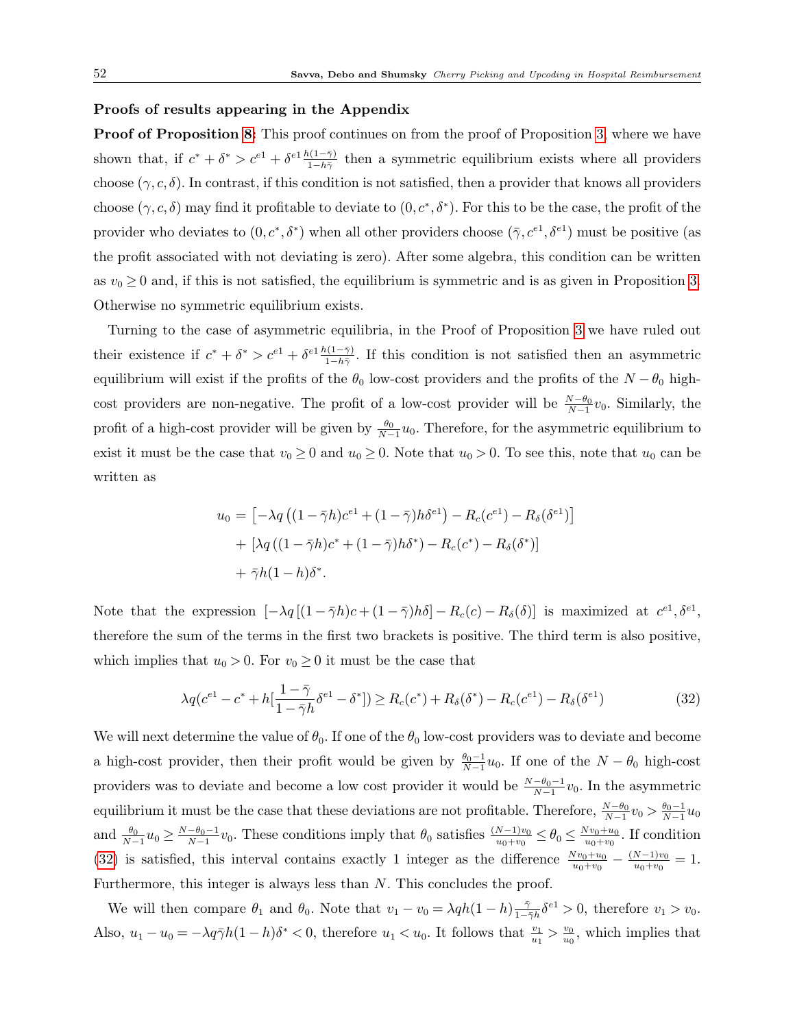### Proofs of results appearing in the Appendix

**Proof of Proposition 8:** This proof continues on from the proof of Proposition 3, where we have shown that, if $c^* + \delta^* > c^{e1} + \delta^{e1}\frac{h(1-\bar{\gamma})}{1-h\bar{\gamma}}$ then a symmetric equilibrium exists where all providers choose $(\gamma, c, \delta)$. In contrast, if this condition is not satisfied, then a provider that knows all providers choose $(\gamma, c, \delta)$ may find it profitable to deviate to $(0, c^*, \delta^*)$. For this to be the case, the profit of the provider who deviates to $(0, c^*, \delta^*)$ when all other providers choose $(\bar{\gamma}, c^{e1}, \delta^{e1})$ must be positive (as the profit associated with not deviating is zero). After some algebra, this condition can be written as $v_0 \geq 0$ and, if this is not satisfied, the equilibrium is symmetric and is as given in Proposition 3. Otherwise no symmetric equilibrium exists.

Turning to the case of asymmetric equilibria, in the Proof of Proposition 3 we have ruled out their existence if $c^* + \delta^* > c^{e1} + \delta^{e1}\frac{h(1-\bar{\gamma})}{1-h\bar{\gamma}}$. If this condition is not satisfied then an asymmetric equilibrium will exist if the profits of the $\theta_0$ low-cost providers and the profits of the $N - \theta_0$ high-cost providers are non-negative. The profit of a low-cost provider will be $\frac{N-\theta_0}{N-1}v_0$. Similarly, the profit of a high-cost provider will be given by $\frac{\theta_0}{N-1}u_0$. Therefore, for the asymmetric equilibrium to exist it must be the case that $v_0 \geq 0$ and $u_0 \geq 0$. Note that $u_0 > 0$. To see this, note that $u_0$ can be written as

$$
\begin{aligned}
u_0 &= \left[-\lambda q\left((1-\bar{\gamma}h)c^{e1} + (1-\bar{\gamma})h\delta^{e1}\right) - R_c(c^{e1}) - R_\delta(\delta^{e1})\right] \\
&\quad + \left[\lambda q\left((1-\bar{\gamma}h)c^* + (1-\bar{\gamma})h\delta^*\right) - R_c(c^*) - R_\delta(\delta^*)\right] \\
&\quad + \bar{\gamma}h(1-h)\delta^*.
\end{aligned}
$$

Note that the expression $[-\lambda q[(1-\bar{\gamma}h)c + (1-\bar{\gamma})h\delta] - R_c(c) - R_\delta(\delta)]$ is maximized at $c^{e1}, \delta^{e1}$, therefore the sum of the terms in the first two brackets is positive. The third term is also positive, which implies that $u_0 > 0$. For $v_0 \geq 0$ it must be the case that

$$
\lambda q(c^{e1} - c^* + h[\frac{1-\bar{\gamma}}{1-\bar{\gamma}h}\delta^{e1} - \delta^*]) \geq R_c(c^*) + R_\delta(\delta^*) - R_c(c^{e1}) - R_\delta(\delta^{e1}) \tag{32}
$$

We will next determine the value of $\theta_0$. If one of the $\theta_0$ low-cost providers was to deviate and become a high-cost provider, then their profit would be given by $\frac{\theta_0-1}{N-1}u_0$. If one of the $N-\theta_0$ high-cost providers was to deviate and become a low cost provider it would be $\frac{N-\theta_0-1}{N-1}v_0$. In the asymmetric equilibrium it must be the case that these deviations are not profitable. Therefore, $\frac{N-\theta_0}{N-1}v_0 > \frac{\theta_0-1}{N-1}u_0$ and $\frac{\theta_0}{N-1}u_0 \geq \frac{N-\theta_0-1}{N-1}v_0$. These conditions imply that $\theta_0$ satisfies $\frac{(N-1)v_0}{u_0+v_0} \leq \theta_0 \leq \frac{Nv_0+u_0}{u_0+v_0}$. If condition (32) is satisfied, this interval contains exactly 1 integer as the difference $\frac{Nv_0+u_0}{u_0+v_0} - \frac{(N-1)v_0}{u_0+v_0} = 1$. Furthermore, this integer is always less than $N$. This concludes the proof.

We will then compare $\theta_1$ and $\theta_0$. Note that $v_1 - v_0 = \lambda qh(1-h)\frac{\bar{\gamma}}{1-\bar{\gamma}h}\delta^{e1} > 0$, therefore $v_1 > v_0$. Also, $u_1 - u_0 = -\lambda q\bar{\gamma}h(1-h)\delta^* < 0$, therefore $u_1 < u_0$. It follows that $\frac{v_1}{u_1} > \frac{v_0}{u_0}$, which implies that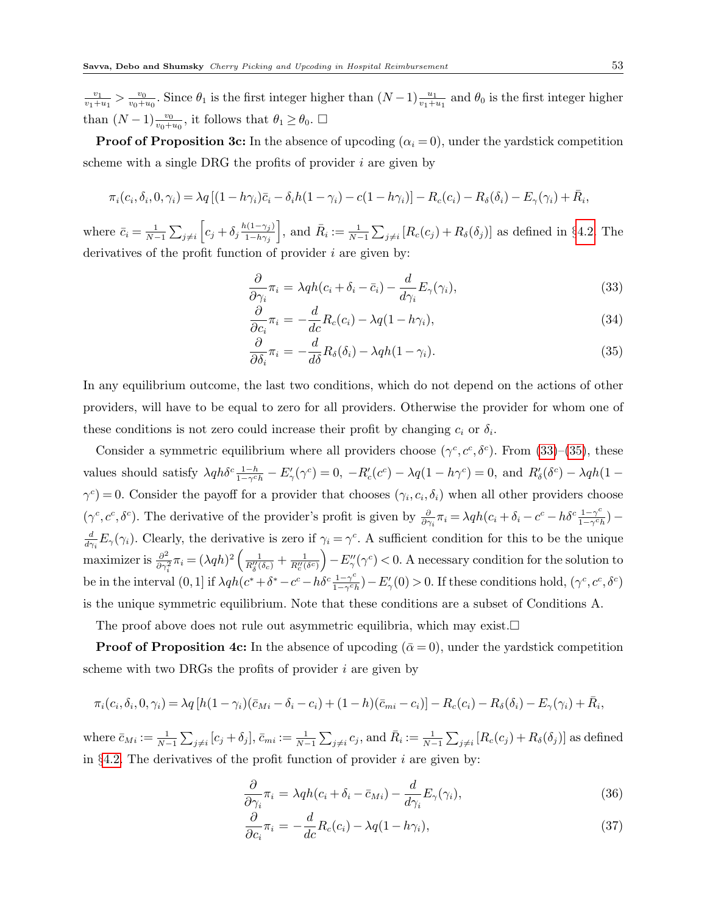$\frac{v_1}{v_1+u_1} > \frac{v_0}{v_0+u_0}$. Since $\theta_1$ is the first integer higher than $(N-1)\frac{u_1}{v_1+u_1}$ and $\theta_0$ is the first integer higher than $(N-1)\frac{v_0}{v_0+u_0}$, it follows that $\theta_1 \geq \theta_0$. □

**Proof of Proposition 3c:** In the absence of upcoding ($\alpha_i = 0$), under the yardstick competition scheme with a single DRG the profits of provider $i$ are given by

$$\pi_i(c_i, \delta_i, 0, \gamma_i) = \lambda q\left[(1-h\gamma_i)\bar{c}_i - \delta_i h(1-\gamma_i) - c(1-h\gamma_i)\right] - R_c(c_i) - R_\delta(\delta_i) - E_\gamma(\gamma_i) + \bar{R}_i,$$

where $\bar{c}_i = \frac{1}{N-1}\sum_{j\neq i}\left[c_j + \delta_j \frac{h(1-\gamma_j)}{1-h\gamma_j}\right]$, and $\bar{R}_i := \frac{1}{N-1}\sum_{j\neq i}[R_c(c_j) + R_\delta(\delta_j)]$ as defined in §4.2. The derivatives of the profit function of provider $i$ are given by:

$$\frac{\partial}{\partial\gamma_i}\pi_i = \lambda q h(c_i + \delta_i - \bar{c}_i) - \frac{d}{d\gamma_i}E_\gamma(\gamma_i), \tag{33}$$

$$\frac{\partial}{\partial c_i}\pi_i = -\frac{d}{dc}R_c(c_i) - \lambda q(1-h\gamma_i), \tag{34}$$

$$\frac{\partial}{\partial \delta_i}\pi_i = -\frac{d}{d\delta}R_\delta(\delta_i) - \lambda q h(1-\gamma_i). \tag{35}$$

In any equilibrium outcome, the last two conditions, which do not depend on the actions of other providers, will have to be equal to zero for all providers. Otherwise the provider for whom one of these conditions is not zero could increase their profit by changing $c_i$ or $\delta_i$.

Consider a symmetric equilibrium where all providers choose $(\gamma^c, c^c, \delta^c)$. From (33)–(35), these values should satisfy $\lambda q h \delta^c \frac{1-h}{1-\gamma^c h} - E'_\gamma(\gamma^c) = 0$, $-R'_c(c^c) - \lambda q(1-h\gamma^c) = 0$, and $R'_\delta(\delta^c) - \lambda q h(1-\gamma^c) = 0$. Consider the payoff for a provider that chooses $(\gamma_i, c_i, \delta_i)$ when all other providers choose $(\gamma^c, c^c, \delta^c)$. The derivative of the provider's profit is given by $\frac{\partial}{\partial\gamma_i}\pi_i = \lambda q h(c_i + \delta_i - c^c - h\delta^c \frac{1-\gamma^c}{1-\gamma^c h}) - \frac{d}{d\gamma_i}E_\gamma(\gamma_i)$. Clearly, the derivative is zero if $\gamma_i = \gamma^c$. A sufficient condition for this to be the unique maximizer is $\frac{\partial^2}{\partial\gamma_i^2}\pi_i = (\lambda q h)^2\left(\frac{1}{R''_\delta(\delta_c)} + \frac{1}{R''_c(\delta^c)}\right) - E''_\gamma(\gamma^c) < 0$. A necessary condition for the solution to be in the interval $(0,1]$ if $\lambda q h(c^* + \delta^* - c^c - h\delta^c \frac{1-\gamma^c}{1-\gamma^c h}) - E'_\gamma(0) > 0$. If these conditions hold, $(\gamma^c, c^c, \delta^c)$ is the unique symmetric equilibrium. Note that these conditions are a subset of Conditions A.

The proof above does not rule out asymmetric equilibria, which may exist.□

**Proof of Proposition 4c:** In the absence of upcoding ($\bar{\alpha} = 0$), under the yardstick competition scheme with two DRGs the profits of provider $i$ are given by

$$\pi_i(c_i, \delta_i, 0, \gamma_i) = \lambda q\left[h(1-\gamma_i)(\bar{c}_{Mi} - \delta_i - c_i) + (1-h)(\bar{c}_{mi} - c_i)\right] - R_c(c_i) - R_\delta(\delta_i) - E_\gamma(\gamma_i) + \bar{R}_i,$$

where $\bar{c}_{Mi} := \frac{1}{N-1}\sum_{j\neq i}[c_j + \delta_j]$, $\bar{c}_{mi} := \frac{1}{N-1}\sum_{j\neq i} c_j$, and $\bar{R}_i := \frac{1}{N-1}\sum_{j\neq i}[R_c(c_j) + R_\delta(\delta_j)]$ as defined in §4.2. The derivatives of the profit function of provider $i$ are given by:

$$\frac{\partial}{\partial\gamma_i}\pi_i = \lambda q h(c_i + \delta_i - \bar{c}_{Mi}) - \frac{d}{d\gamma_i}E_\gamma(\gamma_i), \tag{36}$$

$$\frac{\partial}{\partial c_i}\pi_i = -\frac{d}{dc}R_c(c_i) - \lambda q(1-h\gamma_i), \tag{37}$$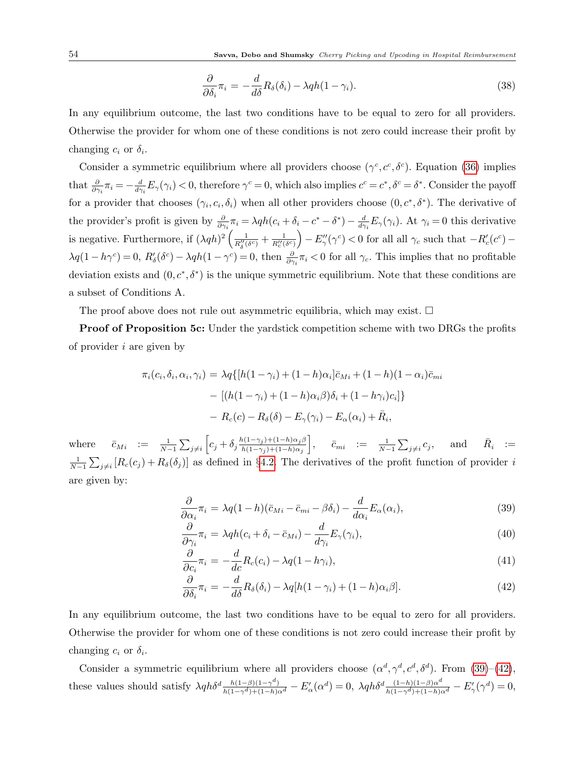$$\frac{\partial}{\partial \delta_i}\pi_i = -\frac{d}{d\delta}R_\delta(\delta_i) - \lambda q h(1-\gamma_i). \tag{38}$$

In any equilibrium outcome, the last two conditions have to be equal to zero for all providers. Otherwise the provider for whom one of these conditions is not zero could increase their profit by changing $c_i$ or $\delta_i$.

Consider a symmetric equilibrium where all providers choose $(\gamma^c, c^c, \delta^c)$. Equation (36) implies that $\frac{\partial}{\partial \gamma_i}\pi_i = -\frac{d}{d\gamma_i}E_\gamma(\gamma_i) < 0$, therefore $\gamma^c = 0$, which also implies $c^c = c^*, \delta^c = \delta^*$. Consider the payoff for a provider that chooses $(\gamma_i, c_i, \delta_i)$ when all other providers choose $(0, c^*, \delta^*)$. The derivative of the provider's profit is given by $\frac{\partial}{\partial \gamma_i}\pi_i = \lambda q h(c_i + \delta_i - c^* - \delta^*) - \frac{d}{d\gamma_i}E_\gamma(\gamma_i)$. At $\gamma_i = 0$ this derivative is negative. Furthermore, if $(\lambda q h)^2\left(\frac{1}{R''_\delta(\delta^c)} + \frac{1}{R''_c(\delta^c)}\right) - E''_\gamma(\gamma^c) < 0$ for all all $\gamma_c$ such that $-R'_c(c^c) - \lambda q(1 - h\gamma^c) = 0$, $R'_\delta(\delta^c) - \lambda q h(1-\gamma^c) = 0$, then $\frac{\partial}{\partial \gamma_i}\pi_i < 0$ for all $\gamma_c$. This implies that no profitable deviation exists and $(0, c^*, \delta^*)$ is the unique symmetric equilibrium. Note that these conditions are a subset of Conditions A.

The proof above does not rule out asymmetric equilibria, which may exist. □

**Proof of Proposition 5c:** Under the yardstick competition scheme with two DRGs the profits of provider $i$ are given by

$$\begin{aligned}
\pi_i(c_i, \delta_i, \alpha_i, \gamma_i) &= \lambda q\{[h(1-\gamma_i) + (1-h)\alpha_i]\bar{c}_{Mi} + (1-h)(1-\alpha_i)\bar{c}_{mi} \\
&- [(h(1-\gamma_i) + (1-h)\alpha_i\beta)\delta_i + (1-h\gamma_i)c_i]\} \\
&- R_c(c) - R_\delta(\delta) - E_\gamma(\gamma_i) - E_\alpha(\alpha_i) + \bar{R}_i,
\end{aligned}$$

where $\bar{c}_{Mi} := \frac{1}{N-1}\sum_{j\neq i}\left[c_j + \delta_j \frac{h(1-\gamma_j)+(1-h)\alpha_j\beta}{h(1-\gamma_j)+(1-h)\alpha_j}\right]$, $\bar{c}_{mi} := \frac{1}{N-1}\sum_{j\neq i} c_j$, and $\bar{R}_i := \frac{1}{N-1}\sum_{j\neq i}[R_c(c_j) + R_\delta(\delta_j)]$ as defined in §4.2. The derivatives of the profit function of provider $i$ are given by:

$$\frac{\partial}{\partial \alpha_i}\pi_i = \lambda q(1-h)(\bar{c}_{Mi} - \bar{c}_{mi} - \beta\delta_i) - \frac{d}{d\alpha_i}E_\alpha(\alpha_i), \tag{39}$$

$$\frac{\partial}{\partial \gamma_i}\pi_i = \lambda q h(c_i + \delta_i - \bar{c}_{Mi}) - \frac{d}{d\gamma_i}E_\gamma(\gamma_i), \tag{40}$$

$$\frac{\partial}{\partial c_i}\pi_i = -\frac{d}{dc}R_c(c_i) - \lambda q(1 - h\gamma_i), \tag{41}$$

$$\frac{\partial}{\partial \delta_i}\pi_i = -\frac{d}{d\delta}R_\delta(\delta_i) - \lambda q[h(1-\gamma_i) + (1-h)\alpha_i\beta]. \tag{42}$$

In any equilibrium outcome, the last two conditions have to be equal to zero for all providers. Otherwise the provider for whom one of these conditions is not zero could increase their profit by changing $c_i$ or $\delta_i$.

Consider a symmetric equilibrium where all providers choose $(\alpha^d, \gamma^d, c^d, \delta^d)$. From (39)–(42), these values should satisfy $\lambda q h \delta^d \frac{h(1-\beta)(1-\gamma^d)}{h(1-\gamma^d)+(1-h)\alpha^d} - E'_\alpha(\alpha^d) = 0$, $\lambda q h \delta^d \frac{(1-h)(1-\beta)\alpha^d}{h(1-\gamma^d)+(1-h)\alpha^d} - E'_\gamma(\gamma^d) = 0$,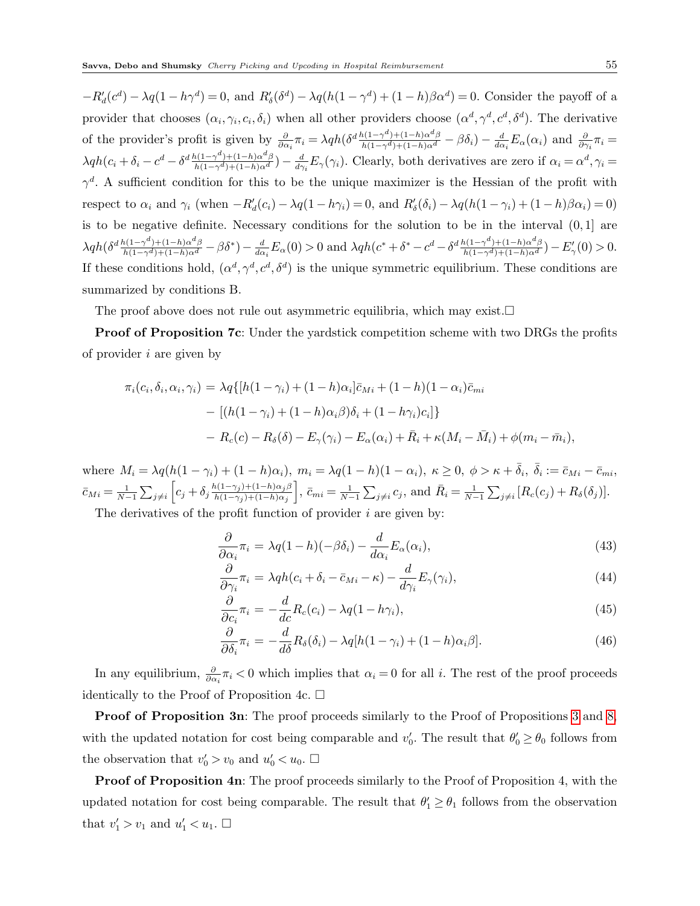$-R'_d(c^d) - \lambda q(1-h\gamma^d) = 0$, and $R'_\delta(\delta^d) - \lambda q(h(1-\gamma^d) + (1-h)\beta\alpha^d) = 0$. Consider the payoff of a provider that chooses $(\alpha_i, \gamma_i, c_i, \delta_i)$ when all other providers choose $(\alpha^d, \gamma^d, c^d, \delta^d)$. The derivative of the provider's profit is given by $\frac{\partial}{\partial \alpha_i}\pi_i = \lambda q h(\delta^d \frac{h(1-\gamma^d)+(1-h)\alpha^d\beta}{h(1-\gamma^d)+(1-h)\alpha^d} - \beta\delta_i) - \frac{d}{d\alpha_i}E_\alpha(\alpha_i)$ and $\frac{\partial}{\partial \gamma_i}\pi_i = \lambda q h(c_i + \delta_i - c^d - \delta^d \frac{h(1-\gamma^d)+(1-h)\alpha^d\beta}{h(1-\gamma^d)+(1-h)\alpha^d}) - \frac{d}{d\gamma_i}E_\gamma(\gamma_i)$. Clearly, both derivatives are zero if $\alpha_i = \alpha^d, \gamma_i = \gamma^d$. A sufficient condition for this to be the unique maximizer is the Hessian of the profit with respect to $\alpha_i$ and $\gamma_i$ (when $-R'_d(c_i) - \lambda q(1-h\gamma_i) = 0$, and $R'_\delta(\delta_i) - \lambda q(h(1-\gamma_i) + (1-h)\beta\alpha_i) = 0$) is to be negative definite. Necessary conditions for the solution to be in the interval $(0,1]$ are $\lambda q h(\delta^d \frac{h(1-\gamma^d)+(1-h)\alpha^d\beta}{h(1-\gamma^d)+(1-h)\alpha^d} - \beta\delta^*) - \frac{d}{d\alpha_i}E_\alpha(0) > 0$ and $\lambda q h(c^* + \delta^* - c^d - \delta^d \frac{h(1-\gamma^d)+(1-h)\alpha^d\beta}{h(1-\gamma^d)+(1-h)\alpha^d}) - E'_\gamma(0) > 0$. If these conditions hold, $(\alpha^d, \gamma^d, c^d, \delta^d)$ is the unique symmetric equilibrium. These conditions are summarized by conditions B.

The proof above does not rule out asymmetric equilibria, which may exist.□

**Proof of Proposition 7c**: Under the yardstick competition scheme with two DRGs the profits of provider $i$ are given by

$$
\begin{aligned}
\pi_i(c_i, \delta_i, \alpha_i, \gamma_i) &= \lambda q\{[h(1-\gamma_i) + (1-h)\alpha_i]\bar{c}_{Mi} + (1-h)(1-\alpha_i)\bar{c}_{mi} \\
&\quad - [(h(1-\gamma_i) + (1-h)\alpha_i\beta)\delta_i + (1-h\gamma_i)c_i]\} \\
&\quad - R_c(c) - R_\delta(\delta) - E_\gamma(\gamma_i) - E_\alpha(\alpha_i) + \bar{R}_i + \kappa(M_i - \bar{M}_i) + \phi(m_i - \bar{m}_i),
\end{aligned}
$$

where $M_i = \lambda q(h(1-\gamma_i) + (1-h)\alpha_i)$, $m_i = \lambda q(1-h)(1-\alpha_i)$, $\kappa \geq 0$, $\phi > \kappa + \bar{\delta}_i$, $\bar{\delta}_i := \bar{c}_{Mi} - \bar{c}_{mi}$, $\bar{c}_{Mi} = \frac{1}{N-1}\sum_{j\neq i}\left[c_j + \delta_j \frac{h(1-\gamma_j)+(1-h)\alpha_j\beta}{h(1-\gamma_j)+(1-h)\alpha_j}\right]$, $\bar{c}_{mi} = \frac{1}{N-1}\sum_{j\neq i} c_j$, and $\bar{R}_i = \frac{1}{N-1}\sum_{j\neq i}[R_c(c_j) + R_\delta(\delta_j)]$.

The derivatives of the profit function of provider $i$ are given by:

$$
\frac{\partial}{\partial \alpha_i}\pi_i = \lambda q(1-h)(-\beta\delta_i) - \frac{d}{d\alpha_i}E_\alpha(\alpha_i), \tag{43}
$$

$$
\frac{\partial}{\partial \gamma_i}\pi_i = \lambda q h(c_i + \delta_i - \bar{c}_{Mi} - \kappa) - \frac{d}{d\gamma_i}E_\gamma(\gamma_i), \tag{44}
$$

$$
\frac{\partial}{\partial c_i}\pi_i = -\frac{d}{dc}R_c(c_i) - \lambda q(1-h\gamma_i), \tag{45}
$$

$$
\frac{\partial}{\partial \delta_i}\pi_i = -\frac{d}{d\delta}R_\delta(\delta_i) - \lambda q[h(1-\gamma_i) + (1-h)\alpha_i\beta]. \tag{46}
$$

In any equilibrium, $\frac{\partial}{\partial \alpha_i}\pi_i < 0$ which implies that $\alpha_i = 0$ for all $i$. The rest of the proof proceeds identically to the Proof of Proposition 4c. □

**Proof of Proposition 3n**: The proof proceeds similarly to the Proof of Propositions 3 and 8, with the updated notation for cost being comparable and $v'_0$. The result that $\theta'_0 \geq \theta_0$ follows from the observation that $v'_0 > v_0$ and $u'_0 < u_0$. □

**Proof of Proposition 4n**: The proof proceeds similarly to the Proof of Proposition 4, with the updated notation for cost being comparable. The result that $\theta'_1 \geq \theta_1$ follows from the observation that $v'_1 > v_1$ and $u'_1 < u_1$. □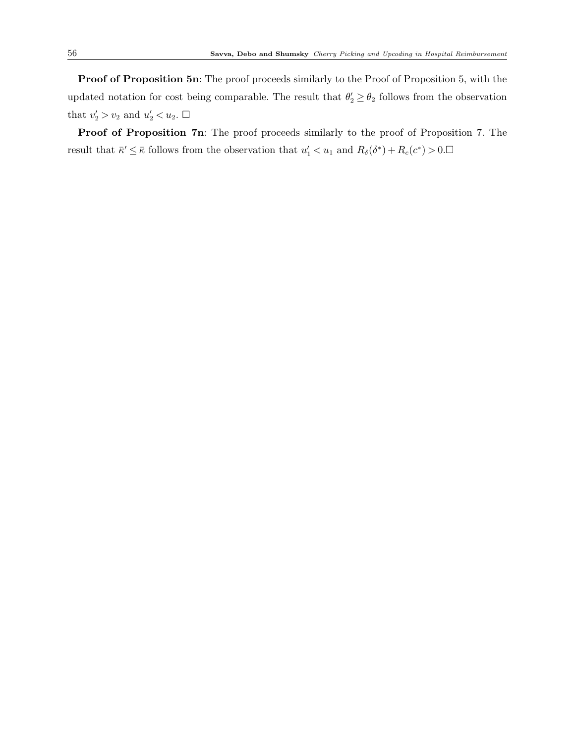**Proof of Proposition 5n**: The proof proceeds similarly to the Proof of Proposition 5, with the updated notation for cost being comparable. The result that $\theta_2' \geq \theta_2$ follows from the observation that $v_2' > v_2$ and $u_2' < u_2$. $\square$

**Proof of Proposition 7n**: The proof proceeds similarly to the proof of Proposition 7. The result that $\bar{\kappa}' \leq \bar{\kappa}$ follows from the observation that $u_1' < u_1$ and $R_\delta(\delta^*) + R_c(c^*) > 0$.$\square$